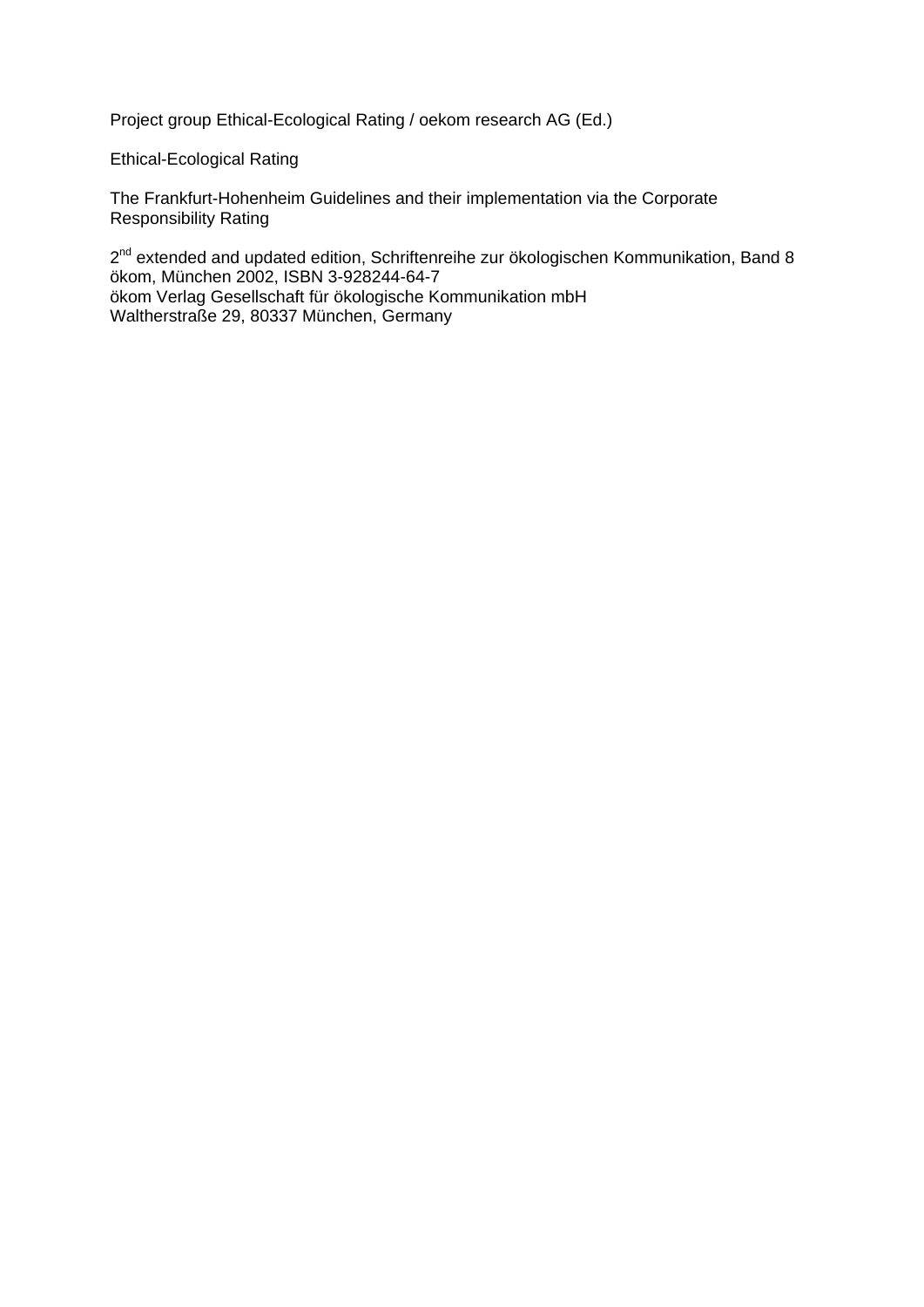Project group Ethical-Ecological Rating / oekom research AG (Ed.)

Ethical-Ecological Rating

The Frankfurt-Hohenheim Guidelines and their implementation via the Corporate Responsibility Rating

2nd extended and updated edition, Schriftenreihe zur ökologischen Kommunikation, Band 8
ökom, München 2002, ISBN 3-928244-64-7
ökom Verlag Gesellschaft für ökologische Kommunikation mbH
Waltherstraße 29, 80337 München, Germany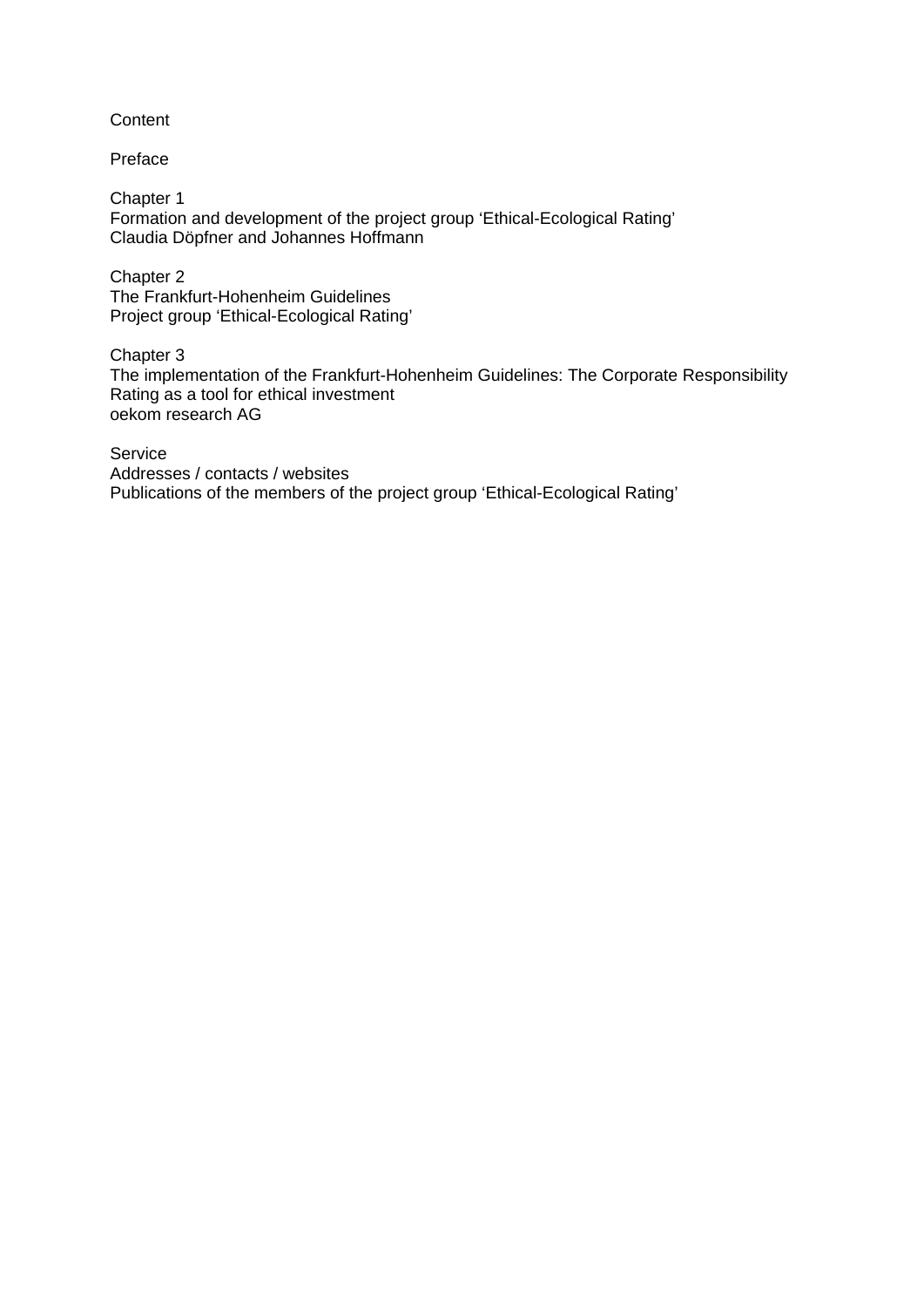# Content

Preface

Chapter 1
Formation and development of the project group 'Ethical-Ecological Rating'
Claudia Döpfner and Johannes Hoffmann

Chapter 2
The Frankfurt-Hohenheim Guidelines
Project group 'Ethical-Ecological Rating'

Chapter 3
The implementation of the Frankfurt-Hohenheim Guidelines: The Corporate Responsibility Rating as a tool for ethical investment
oekom research AG

Service
Addresses / contacts / websites
Publications of the members of the project group 'Ethical-Ecological Rating'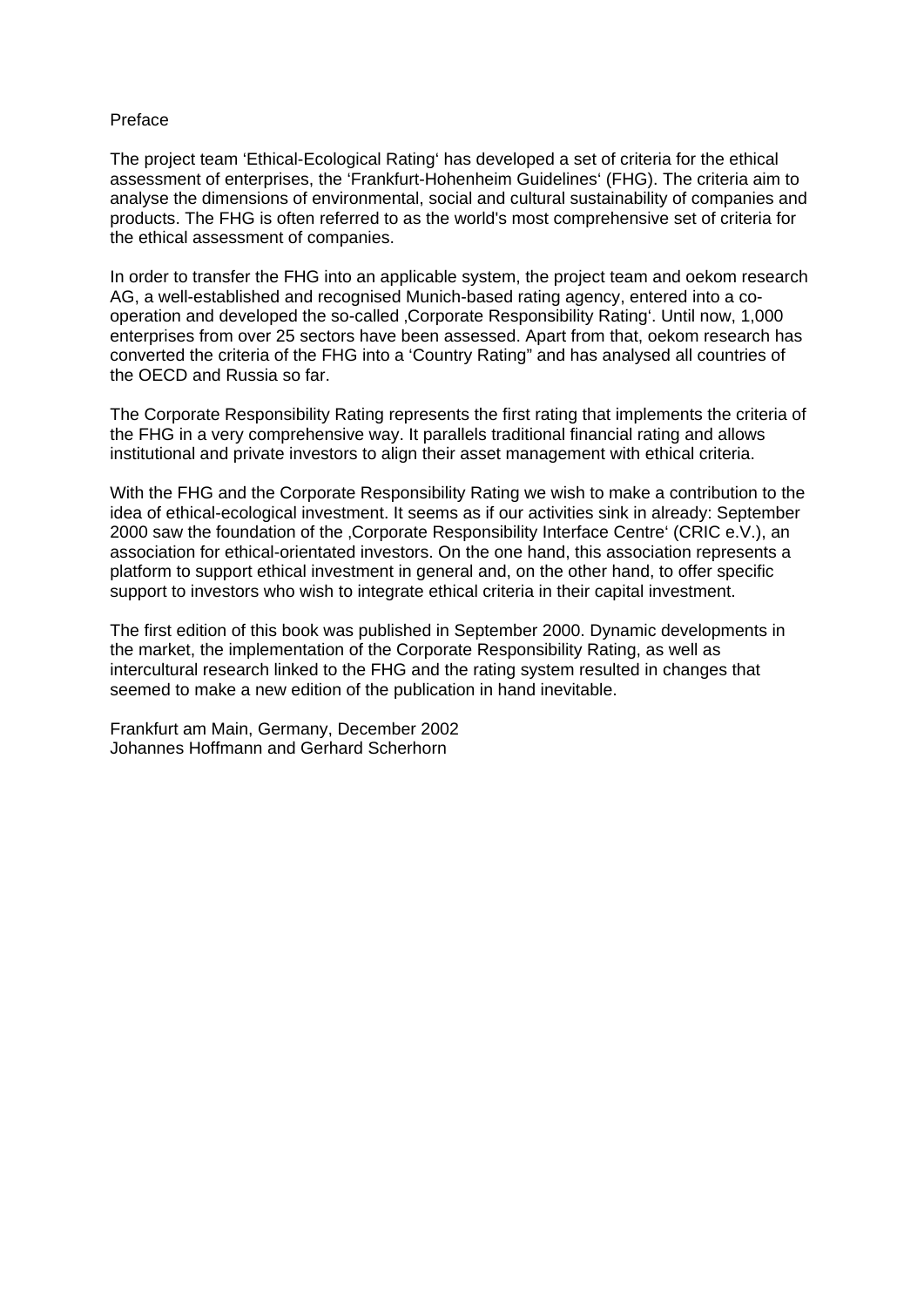# Preface

The project team 'Ethical-Ecological Rating' has developed a set of criteria for the ethical assessment of enterprises, the 'Frankfurt-Hohenheim Guidelines' (FHG). The criteria aim to analyse the dimensions of environmental, social and cultural sustainability of companies and products. The FHG is often referred to as the world's most comprehensive set of criteria for the ethical assessment of companies.

In order to transfer the FHG into an applicable system, the project team and oekom research AG, a well-established and recognised Munich-based rating agency, entered into a co-operation and developed the so-called ‚Corporate Responsibility Rating'. Until now, 1,000 enterprises from over 25 sectors have been assessed. Apart from that, oekom research has converted the criteria of the FHG into a 'Country Rating" and has analysed all countries of the OECD and Russia so far.

The Corporate Responsibility Rating represents the first rating that implements the criteria of the FHG in a very comprehensive way. It parallels traditional financial rating and allows institutional and private investors to align their asset management with ethical criteria.

With the FHG and the Corporate Responsibility Rating we wish to make a contribution to the idea of ethical-ecological investment. It seems as if our activities sink in already: September 2000 saw the foundation of the ‚Corporate Responsibility Interface Centre' (CRIC e.V.), an association for ethical-orientated investors. On the one hand, this association represents a platform to support ethical investment in general and, on the other hand, to offer specific support to investors who wish to integrate ethical criteria in their capital investment.

The first edition of this book was published in September 2000. Dynamic developments in the market, the implementation of the Corporate Responsibility Rating, as well as intercultural research linked to the FHG and the rating system resulted in changes that seemed to make a new edition of the publication in hand inevitable.

Frankfurt am Main, Germany, December 2002
Johannes Hoffmann and Gerhard Scherhorn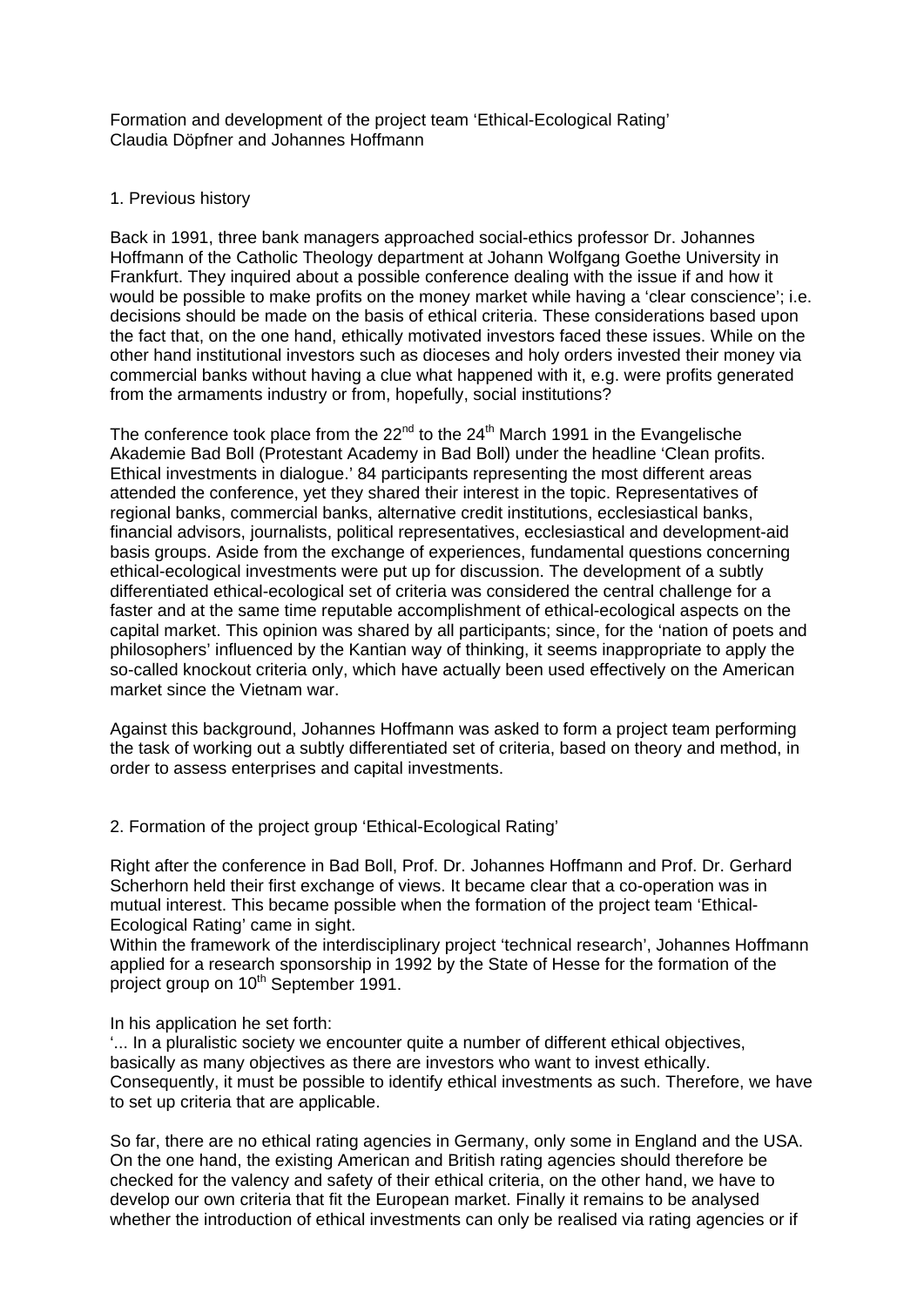Formation and development of the project team 'Ethical-Ecological Rating'
Claudia Döpfner and Johannes Hoffmann

## 1. Previous history

Back in 1991, three bank managers approached social-ethics professor Dr. Johannes Hoffmann of the Catholic Theology department at Johann Wolfgang Goethe University in Frankfurt. They inquired about a possible conference dealing with the issue if and how it would be possible to make profits on the money market while having a 'clear conscience'; i.e. decisions should be made on the basis of ethical criteria. These considerations based upon the fact that, on the one hand, ethically motivated investors faced these issues. While on the other hand institutional investors such as dioceses and holy orders invested their money via commercial banks without having a clue what happened with it, e.g. were profits generated from the armaments industry or from, hopefully, social institutions?

The conference took place from the 22nd to the 24th March 1991 in the Evangelische Akademie Bad Boll (Protestant Academy in Bad Boll) under the headline 'Clean profits. Ethical investments in dialogue.' 84 participants representing the most different areas attended the conference, yet they shared their interest in the topic. Representatives of regional banks, commercial banks, alternative credit institutions, ecclesiastical banks, financial advisors, journalists, political representatives, ecclesiastical and development-aid basis groups. Aside from the exchange of experiences, fundamental questions concerning ethical-ecological investments were put up for discussion. The development of a subtly differentiated ethical-ecological set of criteria was considered the central challenge for a faster and at the same time reputable accomplishment of ethical-ecological aspects on the capital market. This opinion was shared by all participants; since, for the 'nation of poets and philosophers' influenced by the Kantian way of thinking, it seems inappropriate to apply the so-called knockout criteria only, which have actually been used effectively on the American market since the Vietnam war.

Against this background, Johannes Hoffmann was asked to form a project team performing the task of working out a subtly differentiated set of criteria, based on theory and method, in order to assess enterprises and capital investments.

## 2. Formation of the project group 'Ethical-Ecological Rating'

Right after the conference in Bad Boll, Prof. Dr. Johannes Hoffmann and Prof. Dr. Gerhard Scherhorn held their first exchange of views. It became clear that a co-operation was in mutual interest. This became possible when the formation of the project team 'Ethical-Ecological Rating' came in sight.
Within the framework of the interdisciplinary project 'technical research', Johannes Hoffmann applied for a research sponsorship in 1992 by the State of Hesse for the formation of the project group on 10th September 1991.

In his application he set forth:
'... In a pluralistic society we encounter quite a number of different ethical objectives, basically as many objectives as there are investors who want to invest ethically. Consequently, it must be possible to identify ethical investments as such. Therefore, we have to set up criteria that are applicable.

So far, there are no ethical rating agencies in Germany, only some in England and the USA. On the one hand, the existing American and British rating agencies should therefore be checked for the valency and safety of their ethical criteria, on the other hand, we have to develop our own criteria that fit the European market. Finally it remains to be analysed whether the introduction of ethical investments can only be realised via rating agencies or if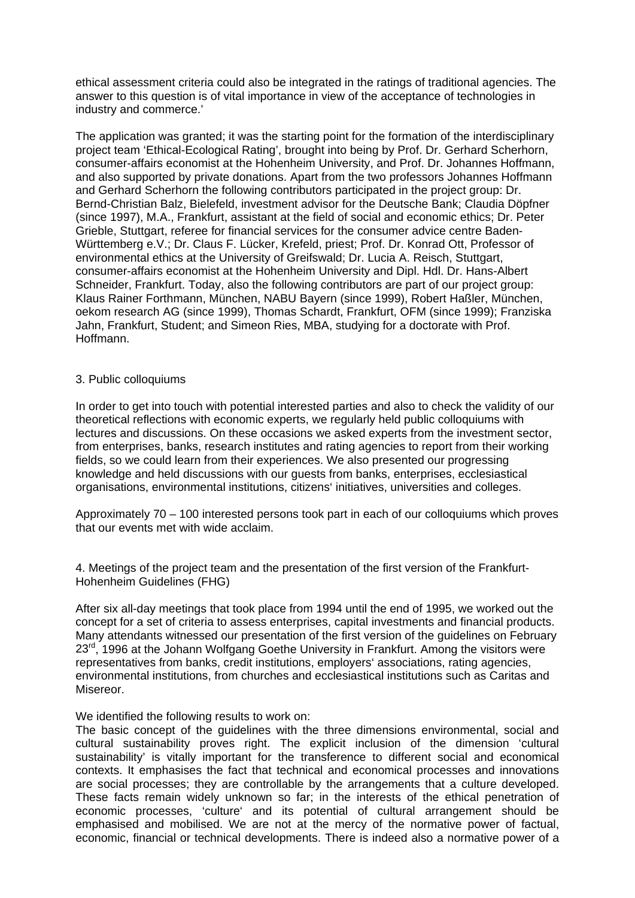ethical assessment criteria could also be integrated in the ratings of traditional agencies. The answer to this question is of vital importance in view of the acceptance of technologies in industry and commerce.'

The application was granted; it was the starting point for the formation of the interdisciplinary project team 'Ethical-Ecological Rating', brought into being by Prof. Dr. Gerhard Scherhorn, consumer-affairs economist at the Hohenheim University, and Prof. Dr. Johannes Hoffmann, and also supported by private donations. Apart from the two professors Johannes Hoffmann and Gerhard Scherhorn the following contributors participated in the project group: Dr. Bernd-Christian Balz, Bielefeld, investment advisor for the Deutsche Bank; Claudia Döpfner (since 1997), M.A., Frankfurt, assistant at the field of social and economic ethics; Dr. Peter Grieble, Stuttgart, referee for financial services for the consumer advice centre Baden-Württemberg e.V.; Dr. Claus F. Lücker, Krefeld, priest; Prof. Dr. Konrad Ott, Professor of environmental ethics at the University of Greifswald; Dr. Lucia A. Reisch, Stuttgart, consumer-affairs economist at the Hohenheim University and Dipl. Hdl. Dr. Hans-Albert Schneider, Frankfurt. Today, also the following contributors are part of our project group: Klaus Rainer Forthmann, München, NABU Bayern (since 1999), Robert Haßler, München, oekom research AG (since 1999), Thomas Schardt, Frankfurt, OFM (since 1999); Franziska Jahn, Frankfurt, Student; and Simeon Ries, MBA, studying for a doctorate with Prof. Hoffmann.

## 3. Public colloquiums

In order to get into touch with potential interested parties and also to check the validity of our theoretical reflections with economic experts, we regularly held public colloquiums with lectures and discussions. On these occasions we asked experts from the investment sector, from enterprises, banks, research institutes and rating agencies to report from their working fields, so we could learn from their experiences. We also presented our progressing knowledge and held discussions with our guests from banks, enterprises, ecclesiastical organisations, environmental institutions, citizens' initiatives, universities and colleges.

Approximately 70 – 100 interested persons took part in each of our colloquiums which proves that our events met with wide acclaim.

## 4. Meetings of the project team and the presentation of the first version of the Frankfurt-Hohenheim Guidelines (FHG)

After six all-day meetings that took place from 1994 until the end of 1995, we worked out the concept for a set of criteria to assess enterprises, capital investments and financial products. Many attendants witnessed our presentation of the first version of the guidelines on February 23rd, 1996 at the Johann Wolfgang Goethe University in Frankfurt. Among the visitors were representatives from banks, credit institutions, employers' associations, rating agencies, environmental institutions, from churches and ecclesiastical institutions such as Caritas and Misereor.

We identified the following results to work on:
The basic concept of the guidelines with the three dimensions environmental, social and cultural sustainability proves right. The explicit inclusion of the dimension 'cultural sustainability' is vitally important for the transference to different social and economical contexts. It emphasises the fact that technical and economical processes and innovations are social processes; they are controllable by the arrangements that a culture developed. These facts remain widely unknown so far; in the interests of the ethical penetration of economic processes, 'culture' and its potential of cultural arrangement should be emphasised and mobilised. We are not at the mercy of the normative power of factual, economic, financial or technical developments. There is indeed also a normative power of a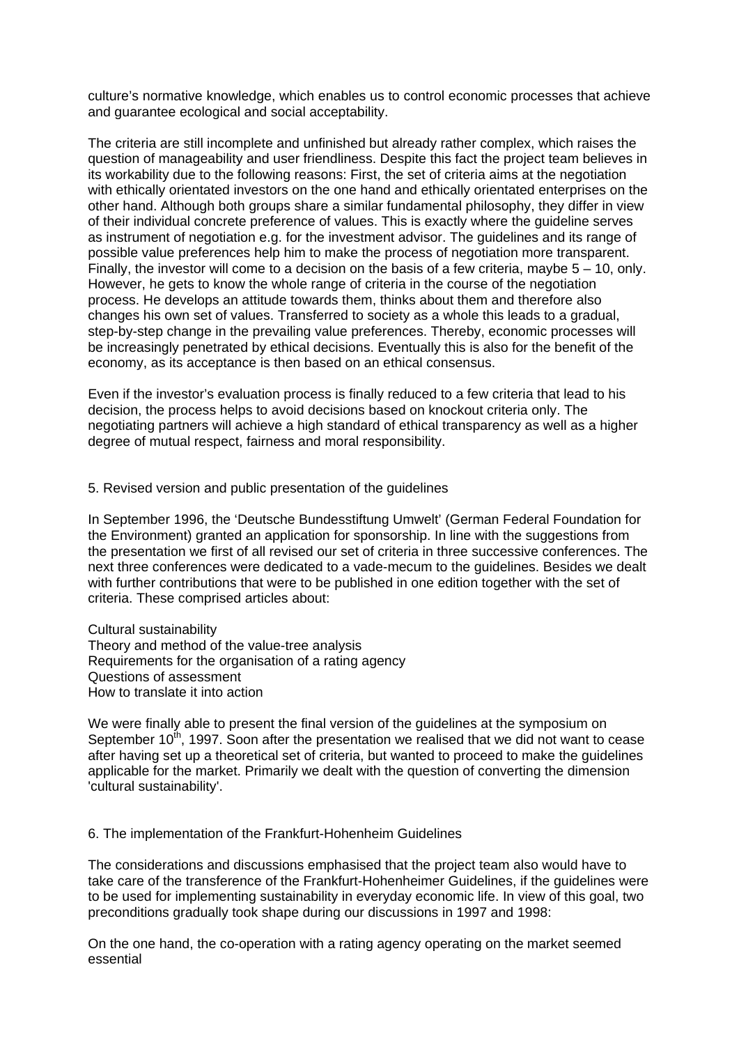culture's normative knowledge, which enables us to control economic processes that achieve and guarantee ecological and social acceptability.

The criteria are still incomplete and unfinished but already rather complex, which raises the question of manageability and user friendliness. Despite this fact the project team believes in its workability due to the following reasons: First, the set of criteria aims at the negotiation with ethically orientated investors on the one hand and ethically orientated enterprises on the other hand. Although both groups share a similar fundamental philosophy, they differ in view of their individual concrete preference of values. This is exactly where the guideline serves as instrument of negotiation e.g. for the investment advisor. The guidelines and its range of possible value preferences help him to make the process of negotiation more transparent. Finally, the investor will come to a decision on the basis of a few criteria, maybe 5 – 10, only. However, he gets to know the whole range of criteria in the course of the negotiation process. He develops an attitude towards them, thinks about them and therefore also changes his own set of values. Transferred to society as a whole this leads to a gradual, step-by-step change in the prevailing value preferences. Thereby, economic processes will be increasingly penetrated by ethical decisions. Eventually this is also for the benefit of the economy, as its acceptance is then based on an ethical consensus.

Even if the investor's evaluation process is finally reduced to a few criteria that lead to his decision, the process helps to avoid decisions based on knockout criteria only. The negotiating partners will achieve a high standard of ethical transparency as well as a higher degree of mutual respect, fairness and moral responsibility.

## 5. Revised version and public presentation of the guidelines

In September 1996, the 'Deutsche Bundesstiftung Umwelt' (German Federal Foundation for the Environment) granted an application for sponsorship. In line with the suggestions from the presentation we first of all revised our set of criteria in three successive conferences. The next three conferences were dedicated to a vade-mecum to the guidelines. Besides we dealt with further contributions that were to be published in one edition together with the set of criteria. These comprised articles about:

Cultural sustainability
Theory and method of the value-tree analysis
Requirements for the organisation of a rating agency
Questions of assessment
How to translate it into action

We were finally able to present the final version of the guidelines at the symposium on September 10th, 1997. Soon after the presentation we realised that we did not want to cease after having set up a theoretical set of criteria, but wanted to proceed to make the guidelines applicable for the market. Primarily we dealt with the question of converting the dimension 'cultural sustainability'.

## 6. The implementation of the Frankfurt-Hohenheim Guidelines

The considerations and discussions emphasised that the project team also would have to take care of the transference of the Frankfurt-Hohenheimer Guidelines, if the guidelines were to be used for implementing sustainability in everyday economic life. In view of this goal, two preconditions gradually took shape during our discussions in 1997 and 1998:

On the one hand, the co-operation with a rating agency operating on the market seemed essential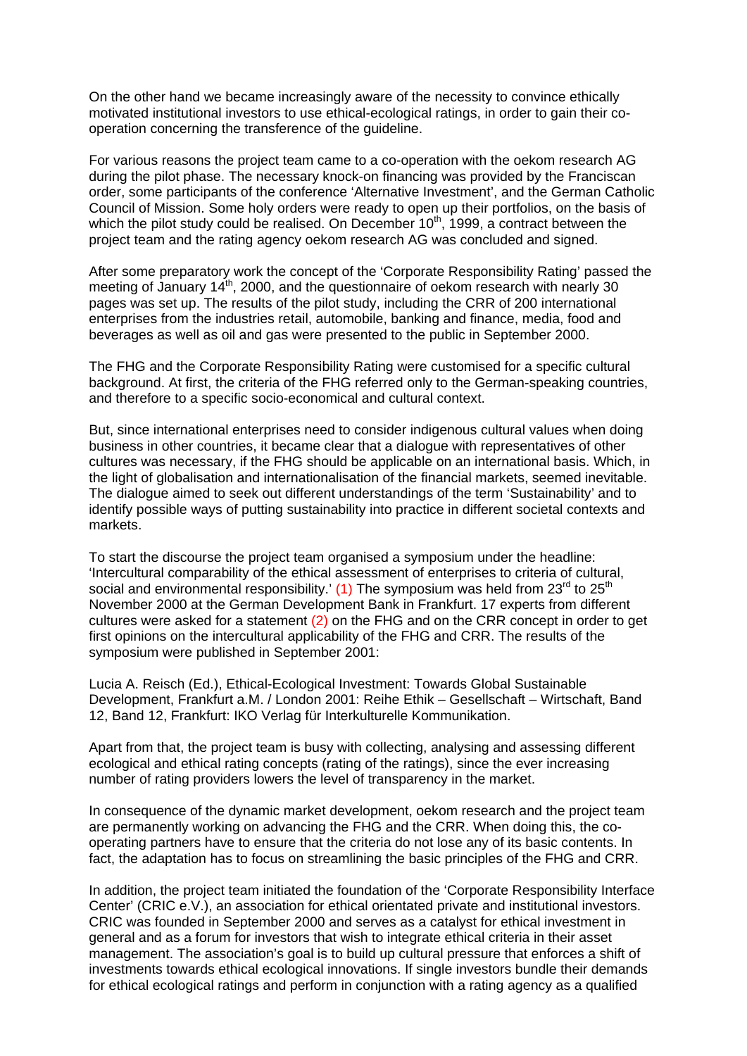On the other hand we became increasingly aware of the necessity to convince ethically motivated institutional investors to use ethical-ecological ratings, in order to gain their co-operation concerning the transference of the guideline.

For various reasons the project team came to a co-operation with the oekom research AG during the pilot phase. The necessary knock-on financing was provided by the Franciscan order, some participants of the conference 'Alternative Investment', and the German Catholic Council of Mission. Some holy orders were ready to open up their portfolios, on the basis of which the pilot study could be realised. On December 10th, 1999, a contract between the project team and the rating agency oekom research AG was concluded and signed.

After some preparatory work the concept of the 'Corporate Responsibility Rating' passed the meeting of January 14th, 2000, and the questionnaire of oekom research with nearly 30 pages was set up. The results of the pilot study, including the CRR of 200 international enterprises from the industries retail, automobile, banking and finance, media, food and beverages as well as oil and gas were presented to the public in September 2000.

The FHG and the Corporate Responsibility Rating were customised for a specific cultural background. At first, the criteria of the FHG referred only to the German-speaking countries, and therefore to a specific socio-economical and cultural context.

But, since international enterprises need to consider indigenous cultural values when doing business in other countries, it became clear that a dialogue with representatives of other cultures was necessary, if the FHG should be applicable on an international basis. Which, in the light of globalisation and internationalisation of the financial markets, seemed inevitable. The dialogue aimed to seek out different understandings of the term 'Sustainability' and to identify possible ways of putting sustainability into practice in different societal contexts and markets.

To start the discourse the project team organised a symposium under the headline: 'Intercultural comparability of the ethical assessment of enterprises to criteria of cultural, social and environmental responsibility.' (1) The symposium was held from 23rd to 25th November 2000 at the German Development Bank in Frankfurt. 17 experts from different cultures were asked for a statement (2) on the FHG and on the CRR concept in order to get first opinions on the intercultural applicability of the FHG and CRR. The results of the symposium were published in September 2001:

Lucia A. Reisch (Ed.), Ethical-Ecological Investment: Towards Global Sustainable Development, Frankfurt a.M. / London 2001: Reihe Ethik – Gesellschaft – Wirtschaft, Band 12, Band 12, Frankfurt: IKO Verlag für Interkulturelle Kommunikation.

Apart from that, the project team is busy with collecting, analysing and assessing different ecological and ethical rating concepts (rating of the ratings), since the ever increasing number of rating providers lowers the level of transparency in the market.

In consequence of the dynamic market development, oekom research and the project team are permanently working on advancing the FHG and the CRR. When doing this, the co-operating partners have to ensure that the criteria do not lose any of its basic contents. In fact, the adaptation has to focus on streamlining the basic principles of the FHG and CRR.

In addition, the project team initiated the foundation of the 'Corporate Responsibility Interface Center' (CRIC e.V.), an association for ethical orientated private and institutional investors. CRIC was founded in September 2000 and serves as a catalyst for ethical investment in general and as a forum for investors that wish to integrate ethical criteria in their asset management. The association's goal is to build up cultural pressure that enforces a shift of investments towards ethical ecological innovations. If single investors bundle their demands for ethical ecological ratings and perform in conjunction with a rating agency as a qualified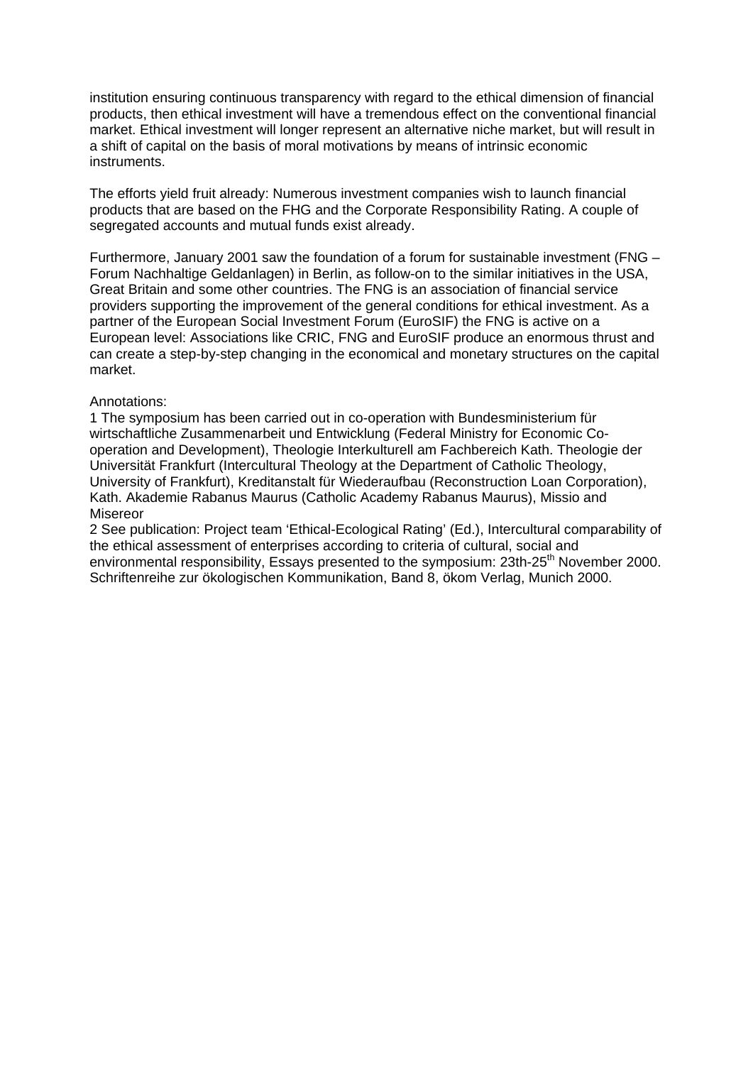institution ensuring continuous transparency with regard to the ethical dimension of financial products, then ethical investment will have a tremendous effect on the conventional financial market. Ethical investment will longer represent an alternative niche market, but will result in a shift of capital on the basis of moral motivations by means of intrinsic economic instruments.

The efforts yield fruit already: Numerous investment companies wish to launch financial products that are based on the FHG and the Corporate Responsibility Rating. A couple of segregated accounts and mutual funds exist already.

Furthermore, January 2001 saw the foundation of a forum for sustainable investment (FNG – Forum Nachhaltige Geldanlagen) in Berlin, as follow-on to the similar initiatives in the USA, Great Britain and some other countries. The FNG is an association of financial service providers supporting the improvement of the general conditions for ethical investment. As a partner of the European Social Investment Forum (EuroSIF) the FNG is active on a European level: Associations like CRIC, FNG and EuroSIF produce an enormous thrust and can create a step-by-step changing in the economical and monetary structures on the capital market.

Annotations:

1 The symposium has been carried out in co-operation with Bundesministerium für wirtschaftliche Zusammenarbeit und Entwicklung (Federal Ministry for Economic Co-operation and Development), Theologie Interkulturell am Fachbereich Kath. Theologie der Universität Frankfurt (Intercultural Theology at the Department of Catholic Theology, University of Frankfurt), Kreditanstalt für Wiederaufbau (Reconstruction Loan Corporation), Kath. Akademie Rabanus Maurus (Catholic Academy Rabanus Maurus), Missio and Misereor

2 See publication: Project team 'Ethical-Ecological Rating' (Ed.), Intercultural comparability of the ethical assessment of enterprises according to criteria of cultural, social and environmental responsibility, Essays presented to the symposium: 23th-25th November 2000. Schriftenreihe zur ökologischen Kommunikation, Band 8, ökom Verlag, Munich 2000.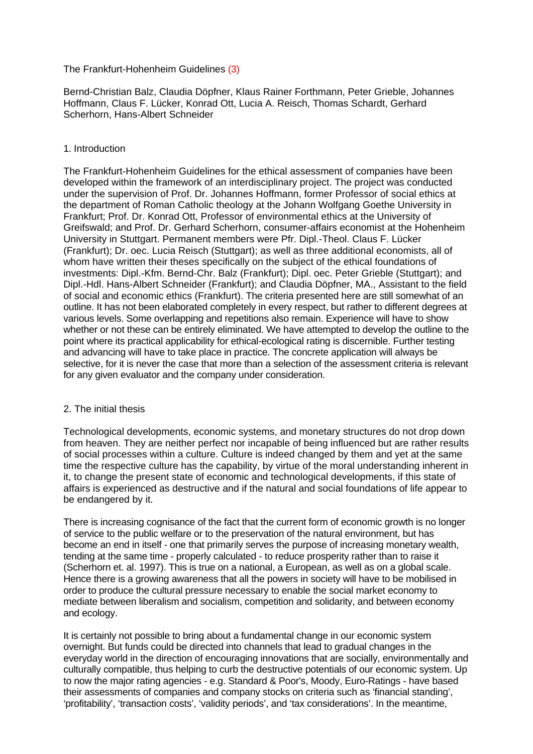The Frankfurt-Hohenheim Guidelines (3)

Bernd-Christian Balz, Claudia Döpfner, Klaus Rainer Forthmann, Peter Grieble, Johannes Hoffmann, Claus F. Lücker, Konrad Ott, Lucia A. Reisch, Thomas Schardt, Gerhard Scherhorn, Hans-Albert Schneider

## 1. Introduction

The Frankfurt-Hohenheim Guidelines for the ethical assessment of companies have been developed within the framework of an interdisciplinary project. The project was conducted under the supervision of Prof. Dr. Johannes Hoffmann, former Professor of social ethics at the department of Roman Catholic theology at the Johann Wolfgang Goethe University in Frankfurt; Prof. Dr. Konrad Ott, Professor of environmental ethics at the University of Greifswald; and Prof. Dr. Gerhard Scherhorn, consumer-affairs economist at the Hohenheim University in Stuttgart. Permanent members were Pfr. Dipl.-Theol. Claus F. Lücker (Frankfurt); Dr. oec. Lucia Reisch (Stuttgart); as well as three additional economists, all of whom have written their theses specifically on the subject of the ethical foundations of investments: Dipl.-Kfm. Bernd-Chr. Balz (Frankfurt); Dipl. oec. Peter Grieble (Stuttgart); and Dipl.-Hdl. Hans-Albert Schneider (Frankfurt); and Claudia Döpfner, MA., Assistant to the field of social and economic ethics (Frankfurt). The criteria presented here are still somewhat of an outline. It has not been elaborated completely in every respect, but rather to different degrees at various levels. Some overlapping and repetitions also remain. Experience will have to show whether or not these can be entirely eliminated. We have attempted to develop the outline to the point where its practical applicability for ethical-ecological rating is discernible. Further testing and advancing will have to take place in practice. The concrete application will always be selective, for it is never the case that more than a selection of the assessment criteria is relevant for any given evaluator and the company under consideration.

## 2. The initial thesis

Technological developments, economic systems, and monetary structures do not drop down from heaven. They are neither perfect nor incapable of being influenced but are rather results of social processes within a culture. Culture is indeed changed by them and yet at the same time the respective culture has the capability, by virtue of the moral understanding inherent in it, to change the present state of economic and technological developments, if this state of affairs is experienced as destructive and if the natural and social foundations of life appear to be endangered by it.

There is increasing cognisance of the fact that the current form of economic growth is no longer of service to the public welfare or to the preservation of the natural environment, but has become an end in itself - one that primarily serves the purpose of increasing monetary wealth, tending at the same time - properly calculated - to reduce prosperity rather than to raise it (Scherhorn et. al. 1997). This is true on a national, a European, as well as on a global scale. Hence there is a growing awareness that all the powers in society will have to be mobilised in order to produce the cultural pressure necessary to enable the social market economy to mediate between liberalism and socialism, competition and solidarity, and between economy and ecology.

It is certainly not possible to bring about a fundamental change in our economic system overnight. But funds could be directed into channels that lead to gradual changes in the everyday world in the direction of encouraging innovations that are socially, environmentally and culturally compatible, thus helping to curb the destructive potentials of our economic system. Up to now the major rating agencies - e.g. Standard & Poor's, Moody, Euro-Ratings - have based their assessments of companies and company stocks on criteria such as 'financial standing', 'profitability', 'transaction costs', 'validity periods', and 'tax considerations'. In the meantime,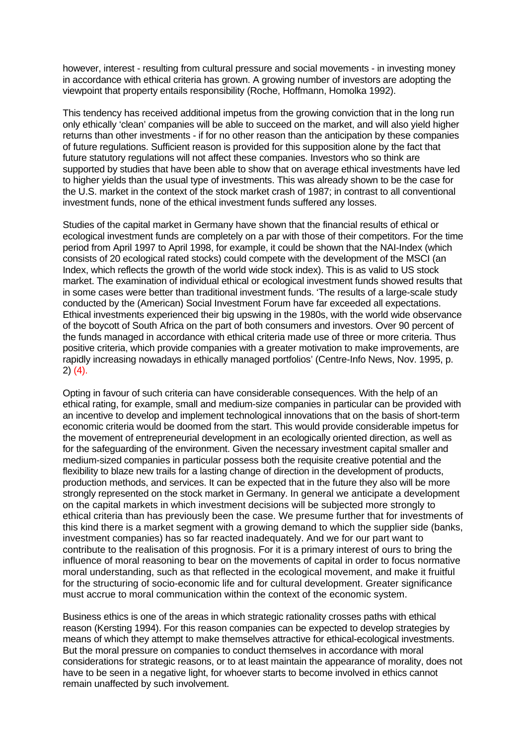however, interest - resulting from cultural pressure and social movements - in investing money in accordance with ethical criteria has grown. A growing number of investors are adopting the viewpoint that property entails responsibility (Roche, Hoffmann, Homolka 1992).

This tendency has received additional impetus from the growing conviction that in the long run only ethically 'clean' companies will be able to succeed on the market, and will also yield higher returns than other investments - if for no other reason than the anticipation by these companies of future regulations. Sufficient reason is provided for this supposition alone by the fact that future statutory regulations will not affect these companies. Investors who so think are supported by studies that have been able to show that on average ethical investments have led to higher yields than the usual type of investments. This was already shown to be the case for the U.S. market in the context of the stock market crash of 1987; in contrast to all conventional investment funds, none of the ethical investment funds suffered any losses.

Studies of the capital market in Germany have shown that the financial results of ethical or ecological investment funds are completely on a par with those of their competitors. For the time period from April 1997 to April 1998, for example, it could be shown that the NAI-Index (which consists of 20 ecological rated stocks) could compete with the development of the MSCI (an Index, which reflects the growth of the world wide stock index). This is as valid to US stock market. The examination of individual ethical or ecological investment funds showed results that in some cases were better than traditional investment funds. 'The results of a large-scale study conducted by the (American) Social Investment Forum have far exceeded all expectations. Ethical investments experienced their big upswing in the 1980s, with the world wide observance of the boycott of South Africa on the part of both consumers and investors. Over 90 percent of the funds managed in accordance with ethical criteria made use of three or more criteria. Thus positive criteria, which provide companies with a greater motivation to make improvements, are rapidly increasing nowadays in ethically managed portfolios' (Centre-Info News, Nov. 1995, p. 2) (4).

Opting in favour of such criteria can have considerable consequences. With the help of an ethical rating, for example, small and medium-size companies in particular can be provided with an incentive to develop and implement technological innovations that on the basis of short-term economic criteria would be doomed from the start. This would provide considerable impetus for the movement of entrepreneurial development in an ecologically oriented direction, as well as for the safeguarding of the environment. Given the necessary investment capital smaller and medium-sized companies in particular possess both the requisite creative potential and the flexibility to blaze new trails for a lasting change of direction in the development of products, production methods, and services. It can be expected that in the future they also will be more strongly represented on the stock market in Germany. In general we anticipate a development on the capital markets in which investment decisions will be subjected more strongly to ethical criteria than has previously been the case. We presume further that for investments of this kind there is a market segment with a growing demand to which the supplier side (banks, investment companies) has so far reacted inadequately. And we for our part want to contribute to the realisation of this prognosis. For it is a primary interest of ours to bring the influence of moral reasoning to bear on the movements of capital in order to focus normative moral understanding, such as that reflected in the ecological movement, and make it fruitful for the structuring of socio-economic life and for cultural development. Greater significance must accrue to moral communication within the context of the economic system.

Business ethics is one of the areas in which strategic rationality crosses paths with ethical reason (Kersting 1994). For this reason companies can be expected to develop strategies by means of which they attempt to make themselves attractive for ethical-ecological investments. But the moral pressure on companies to conduct themselves in accordance with moral considerations for strategic reasons, or to at least maintain the appearance of morality, does not have to be seen in a negative light, for whoever starts to become involved in ethics cannot remain unaffected by such involvement.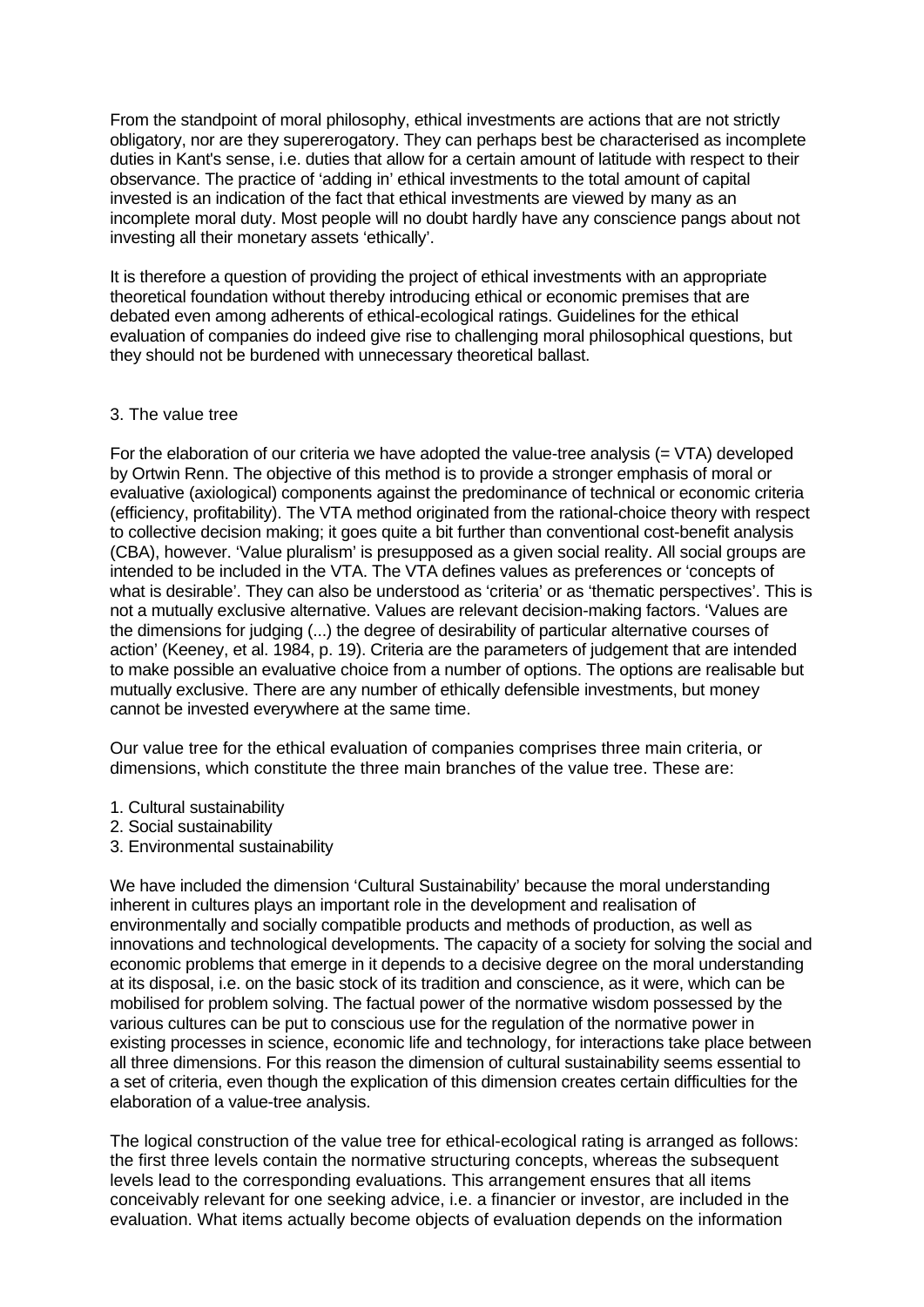From the standpoint of moral philosophy, ethical investments are actions that are not strictly obligatory, nor are they supererogatory. They can perhaps best be characterised as incomplete duties in Kant's sense, i.e. duties that allow for a certain amount of latitude with respect to their observance. The practice of 'adding in' ethical investments to the total amount of capital invested is an indication of the fact that ethical investments are viewed by many as an incomplete moral duty. Most people will no doubt hardly have any conscience pangs about not investing all their monetary assets 'ethically'.

It is therefore a question of providing the project of ethical investments with an appropriate theoretical foundation without thereby introducing ethical or economic premises that are debated even among adherents of ethical-ecological ratings. Guidelines for the ethical evaluation of companies do indeed give rise to challenging moral philosophical questions, but they should not be burdened with unnecessary theoretical ballast.

## 3. The value tree

For the elaboration of our criteria we have adopted the value-tree analysis (= VTA) developed by Ortwin Renn. The objective of this method is to provide a stronger emphasis of moral or evaluative (axiological) components against the predominance of technical or economic criteria (efficiency, profitability). The VTA method originated from the rational-choice theory with respect to collective decision making; it goes quite a bit further than conventional cost-benefit analysis (CBA), however. 'Value pluralism' is presupposed as a given social reality. All social groups are intended to be included in the VTA. The VTA defines values as preferences or 'concepts of what is desirable'. They can also be understood as 'criteria' or as 'thematic perspectives'. This is not a mutually exclusive alternative. Values are relevant decision-making factors. 'Values are the dimensions for judging (...) the degree of desirability of particular alternative courses of action' (Keeney, et al. 1984, p. 19). Criteria are the parameters of judgement that are intended to make possible an evaluative choice from a number of options. The options are realisable but mutually exclusive. There are any number of ethically defensible investments, but money cannot be invested everywhere at the same time.

Our value tree for the ethical evaluation of companies comprises three main criteria, or dimensions, which constitute the three main branches of the value tree. These are:

1. Cultural sustainability
2. Social sustainability
3. Environmental sustainability

We have included the dimension 'Cultural Sustainability' because the moral understanding inherent in cultures plays an important role in the development and realisation of environmentally and socially compatible products and methods of production, as well as innovations and technological developments. The capacity of a society for solving the social and economic problems that emerge in it depends to a decisive degree on the moral understanding at its disposal, i.e. on the basic stock of its tradition and conscience, as it were, which can be mobilised for problem solving. The factual power of the normative wisdom possessed by the various cultures can be put to conscious use for the regulation of the normative power in existing processes in science, economic life and technology, for interactions take place between all three dimensions. For this reason the dimension of cultural sustainability seems essential to a set of criteria, even though the explication of this dimension creates certain difficulties for the elaboration of a value-tree analysis.

The logical construction of the value tree for ethical-ecological rating is arranged as follows: the first three levels contain the normative structuring concepts, whereas the subsequent levels lead to the corresponding evaluations. This arrangement ensures that all items conceivably relevant for one seeking advice, i.e. a financier or investor, are included in the evaluation. What items actually become objects of evaluation depends on the information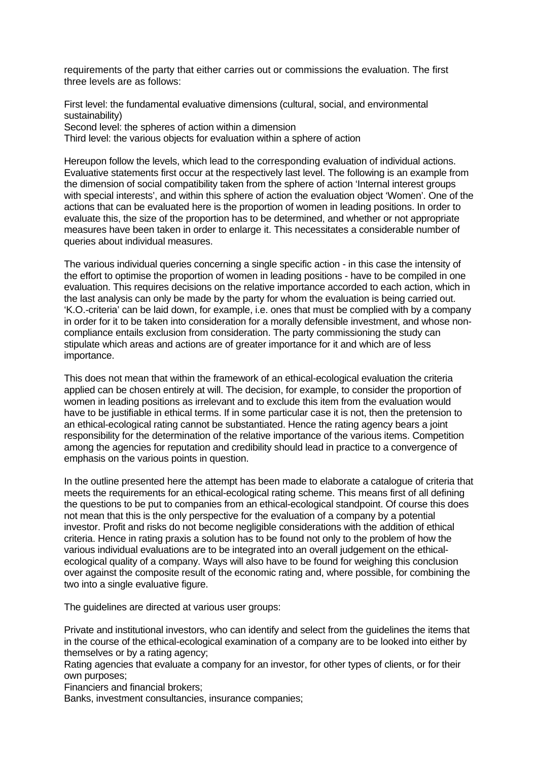requirements of the party that either carries out or commissions the evaluation. The first three levels are as follows:

First level: the fundamental evaluative dimensions (cultural, social, and environmental sustainability)
Second level: the spheres of action within a dimension
Third level: the various objects for evaluation within a sphere of action

Hereupon follow the levels, which lead to the corresponding evaluation of individual actions. Evaluative statements first occur at the respectively last level. The following is an example from the dimension of social compatibility taken from the sphere of action 'Internal interest groups with special interests', and within this sphere of action the evaluation object 'Women'. One of the actions that can be evaluated here is the proportion of women in leading positions. In order to evaluate this, the size of the proportion has to be determined, and whether or not appropriate measures have been taken in order to enlarge it. This necessitates a considerable number of queries about individual measures.

The various individual queries concerning a single specific action - in this case the intensity of the effort to optimise the proportion of women in leading positions - have to be compiled in one evaluation. This requires decisions on the relative importance accorded to each action, which in the last analysis can only be made by the party for whom the evaluation is being carried out. 'K.O.-criteria' can be laid down, for example, i.e. ones that must be complied with by a company in order for it to be taken into consideration for a morally defensible investment, and whose non-compliance entails exclusion from consideration. The party commissioning the study can stipulate which areas and actions are of greater importance for it and which are of less importance.

This does not mean that within the framework of an ethical-ecological evaluation the criteria applied can be chosen entirely at will. The decision, for example, to consider the proportion of women in leading positions as irrelevant and to exclude this item from the evaluation would have to be justifiable in ethical terms. If in some particular case it is not, then the pretension to an ethical-ecological rating cannot be substantiated. Hence the rating agency bears a joint responsibility for the determination of the relative importance of the various items. Competition among the agencies for reputation and credibility should lead in practice to a convergence of emphasis on the various points in question.

In the outline presented here the attempt has been made to elaborate a catalogue of criteria that meets the requirements for an ethical-ecological rating scheme. This means first of all defining the questions to be put to companies from an ethical-ecological standpoint. Of course this does not mean that this is the only perspective for the evaluation of a company by a potential investor. Profit and risks do not become negligible considerations with the addition of ethical criteria. Hence in rating praxis a solution has to be found not only to the problem of how the various individual evaluations are to be integrated into an overall judgement on the ethical-ecological quality of a company. Ways will also have to be found for weighing this conclusion over against the composite result of the economic rating and, where possible, for combining the two into a single evaluative figure.

The guidelines are directed at various user groups:

Private and institutional investors, who can identify and select from the guidelines the items that in the course of the ethical-ecological examination of a company are to be looked into either by themselves or by a rating agency;
Rating agencies that evaluate a company for an investor, for other types of clients, or for their own purposes;
Financiers and financial brokers;
Banks, investment consultancies, insurance companies;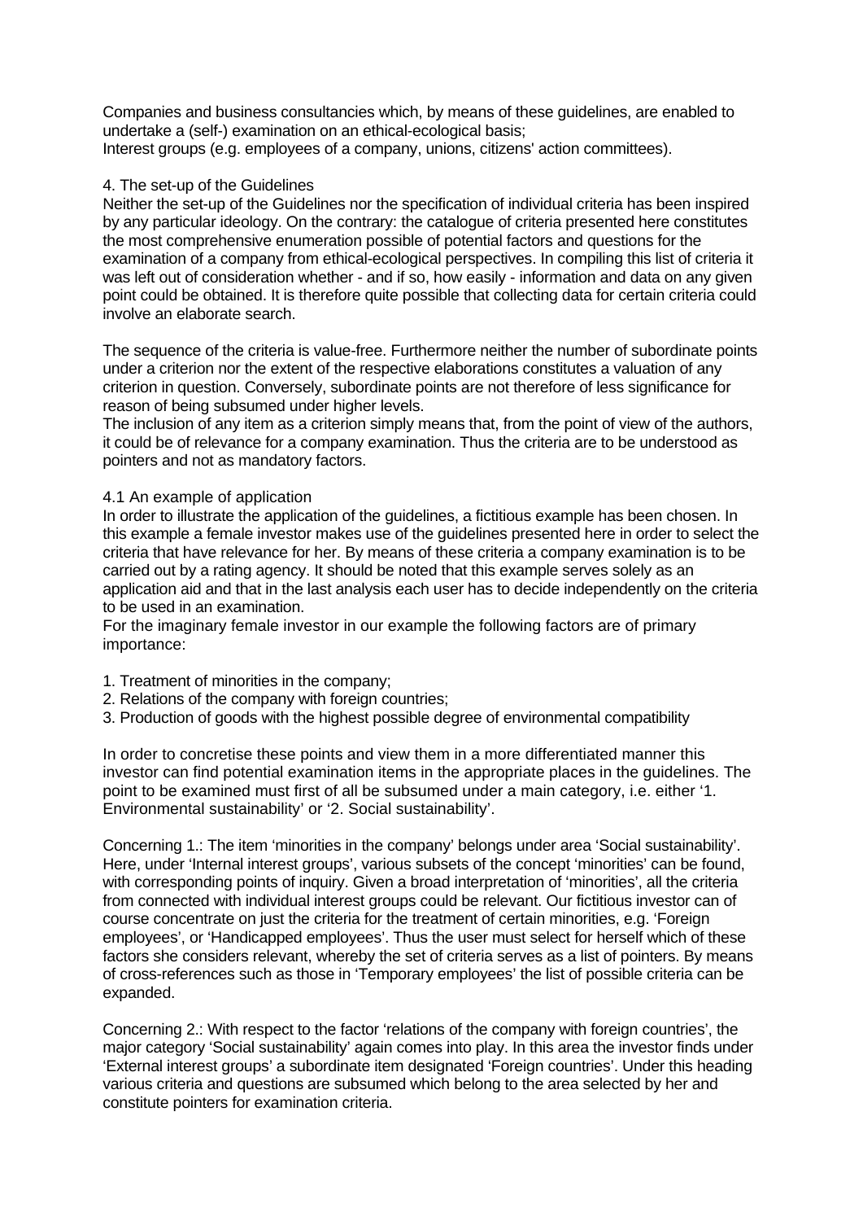Companies and business consultancies which, by means of these guidelines, are enabled to undertake a (self-) examination on an ethical-ecological basis;
Interest groups (e.g. employees of a company, unions, citizens' action committees).

## 4. The set-up of the Guidelines

Neither the set-up of the Guidelines nor the specification of individual criteria has been inspired by any particular ideology. On the contrary: the catalogue of criteria presented here constitutes the most comprehensive enumeration possible of potential factors and questions for the examination of a company from ethical-ecological perspectives. In compiling this list of criteria it was left out of consideration whether - and if so, how easily - information and data on any given point could be obtained. It is therefore quite possible that collecting data for certain criteria could involve an elaborate search.

The sequence of the criteria is value-free. Furthermore neither the number of subordinate points under a criterion nor the extent of the respective elaborations constitutes a valuation of any criterion in question. Conversely, subordinate points are not therefore of less significance for reason of being subsumed under higher levels.
The inclusion of any item as a criterion simply means that, from the point of view of the authors, it could be of relevance for a company examination. Thus the criteria are to be understood as pointers and not as mandatory factors.

### 4.1 An example of application

In order to illustrate the application of the guidelines, a fictitious example has been chosen. In this example a female investor makes use of the guidelines presented here in order to select the criteria that have relevance for her. By means of these criteria a company examination is to be carried out by a rating agency. It should be noted that this example serves solely as an application aid and that in the last analysis each user has to decide independently on the criteria to be used in an examination.
For the imaginary female investor in our example the following factors are of primary importance:

1. Treatment of minorities in the company;
2. Relations of the company with foreign countries;
3. Production of goods with the highest possible degree of environmental compatibility

In order to concretise these points and view them in a more differentiated manner this investor can find potential examination items in the appropriate places in the guidelines. The point to be examined must first of all be subsumed under a main category, i.e. either '1. Environmental sustainability' or '2. Social sustainability'.

Concerning 1.: The item 'minorities in the company' belongs under area 'Social sustainability'. Here, under 'Internal interest groups', various subsets of the concept 'minorities' can be found, with corresponding points of inquiry. Given a broad interpretation of 'minorities', all the criteria from connected with individual interest groups could be relevant. Our fictitious investor can of course concentrate on just the criteria for the treatment of certain minorities, e.g. 'Foreign employees', or 'Handicapped employees'. Thus the user must select for herself which of these factors she considers relevant, whereby the set of criteria serves as a list of pointers. By means of cross-references such as those in 'Temporary employees' the list of possible criteria can be expanded.

Concerning 2.: With respect to the factor 'relations of the company with foreign countries', the major category 'Social sustainability' again comes into play. In this area the investor finds under 'External interest groups' a subordinate item designated 'Foreign countries'. Under this heading various criteria and questions are subsumed which belong to the area selected by her and constitute pointers for examination criteria.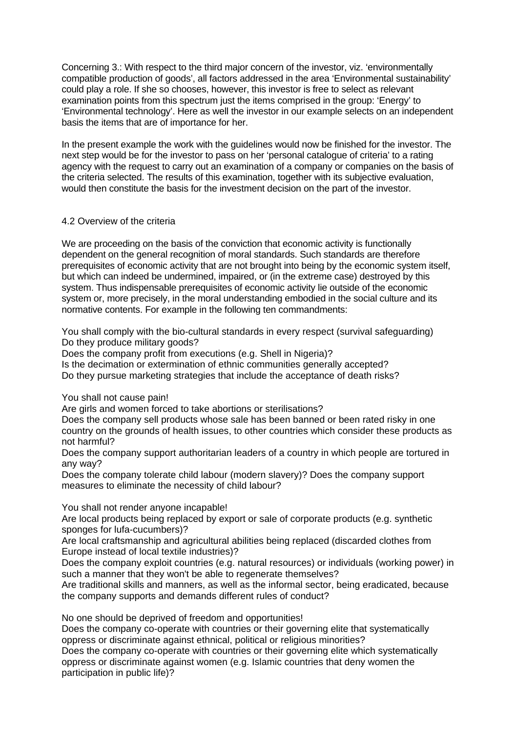Concerning 3.: With respect to the third major concern of the investor, viz. 'environmentally compatible production of goods', all factors addressed in the area 'Environmental sustainability' could play a role. If she so chooses, however, this investor is free to select as relevant examination points from this spectrum just the items comprised in the group: 'Energy' to 'Environmental technology'. Here as well the investor in our example selects on an independent basis the items that are of importance for her.

In the present example the work with the guidelines would now be finished for the investor. The next step would be for the investor to pass on her 'personal catalogue of criteria' to a rating agency with the request to carry out an examination of a company or companies on the basis of the criteria selected. The results of this examination, together with its subjective evaluation, would then constitute the basis for the investment decision on the part of the investor.

## 4.2 Overview of the criteria

We are proceeding on the basis of the conviction that economic activity is functionally dependent on the general recognition of moral standards. Such standards are therefore prerequisites of economic activity that are not brought into being by the economic system itself, but which can indeed be undermined, impaired, or (in the extreme case) destroyed by this system. Thus indispensable prerequisites of economic activity lie outside of the economic system or, more precisely, in the moral understanding embodied in the social culture and its normative contents. For example in the following ten commandments:

You shall comply with the bio-cultural standards in every respect (survival safeguarding)
Do they produce military goods?
Does the company profit from executions (e.g. Shell in Nigeria)?
Is the decimation or extermination of ethnic communities generally accepted?
Do they pursue marketing strategies that include the acceptance of death risks?

You shall not cause pain!
Are girls and women forced to take abortions or sterilisations?
Does the company sell products whose sale has been banned or been rated risky in one country on the grounds of health issues, to other countries which consider these products as not harmful?
Does the company support authoritarian leaders of a country in which people are tortured in any way?
Does the company tolerate child labour (modern slavery)? Does the company support measures to eliminate the necessity of child labour?

You shall not render anyone incapable!
Are local products being replaced by export or sale of corporate products (e.g. synthetic sponges for lufa-cucumbers)?
Are local craftsmanship and agricultural abilities being replaced (discarded clothes from Europe instead of local textile industries)?
Does the company exploit countries (e.g. natural resources) or individuals (working power) in such a manner that they won't be able to regenerate themselves?
Are traditional skills and manners, as well as the informal sector, being eradicated, because the company supports and demands different rules of conduct?

No one should be deprived of freedom and opportunities!
Does the company co-operate with countries or their governing elite that systematically oppress or discriminate against ethnical, political or religious minorities?
Does the company co-operate with countries or their governing elite which systematically oppress or discriminate against women (e.g. Islamic countries that deny women the participation in public life)?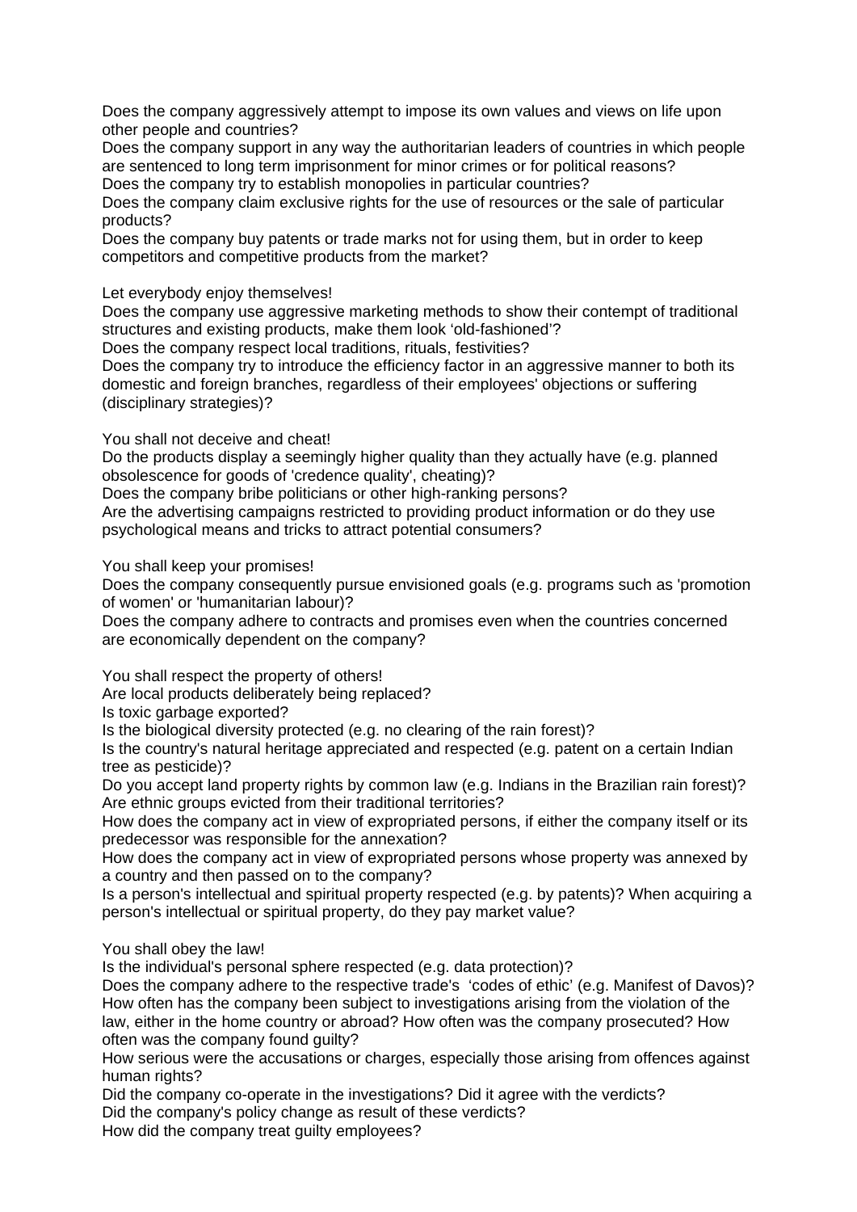Does the company aggressively attempt to impose its own values and views on life upon other people and countries?
Does the company support in any way the authoritarian leaders of countries in which people are sentenced to long term imprisonment for minor crimes or for political reasons?
Does the company try to establish monopolies in particular countries?
Does the company claim exclusive rights for the use of resources or the sale of particular products?
Does the company buy patents or trade marks not for using them, but in order to keep competitors and competitive products from the market?

Let everybody enjoy themselves!
Does the company use aggressive marketing methods to show their contempt of traditional structures and existing products, make them look 'old-fashioned'?
Does the company respect local traditions, rituals, festivities?
Does the company try to introduce the efficiency factor in an aggressive manner to both its domestic and foreign branches, regardless of their employees' objections or suffering (disciplinary strategies)?

You shall not deceive and cheat!
Do the products display a seemingly higher quality than they actually have (e.g. planned obsolescence for goods of 'credence quality', cheating)?
Does the company bribe politicians or other high-ranking persons?
Are the advertising campaigns restricted to providing product information or do they use psychological means and tricks to attract potential consumers?

You shall keep your promises!
Does the company consequently pursue envisioned goals (e.g. programs such as 'promotion of women' or 'humanitarian labour)?
Does the company adhere to contracts and promises even when the countries concerned are economically dependent on the company?

You shall respect the property of others!
Are local products deliberately being replaced?
Is toxic garbage exported?
Is the biological diversity protected (e.g. no clearing of the rain forest)?
Is the country's natural heritage appreciated and respected (e.g. patent on a certain Indian tree as pesticide)?
Do you accept land property rights by common law (e.g. Indians in the Brazilian rain forest)?
Are ethnic groups evicted from their traditional territories?
How does the company act in view of expropriated persons, if either the company itself or its predecessor was responsible for the annexation?
How does the company act in view of expropriated persons whose property was annexed by a country and then passed on to the company?
Is a person's intellectual and spiritual property respected (e.g. by patents)? When acquiring a person's intellectual or spiritual property, do they pay market value?

You shall obey the law!
Is the individual's personal sphere respected (e.g. data protection)?
Does the company adhere to the respective trade's 'codes of ethic' (e.g. Manifest of Davos)?
How often has the company been subject to investigations arising from the violation of the law, either in the home country or abroad? How often was the company prosecuted? How often was the company found guilty?
How serious were the accusations or charges, especially those arising from offences against human rights?
Did the company co-operate in the investigations? Did it agree with the verdicts?
Did the company's policy change as result of these verdicts?
How did the company treat guilty employees?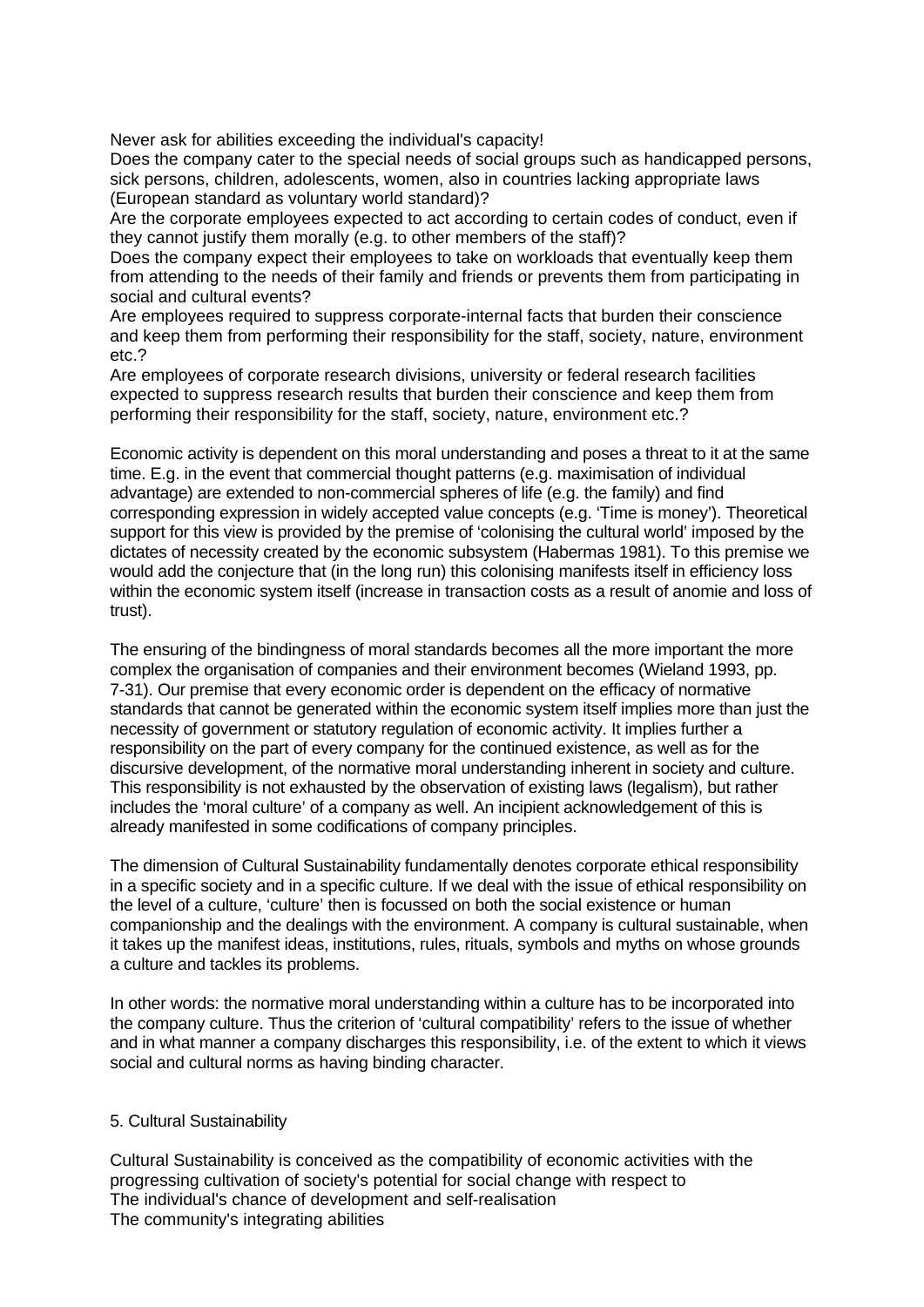Never ask for abilities exceeding the individual's capacity!

Does the company cater to the special needs of social groups such as handicapped persons, sick persons, children, adolescents, women, also in countries lacking appropriate laws (European standard as voluntary world standard)?

Are the corporate employees expected to act according to certain codes of conduct, even if they cannot justify them morally (e.g. to other members of the staff)?

Does the company expect their employees to take on workloads that eventually keep them from attending to the needs of their family and friends or prevents them from participating in social and cultural events?

Are employees required to suppress corporate-internal facts that burden their conscience and keep them from performing their responsibility for the staff, society, nature, environment etc.?

Are employees of corporate research divisions, university or federal research facilities expected to suppress research results that burden their conscience and keep them from performing their responsibility for the staff, society, nature, environment etc.?

Economic activity is dependent on this moral understanding and poses a threat to it at the same time. E.g. in the event that commercial thought patterns (e.g. maximisation of individual advantage) are extended to non-commercial spheres of life (e.g. the family) and find corresponding expression in widely accepted value concepts (e.g. 'Time is money'). Theoretical support for this view is provided by the premise of 'colonising the cultural world' imposed by the dictates of necessity created by the economic subsystem (Habermas 1981). To this premise we would add the conjecture that (in the long run) this colonising manifests itself in efficiency loss within the economic system itself (increase in transaction costs as a result of anomie and loss of trust).

The ensuring of the bindingness of moral standards becomes all the more important the more complex the organisation of companies and their environment becomes (Wieland 1993, pp. 7-31). Our premise that every economic order is dependent on the efficacy of normative standards that cannot be generated within the economic system itself implies more than just the necessity of government or statutory regulation of economic activity. It implies further a responsibility on the part of every company for the continued existence, as well as for the discursive development, of the normative moral understanding inherent in society and culture. This responsibility is not exhausted by the observation of existing laws (legalism), but rather includes the 'moral culture' of a company as well. An incipient acknowledgement of this is already manifested in some codifications of company principles.

The dimension of Cultural Sustainability fundamentally denotes corporate ethical responsibility in a specific society and in a specific culture. If we deal with the issue of ethical responsibility on the level of a culture, 'culture' then is focussed on both the social existence or human companionship and the dealings with the environment. A company is cultural sustainable, when it takes up the manifest ideas, institutions, rules, rituals, symbols and myths on whose grounds a culture and tackles its problems.

In other words: the normative moral understanding within a culture has to be incorporated into the company culture. Thus the criterion of 'cultural compatibility' refers to the issue of whether and in what manner a company discharges this responsibility, i.e. of the extent to which it views social and cultural norms as having binding character.

## 5. Cultural Sustainability

Cultural Sustainability is conceived as the compatibility of economic activities with the progressing cultivation of society's potential for social change with respect to

The individual's chance of development and self-realisation

The community's integrating abilities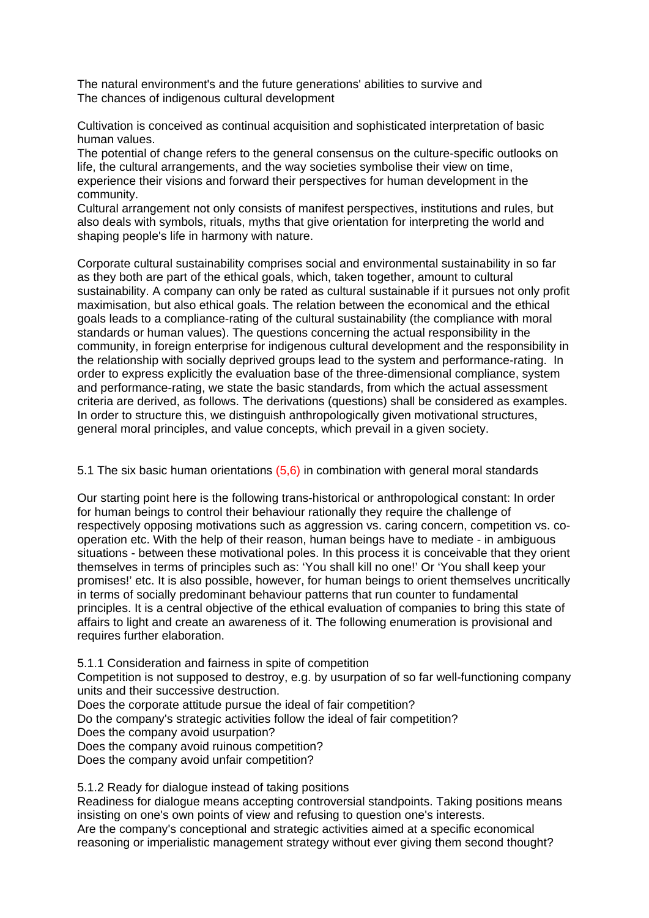The natural environment's and the future generations' abilities to survive and
The chances of indigenous cultural development

Cultivation is conceived as continual acquisition and sophisticated interpretation of basic human values.
The potential of change refers to the general consensus on the culture-specific outlooks on life, the cultural arrangements, and the way societies symbolise their view on time, experience their visions and forward their perspectives for human development in the community.
Cultural arrangement not only consists of manifest perspectives, institutions and rules, but also deals with symbols, rituals, myths that give orientation for interpreting the world and shaping people's life in harmony with nature.

Corporate cultural sustainability comprises social and environmental sustainability in so far as they both are part of the ethical goals, which, taken together, amount to cultural sustainability. A company can only be rated as cultural sustainable if it pursues not only profit maximisation, but also ethical goals. The relation between the economical and the ethical goals leads to a compliance-rating of the cultural sustainability (the compliance with moral standards or human values). The questions concerning the actual responsibility in the community, in foreign enterprise for indigenous cultural development and the responsibility in the relationship with socially deprived groups lead to the system and performance-rating. In order to express explicitly the evaluation base of the three-dimensional compliance, system and performance-rating, we state the basic standards, from which the actual assessment criteria are derived, as follows. The derivations (questions) shall be considered as examples. In order to structure this, we distinguish anthropologically given motivational structures, general moral principles, and value concepts, which prevail in a given society.

### 5.1 The six basic human orientations (5,6) in combination with general moral standards

Our starting point here is the following trans-historical or anthropological constant: In order for human beings to control their behaviour rationally they require the challenge of respectively opposing motivations such as aggression vs. caring concern, competition vs. co-operation etc. With the help of their reason, human beings have to mediate - in ambiguous situations - between these motivational poles. In this process it is conceivable that they orient themselves in terms of principles such as: 'You shall kill no one!' Or 'You shall keep your promises!' etc. It is also possible, however, for human beings to orient themselves uncritically in terms of socially predominant behaviour patterns that run counter to fundamental principles. It is a central objective of the ethical evaluation of companies to bring this state of affairs to light and create an awareness of it. The following enumeration is provisional and requires further elaboration.

#### 5.1.1 Consideration and fairness in spite of competition

Competition is not supposed to destroy, e.g. by usurpation of so far well-functioning company units and their successive destruction.
Does the corporate attitude pursue the ideal of fair competition?
Do the company's strategic activities follow the ideal of fair competition?
Does the company avoid usurpation?
Does the company avoid ruinous competition?
Does the company avoid unfair competition?

#### 5.1.2 Ready for dialogue instead of taking positions

Readiness for dialogue means accepting controversial standpoints. Taking positions means insisting on one's own points of view and refusing to question one's interests.
Are the company's conceptional and strategic activities aimed at a specific economical reasoning or imperialistic management strategy without ever giving them second thought?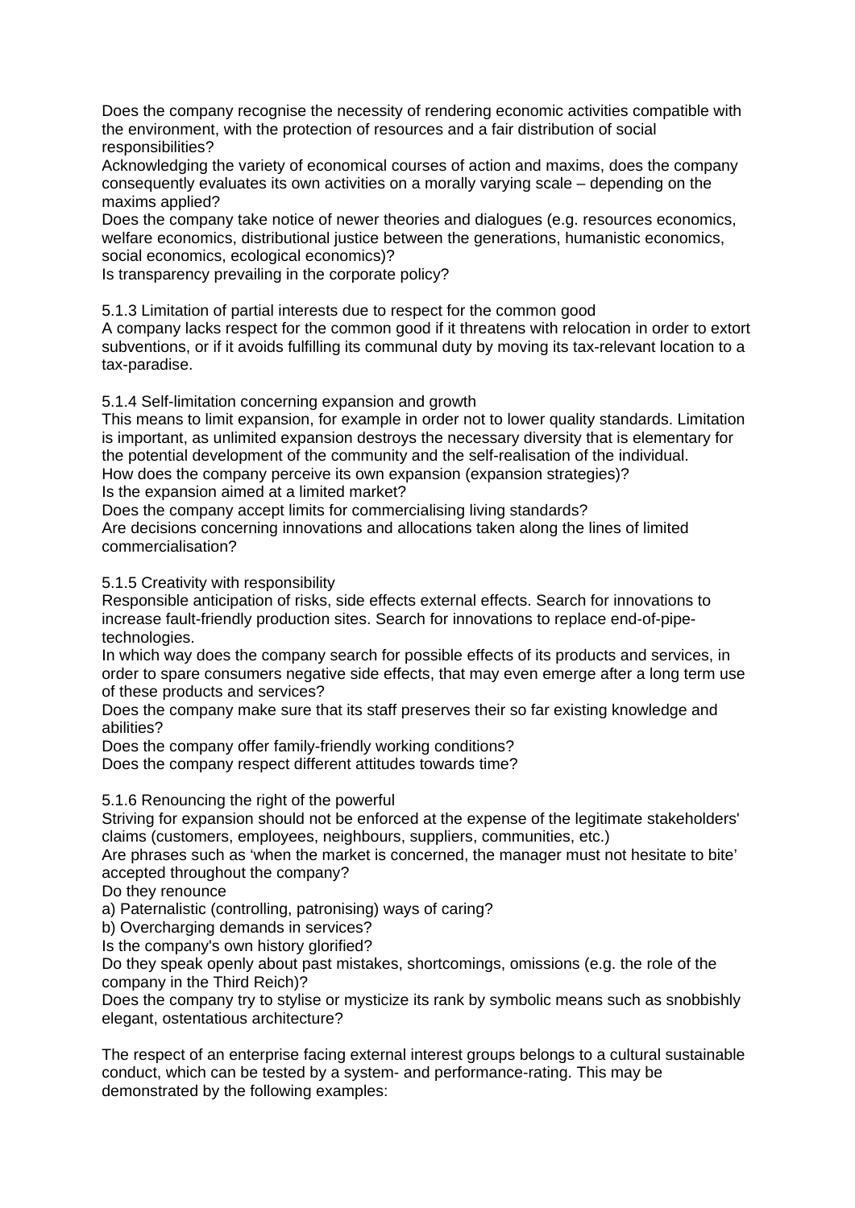Does the company recognise the necessity of rendering economic activities compatible with the environment, with the protection of resources and a fair distribution of social responsibilities?
Acknowledging the variety of economical courses of action and maxims, does the company consequently evaluates its own activities on a morally varying scale – depending on the maxims applied?
Does the company take notice of newer theories and dialogues (e.g. resources economics, welfare economics, distributional justice between the generations, humanistic economics, social economics, ecological economics)?
Is transparency prevailing in the corporate policy?

#### 5.1.3 Limitation of partial interests due to respect for the common good

A company lacks respect for the common good if it threatens with relocation in order to extort subventions, or if it avoids fulfilling its communal duty by moving its tax-relevant location to a tax-paradise.

#### 5.1.4 Self-limitation concerning expansion and growth

This means to limit expansion, for example in order not to lower quality standards. Limitation is important, as unlimited expansion destroys the necessary diversity that is elementary for the potential development of the community and the self-realisation of the individual.
How does the company perceive its own expansion (expansion strategies)?
Is the expansion aimed at a limited market?
Does the company accept limits for commercialising living standards?
Are decisions concerning innovations and allocations taken along the lines of limited commercialisation?

#### 5.1.5 Creativity with responsibility

Responsible anticipation of risks, side effects external effects. Search for innovations to increase fault-friendly production sites. Search for innovations to replace end-of-pipe-technologies.
In which way does the company search for possible effects of its products and services, in order to spare consumers negative side effects, that may even emerge after a long term use of these products and services?
Does the company make sure that its staff preserves their so far existing knowledge and abilities?
Does the company offer family-friendly working conditions?
Does the company respect different attitudes towards time?

#### 5.1.6 Renouncing the right of the powerful

Striving for expansion should not be enforced at the expense of the legitimate stakeholders' claims (customers, employees, neighbours, suppliers, communities, etc.)
Are phrases such as 'when the market is concerned, the manager must not hesitate to bite' accepted throughout the company?
Do they renounce
a) Paternalistic (controlling, patronising) ways of caring?
b) Overcharging demands in services?
Is the company's own history glorified?
Do they speak openly about past mistakes, shortcomings, omissions (e.g. the role of the company in the Third Reich)?
Does the company try to stylise or mysticize its rank by symbolic means such as snobbishly elegant, ostentatious architecture?

The respect of an enterprise facing external interest groups belongs to a cultural sustainable conduct, which can be tested by a system- and performance-rating. This may be demonstrated by the following examples: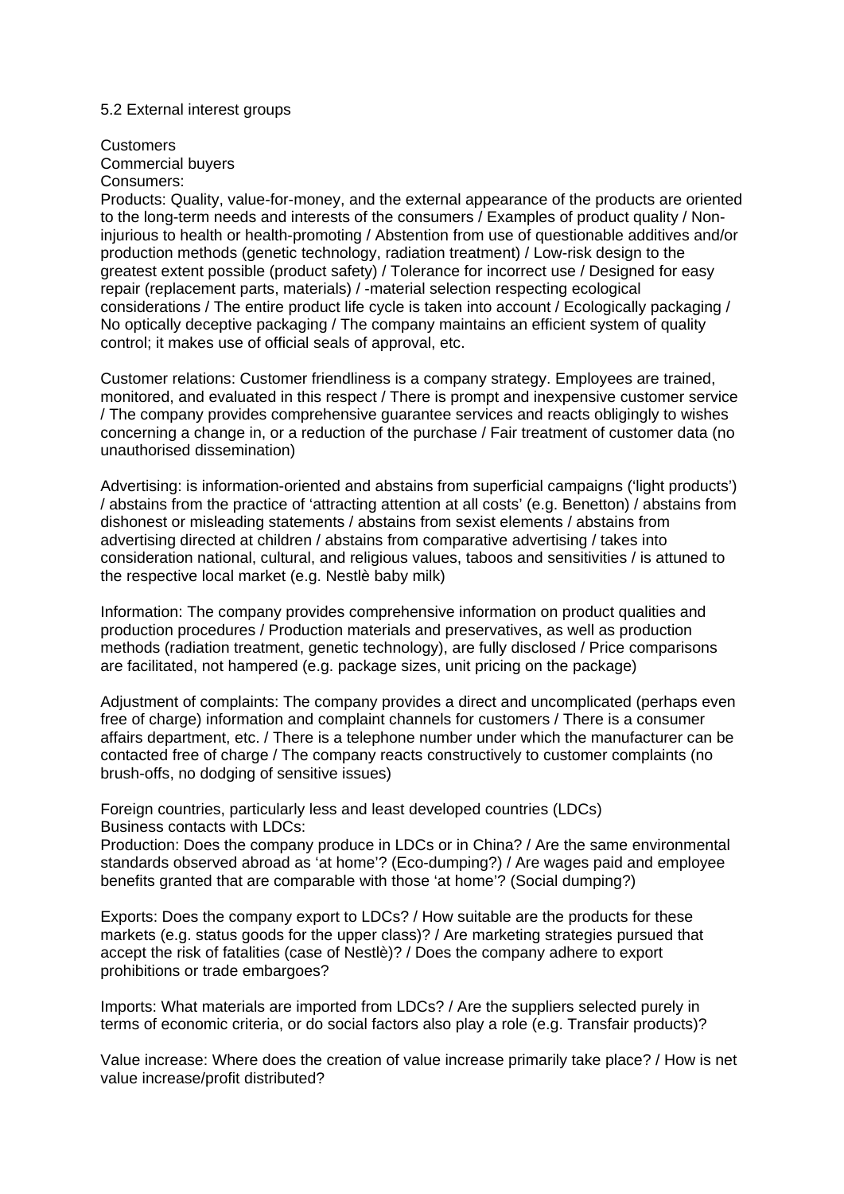## 5.2 External interest groups

Customers
Commercial buyers
Consumers:
Products: Quality, value-for-money, and the external appearance of the products are oriented to the long-term needs and interests of the consumers / Examples of product quality / Non-injurious to health or health-promoting / Abstention from use of questionable additives and/or production methods (genetic technology, radiation treatment) / Low-risk design to the greatest extent possible (product safety) / Tolerance for incorrect use / Designed for easy repair (replacement parts, materials) / -material selection respecting ecological considerations / The entire product life cycle is taken into account / Ecologically packaging / No optically deceptive packaging / The company maintains an efficient system of quality control; it makes use of official seals of approval, etc.

Customer relations: Customer friendliness is a company strategy. Employees are trained, monitored, and evaluated in this respect / There is prompt and inexpensive customer service / The company provides comprehensive guarantee services and reacts obligingly to wishes concerning a change in, or a reduction of the purchase / Fair treatment of customer data (no unauthorised dissemination)

Advertising: is information-oriented and abstains from superficial campaigns ('light products') / abstains from the practice of 'attracting attention at all costs' (e.g. Benetton) / abstains from dishonest or misleading statements / abstains from sexist elements / abstains from advertising directed at children / abstains from comparative advertising / takes into consideration national, cultural, and religious values, taboos and sensitivities / is attuned to the respective local market (e.g. Nestlè baby milk)

Information: The company provides comprehensive information on product qualities and production procedures / Production materials and preservatives, as well as production methods (radiation treatment, genetic technology), are fully disclosed / Price comparisons are facilitated, not hampered (e.g. package sizes, unit pricing on the package)

Adjustment of complaints: The company provides a direct and uncomplicated (perhaps even free of charge) information and complaint channels for customers / There is a consumer affairs department, etc. / There is a telephone number under which the manufacturer can be contacted free of charge / The company reacts constructively to customer complaints (no brush-offs, no dodging of sensitive issues)

Foreign countries, particularly less and least developed countries (LDCs)
Business contacts with LDCs:
Production: Does the company produce in LDCs or in China? / Are the same environmental standards observed abroad as 'at home'? (Eco-dumping?) / Are wages paid and employee benefits granted that are comparable with those 'at home'? (Social dumping?)

Exports: Does the company export to LDCs? / How suitable are the products for these markets (e.g. status goods for the upper class)? / Are marketing strategies pursued that accept the risk of fatalities (case of Nestlè)? / Does the company adhere to export prohibitions or trade embargoes?

Imports: What materials are imported from LDCs? / Are the suppliers selected purely in terms of economic criteria, or do social factors also play a role (e.g. Transfair products)?

Value increase: Where does the creation of value increase primarily take place? / How is net value increase/profit distributed?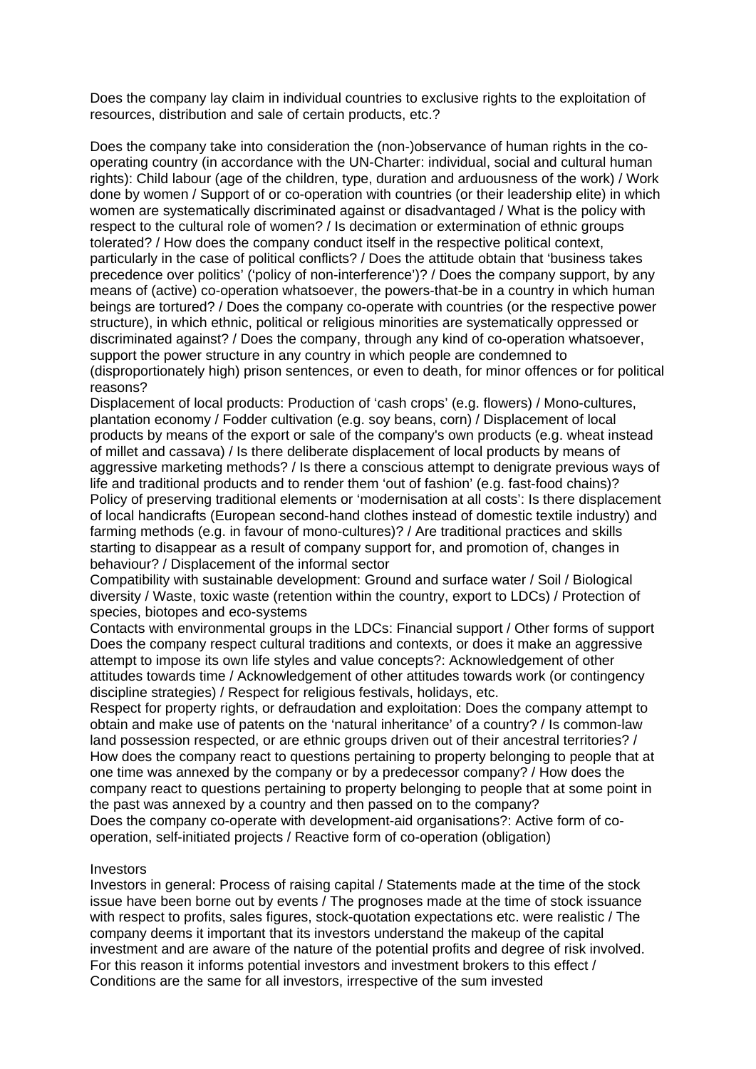Does the company lay claim in individual countries to exclusive rights to the exploitation of resources, distribution and sale of certain products, etc.?

Does the company take into consideration the (non-)observance of human rights in the co-operating country (in accordance with the UN-Charter: individual, social and cultural human rights): Child labour (age of the children, type, duration and arduousness of the work) / Work done by women / Support of or co-operation with countries (or their leadership elite) in which women are systematically discriminated against or disadvantaged / What is the policy with respect to the cultural role of women? / Is decimation or extermination of ethnic groups tolerated? / How does the company conduct itself in the respective political context, particularly in the case of political conflicts? / Does the attitude obtain that 'business takes precedence over politics' ('policy of non-interference')? / Does the company support, by any means of (active) co-operation whatsoever, the powers-that-be in a country in which human beings are tortured? / Does the company co-operate with countries (or the respective power structure), in which ethnic, political or religious minorities are systematically oppressed or discriminated against? / Does the company, through any kind of co-operation whatsoever, support the power structure in any country in which people are condemned to (disproportionately high) prison sentences, or even to death, for minor offences or for political reasons?
Displacement of local products: Production of 'cash crops' (e.g. flowers) / Mono-cultures, plantation economy / Fodder cultivation (e.g. soy beans, corn) / Displacement of local products by means of the export or sale of the company's own products (e.g. wheat instead of millet and cassava) / Is there deliberate displacement of local products by means of aggressive marketing methods? / Is there a conscious attempt to denigrate previous ways of life and traditional products and to render them 'out of fashion' (e.g. fast-food chains)?
Policy of preserving traditional elements or 'modernisation at all costs': Is there displacement of local handicrafts (European second-hand clothes instead of domestic textile industry) and farming methods (e.g. in favour of mono-cultures)? / Are traditional practices and skills starting to disappear as a result of company support for, and promotion of, changes in behaviour? / Displacement of the informal sector
Compatibility with sustainable development: Ground and surface water / Soil / Biological diversity / Waste, toxic waste (retention within the country, export to LDCs) / Protection of species, biotopes and eco-systems
Contacts with environmental groups in the LDCs: Financial support / Other forms of support
Does the company respect cultural traditions and contexts, or does it make an aggressive attempt to impose its own life styles and value concepts?: Acknowledgement of other attitudes towards time / Acknowledgement of other attitudes towards work (or contingency discipline strategies) / Respect for religious festivals, holidays, etc.
Respect for property rights, or defraudation and exploitation: Does the company attempt to obtain and make use of patents on the 'natural inheritance' of a country? / Is common-law land possession respected, or are ethnic groups driven out of their ancestral territories? / How does the company react to questions pertaining to property belonging to people that at one time was annexed by the company or by a predecessor company? / How does the company react to questions pertaining to property belonging to people that at some point in the past was annexed by a country and then passed on to the company?
Does the company co-operate with development-aid organisations?: Active form of co-operation, self-initiated projects / Reactive form of co-operation (obligation)

Investors
Investors in general: Process of raising capital / Statements made at the time of the stock issue have been borne out by events / The prognoses made at the time of stock issuance with respect to profits, sales figures, stock-quotation expectations etc. were realistic / The company deems it important that its investors understand the makeup of the capital investment and are aware of the nature of the potential profits and degree of risk involved. For this reason it informs potential investors and investment brokers to this effect / Conditions are the same for all investors, irrespective of the sum invested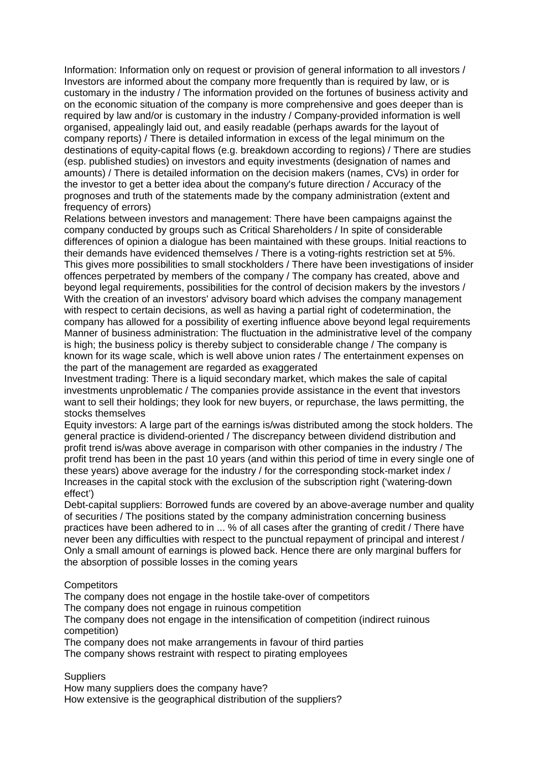Information: Information only on request or provision of general information to all investors / Investors are informed about the company more frequently than is required by law, or is customary in the industry / The information provided on the fortunes of business activity and on the economic situation of the company is more comprehensive and goes deeper than is required by law and/or is customary in the industry / Company-provided information is well organised, appealingly laid out, and easily readable (perhaps awards for the layout of company reports) / There is detailed information in excess of the legal minimum on the destinations of equity-capital flows (e.g. breakdown according to regions) / There are studies (esp. published studies) on investors and equity investments (designation of names and amounts) / There is detailed information on the decision makers (names, CVs) in order for the investor to get a better idea about the company's future direction / Accuracy of the prognoses and truth of the statements made by the company administration (extent and frequency of errors)

Relations between investors and management: There have been campaigns against the company conducted by groups such as Critical Shareholders / In spite of considerable differences of opinion a dialogue has been maintained with these groups. Initial reactions to their demands have evidenced themselves / There is a voting-rights restriction set at 5%. This gives more possibilities to small stockholders / There have been investigations of insider offences perpetrated by members of the company / The company has created, above and beyond legal requirements, possibilities for the control of decision makers by the investors / With the creation of an investors' advisory board which advises the company management with respect to certain decisions, as well as having a partial right of codetermination, the company has allowed for a possibility of exerting influence above beyond legal requirements

Manner of business administration: The fluctuation in the administrative level of the company is high; the business policy is thereby subject to considerable change / The company is known for its wage scale, which is well above union rates / The entertainment expenses on the part of the management are regarded as exaggerated

Investment trading: There is a liquid secondary market, which makes the sale of capital investments unproblematic / The companies provide assistance in the event that investors want to sell their holdings; they look for new buyers, or repurchase, the laws permitting, the stocks themselves

Equity investors: A large part of the earnings is/was distributed among the stock holders. The general practice is dividend-oriented / The discrepancy between dividend distribution and profit trend is/was above average in comparison with other companies in the industry / The profit trend has been in the past 10 years (and within this period of time in every single one of these years) above average for the industry / for the corresponding stock-market index / Increases in the capital stock with the exclusion of the subscription right ('watering-down effect')

Debt-capital suppliers: Borrowed funds are covered by an above-average number and quality of securities / The positions stated by the company administration concerning business practices have been adhered to in ... % of all cases after the granting of credit / There have never been any difficulties with respect to the punctual repayment of principal and interest / Only a small amount of earnings is plowed back. Hence there are only marginal buffers for the absorption of possible losses in the coming years

Competitors

The company does not engage in the hostile take-over of competitors

The company does not engage in ruinous competition

The company does not engage in the intensification of competition (indirect ruinous competition)

The company does not make arrangements in favour of third parties

The company shows restraint with respect to pirating employees

Suppliers

How many suppliers does the company have?

How extensive is the geographical distribution of the suppliers?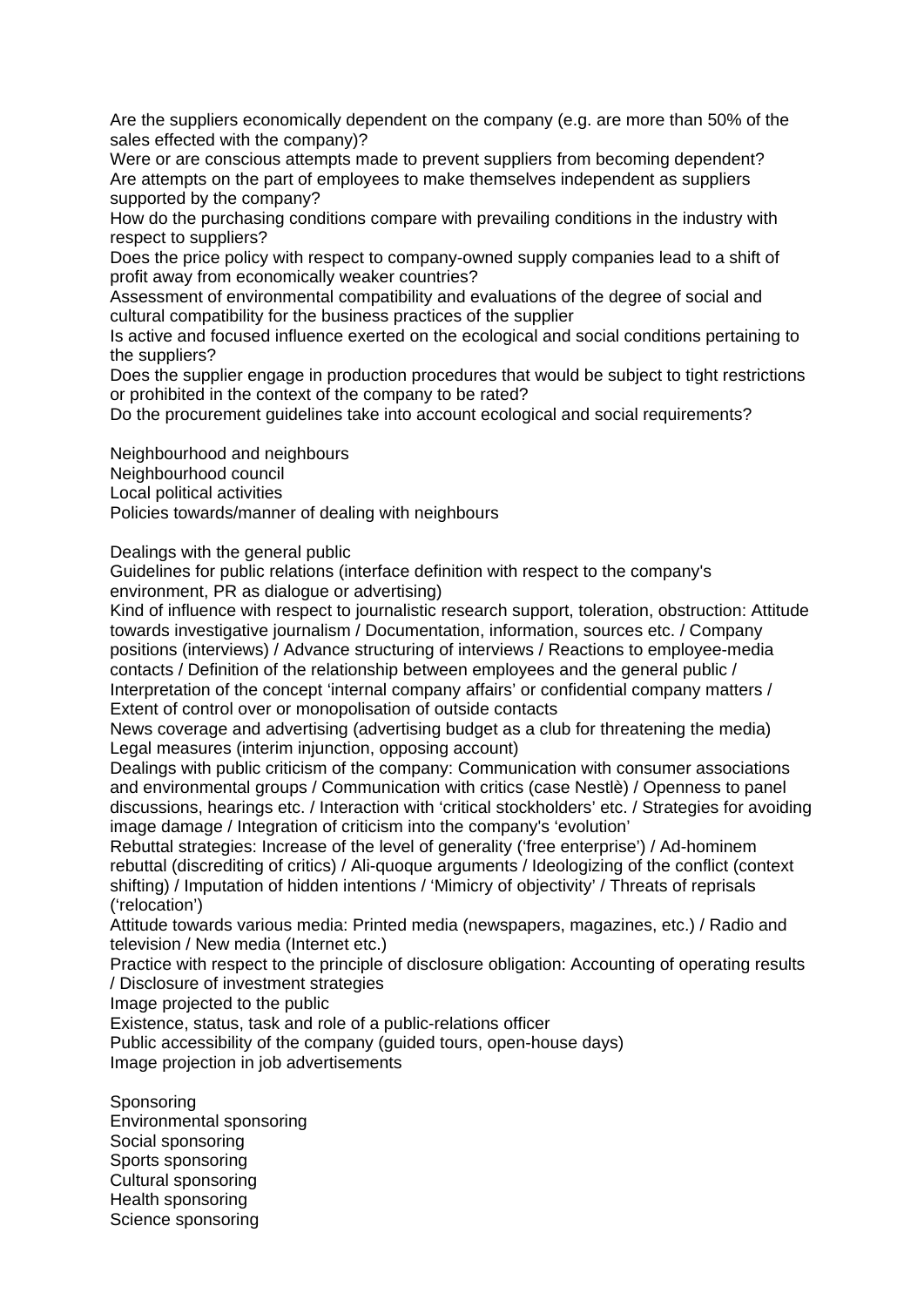Are the suppliers economically dependent on the company (e.g. are more than 50% of the sales effected with the company)?
Were or are conscious attempts made to prevent suppliers from becoming dependent?
Are attempts on the part of employees to make themselves independent as suppliers supported by the company?
How do the purchasing conditions compare with prevailing conditions in the industry with respect to suppliers?
Does the price policy with respect to company-owned supply companies lead to a shift of profit away from economically weaker countries?
Assessment of environmental compatibility and evaluations of the degree of social and cultural compatibility for the business practices of the supplier
Is active and focused influence exerted on the ecological and social conditions pertaining to the suppliers?
Does the supplier engage in production procedures that would be subject to tight restrictions or prohibited in the context of the company to be rated?
Do the procurement guidelines take into account ecological and social requirements?

Neighbourhood and neighbours
Neighbourhood council
Local political activities
Policies towards/manner of dealing with neighbours

Dealings with the general public
Guidelines for public relations (interface definition with respect to the company's environment, PR as dialogue or advertising)
Kind of influence with respect to journalistic research support, toleration, obstruction: Attitude towards investigative journalism / Documentation, information, sources etc. / Company positions (interviews) / Advance structuring of interviews / Reactions to employee-media contacts / Definition of the relationship between employees and the general public / Interpretation of the concept 'internal company affairs' or confidential company matters / Extent of control over or monopolisation of outside contacts
News coverage and advertising (advertising budget as a club for threatening the media)
Legal measures (interim injunction, opposing account)
Dealings with public criticism of the company: Communication with consumer associations and environmental groups / Communication with critics (case Nestlè) / Openness to panel discussions, hearings etc. / Interaction with 'critical stockholders' etc. / Strategies for avoiding image damage / Integration of criticism into the company's 'evolution'
Rebuttal strategies: Increase of the level of generality ('free enterprise') / Ad-hominem rebuttal (descrediting of critics) / Ali-quoque arguments / Ideologizing of the conflict (context shifting) / Imputation of hidden intentions / 'Mimicry of objectivity' / Threats of reprisals ('relocation')
Attitude towards various media: Printed media (newspapers, magazines, etc.) / Radio and television / New media (Internet etc.)
Practice with respect to the principle of disclosure obligation: Accounting of operating results / Disclosure of investment strategies
Image projected to the public
Existence, status, task and role of a public-relations officer
Public accessibility of the company (guided tours, open-house days)
Image projection in job advertisements

Sponsoring
Environmental sponsoring
Social sponsoring
Sports sponsoring
Cultural sponsoring
Health sponsoring
Science sponsoring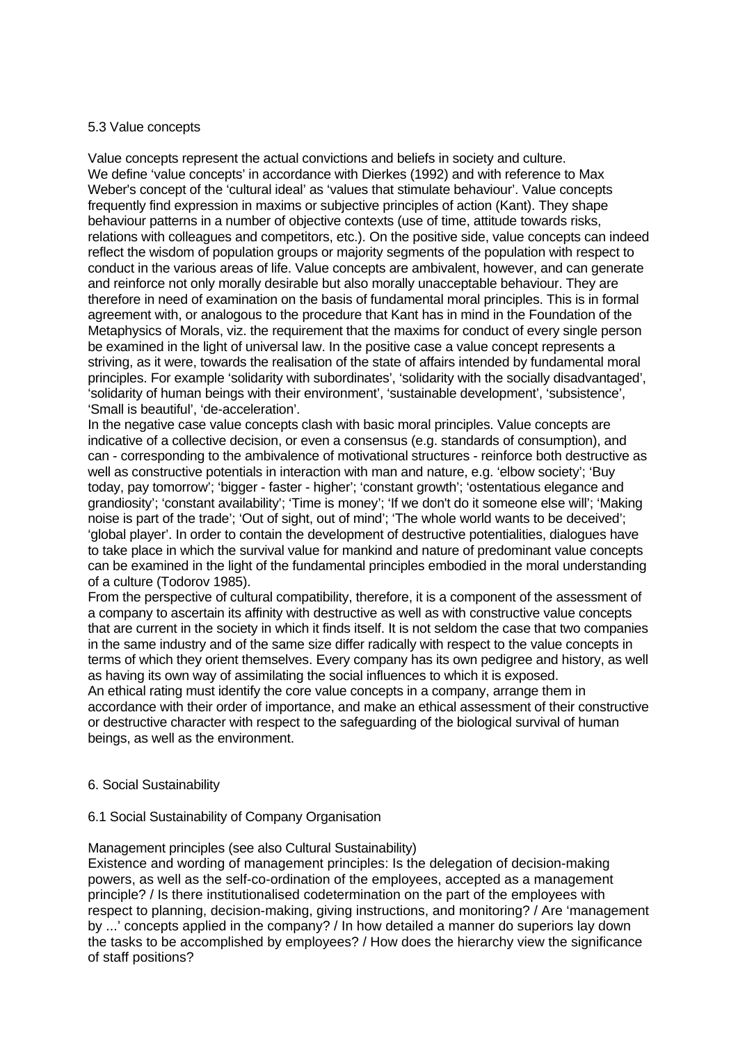### 5.3 Value concepts

Value concepts represent the actual convictions and beliefs in society and culture.
We define 'value concepts' in accordance with Dierkes (1992) and with reference to Max Weber's concept of the 'cultural ideal' as 'values that stimulate behaviour'. Value concepts frequently find expression in maxims or subjective principles of action (Kant). They shape behaviour patterns in a number of objective contexts (use of time, attitude towards risks, relations with colleagues and competitors, etc.). On the positive side, value concepts can indeed reflect the wisdom of population groups or majority segments of the population with respect to conduct in the various areas of life. Value concepts are ambivalent, however, and can generate and reinforce not only morally desirable but also morally unacceptable behaviour. They are therefore in need of examination on the basis of fundamental moral principles. This is in formal agreement with, or analogous to the procedure that Kant has in mind in the Foundation of the Metaphysics of Morals, viz. the requirement that the maxims for conduct of every single person be examined in the light of universal law. In the positive case a value concept represents a striving, as it were, towards the realisation of the state of affairs intended by fundamental moral principles. For example 'solidarity with subordinates', 'solidarity with the socially disadvantaged', 'solidarity of human beings with their environment', 'sustainable development', 'subsistence', 'Small is beautiful', 'de-acceleration'.
In the negative case value concepts clash with basic moral principles. Value concepts are indicative of a collective decision, or even a consensus (e.g. standards of consumption), and can - corresponding to the ambivalence of motivational structures - reinforce both destructive as well as constructive potentials in interaction with man and nature, e.g. 'elbow society'; 'Buy today, pay tomorrow'; 'bigger - faster - higher'; 'constant growth'; 'ostentatious elegance and grandiosity'; 'constant availability'; 'Time is money'; 'If we don't do it someone else will'; 'Making noise is part of the trade'; 'Out of sight, out of mind'; 'The whole world wants to be deceived'; 'global player'. In order to contain the development of destructive potentialities, dialogues have to take place in which the survival value for mankind and nature of predominant value concepts can be examined in the light of the fundamental principles embodied in the moral understanding of a culture (Todorov 1985).
From the perspective of cultural compatibility, therefore, it is a component of the assessment of a company to ascertain its affinity with destructive as well as with constructive value concepts that are current in the society in which it finds itself. It is not seldom the case that two companies in the same industry and of the same size differ radically with respect to the value concepts in terms of which they orient themselves. Every company has its own pedigree and history, as well as having its own way of assimilating the social influences to which it is exposed.
An ethical rating must identify the core value concepts in a company, arrange them in accordance with their order of importance, and make an ethical assessment of their constructive or destructive character with respect to the safeguarding of the biological survival of human beings, as well as the environment.

## 6. Social Sustainability

### 6.1 Social Sustainability of Company Organisation

Management principles (see also Cultural Sustainability)
Existence and wording of management principles: Is the delegation of decision-making powers, as well as the self-co-ordination of the employees, accepted as a management principle? / Is there institutionalised codetermination on the part of the employees with respect to planning, decision-making, giving instructions, and monitoring? / Are 'management by ...' concepts applied in the company? / In how detailed a manner do superiors lay down the tasks to be accomplished by employees? / How does the hierarchy view the significance of staff positions?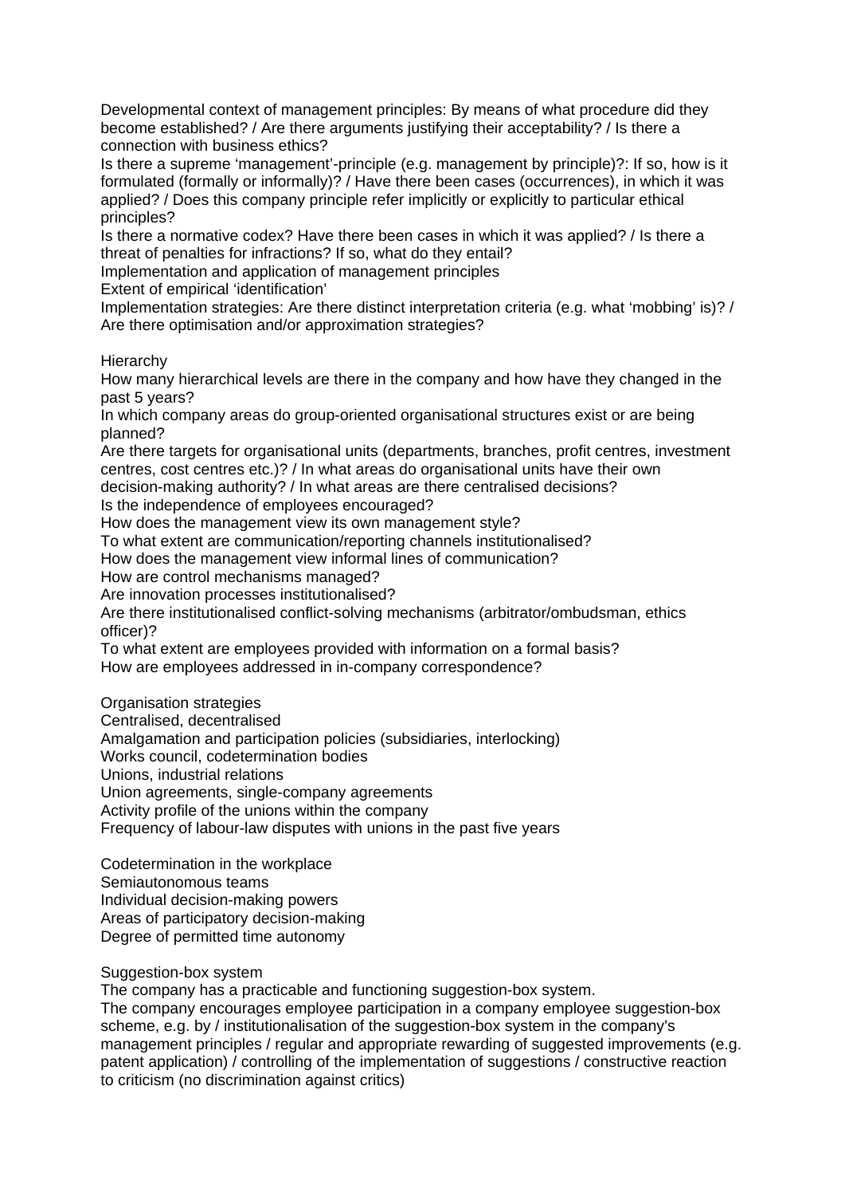Developmental context of management principles: By means of what procedure did they become established? / Are there arguments justifying their acceptability? / Is there a connection with business ethics?

Is there a supreme 'management'-principle (e.g. management by principle)?: If so, how is it formulated (formally or informally)? / Have there been cases (occurrences), in which it was applied? / Does this company principle refer implicitly or explicitly to particular ethical principles?

Is there a normative codex? Have there been cases in which it was applied? / Is there a threat of penalties for infractions? If so, what do they entail?

Implementation and application of management principles

Extent of empirical 'identification'

Implementation strategies: Are there distinct interpretation criteria (e.g. what 'mobbing' is)? / Are there optimisation and/or approximation strategies?

Hierarchy

How many hierarchical levels are there in the company and how have they changed in the past 5 years?

In which company areas do group-oriented organisational structures exist or are being planned?

Are there targets for organisational units (departments, branches, profit centres, investment centres, cost centres etc.)? / In what areas do organisational units have their own decision-making authority? / In what areas are there centralised decisions?

Is the independence of employees encouraged?

How does the management view its own management style?

To what extent are communication/reporting channels institutionalised?

How does the management view informal lines of communication?

How are control mechanisms managed?

Are innovation processes institutionalised?

Are there institutionalised conflict-solving mechanisms (arbitrator/ombudsman, ethics officer)?

To what extent are employees provided with information on a formal basis?

How are employees addressed in in-company correspondence?

Organisation strategies

Centralised, decentralised

Amalgamation and participation policies (subsidiaries, interlocking)

Works council, codetermination bodies

Unions, industrial relations

Union agreements, single-company agreements

Activity profile of the unions within the company

Frequency of labour-law disputes with unions in the past five years

Codetermination in the workplace

Semiautonomous teams

Individual decision-making powers

Areas of participatory decision-making

Degree of permitted time autonomy

Suggestion-box system

The company has a practicable and functioning suggestion-box system.

The company encourages employee participation in a company employee suggestion-box scheme, e.g. by / institutionalisation of the suggestion-box system in the company's management principles / regular and appropriate rewarding of suggested improvements (e.g. patent application) / controlling of the implementation of suggestions / constructive reaction to criticism (no discrimination against critics)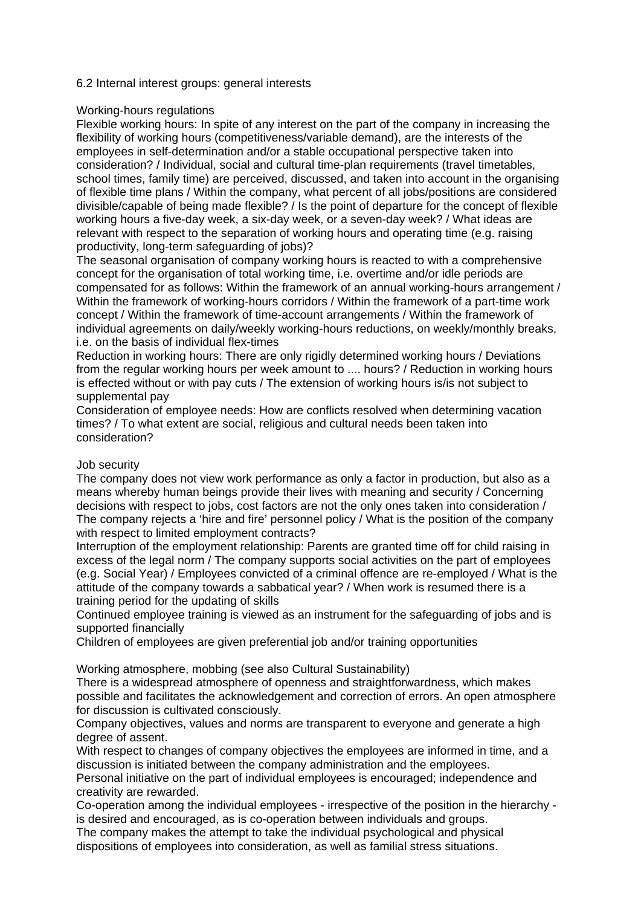## 6.2 Internal interest groups: general interests

### Working-hours regulations

Flexible working hours: In spite of any interest on the part of the company in increasing the flexibility of working hours (competitiveness/variable demand), are the interests of the employees in self-determination and/or a stable occupational perspective taken into consideration? / Individual, social and cultural time-plan requirements (travel timetables, school times, family time) are perceived, discussed, and taken into account in the organising of flexible time plans / Within the company, what percent of all jobs/positions are considered divisible/capable of being made flexible? / Is the point of departure for the concept of flexible working hours a five-day week, a six-day week, or a seven-day week? / What ideas are relevant with respect to the separation of working hours and operating time (e.g. raising productivity, long-term safeguarding of jobs)?

The seasonal organisation of company working hours is reacted to with a comprehensive concept for the organisation of total working time, i.e. overtime and/or idle periods are compensated for as follows: Within the framework of an annual working-hours arrangement / Within the framework of working-hours corridors / Within the framework of a part-time work concept / Within the framework of time-account arrangements / Within the framework of individual agreements on daily/weekly working-hours reductions, on weekly/monthly breaks, i.e. on the basis of individual flex-times

Reduction in working hours: There are only rigidly determined working hours / Deviations from the regular working hours per week amount to .... hours? / Reduction in working hours is effected without or with pay cuts / The extension of working hours is/is not subject to supplemental pay

Consideration of employee needs: How are conflicts resolved when determining vacation times? / To what extent are social, religious and cultural needs been taken into consideration?

### Job security

The company does not view work performance as only a factor in production, but also as a means whereby human beings provide their lives with meaning and security / Concerning decisions with respect to jobs, cost factors are not the only ones taken into consideration / The company rejects a 'hire and fire' personnel policy / What is the position of the company with respect to limited employment contracts?

Interruption of the employment relationship: Parents are granted time off for child raising in excess of the legal norm / The company supports social activities on the part of employees (e.g. Social Year) / Employees convicted of a criminal offence are re-employed / What is the attitude of the company towards a sabbatical year? / When work is resumed there is a training period for the updating of skills

Continued employee training is viewed as an instrument for the safeguarding of jobs and is supported financially

Children of employees are given preferential job and/or training opportunities

### Working atmosphere, mobbing (see also Cultural Sustainability)

There is a widespread atmosphere of openness and straightforwardness, which makes possible and facilitates the acknowledgement and correction of errors. An open atmosphere for discussion is cultivated consciously.

Company objectives, values and norms are transparent to everyone and generate a high degree of assent.

With respect to changes of company objectives the employees are informed in time, and a discussion is initiated between the company administration and the employees.

Personal initiative on the part of individual employees is encouraged; independence and creativity are rewarded.

Co-operation among the individual employees - irrespective of the position in the hierarchy - is desired and encouraged, as is co-operation between individuals and groups.

The company makes the attempt to take the individual psychological and physical dispositions of employees into consideration, as well as familial stress situations.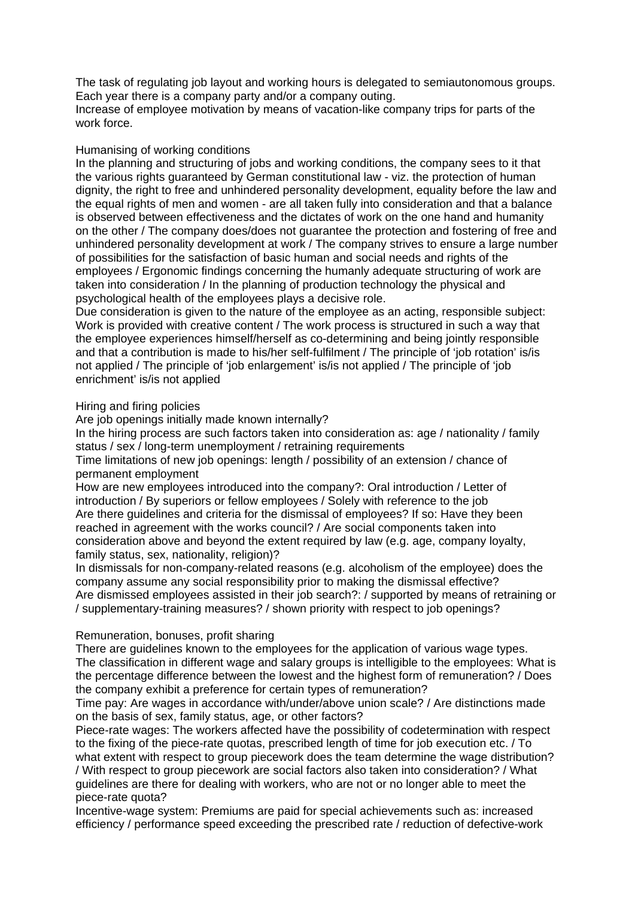The task of regulating job layout and working hours is delegated to semiautonomous groups.
Each year there is a company party and/or a company outing.
Increase of employee motivation by means of vacation-like company trips for parts of the work force.

Humanising of working conditions
In the planning and structuring of jobs and working conditions, the company sees to it that the various rights guaranteed by German constitutional law - viz. the protection of human dignity, the right to free and unhindered personality development, equality before the law and the equal rights of men and women - are all taken fully into consideration and that a balance is observed between effectiveness and the dictates of work on the one hand and humanity on the other / The company does/does not guarantee the protection and fostering of free and unhindered personality development at work / The company strives to ensure a large number of possibilities for the satisfaction of basic human and social needs and rights of the employees / Ergonomic findings concerning the humanly adequate structuring of work are taken into consideration / In the planning of production technology the physical and psychological health of the employees plays a decisive role.
Due consideration is given to the nature of the employee as an acting, responsible subject: Work is provided with creative content / The work process is structured in such a way that the employee experiences himself/herself as co-determining and being jointly responsible and that a contribution is made to his/her self-fulfilment / The principle of 'job rotation' is/is not applied / The principle of 'job enlargement' is/is not applied / The principle of 'job enrichment' is/is not applied

Hiring and firing policies
Are job openings initially made known internally?
In the hiring process are such factors taken into consideration as: age / nationality / family status / sex / long-term unemployment / retraining requirements
Time limitations of new job openings: length / possibility of an extension / chance of permanent employment
How are new employees introduced into the company?: Oral introduction / Letter of introduction / By superiors or fellow employees / Solely with reference to the job
Are there guidelines and criteria for the dismissal of employees? If so: Have they been reached in agreement with the works council? / Are social components taken into consideration above and beyond the extent required by law (e.g. age, company loyalty, family status, sex, nationality, religion)?
In dismissals for non-company-related reasons (e.g. alcoholism of the employee) does the company assume any social responsibility prior to making the dismissal effective?
Are dismissed employees assisted in their job search?: / supported by means of retraining or / supplementary-training measures? / shown priority with respect to job openings?

Remuneration, bonuses, profit sharing
There are guidelines known to the employees for the application of various wage types.
The classification in different wage and salary groups is intelligible to the employees: What is the percentage difference between the lowest and the highest form of remuneration? / Does the company exhibit a preference for certain types of remuneration?
Time pay: Are wages in accordance with/under/above union scale? / Are distinctions made on the basis of sex, family status, age, or other factors?
Piece-rate wages: The workers affected have the possibility of codetermination with respect to the fixing of the piece-rate quotas, prescribed length of time for job execution etc. / To what extent with respect to group piecework does the team determine the wage distribution? / With respect to group piecework are social factors also taken into consideration? / What guidelines are there for dealing with workers, who are not or no longer able to meet the piece-rate quota?
Incentive-wage system: Premiums are paid for special achievements such as: increased efficiency / performance speed exceeding the prescribed rate / reduction of defective-work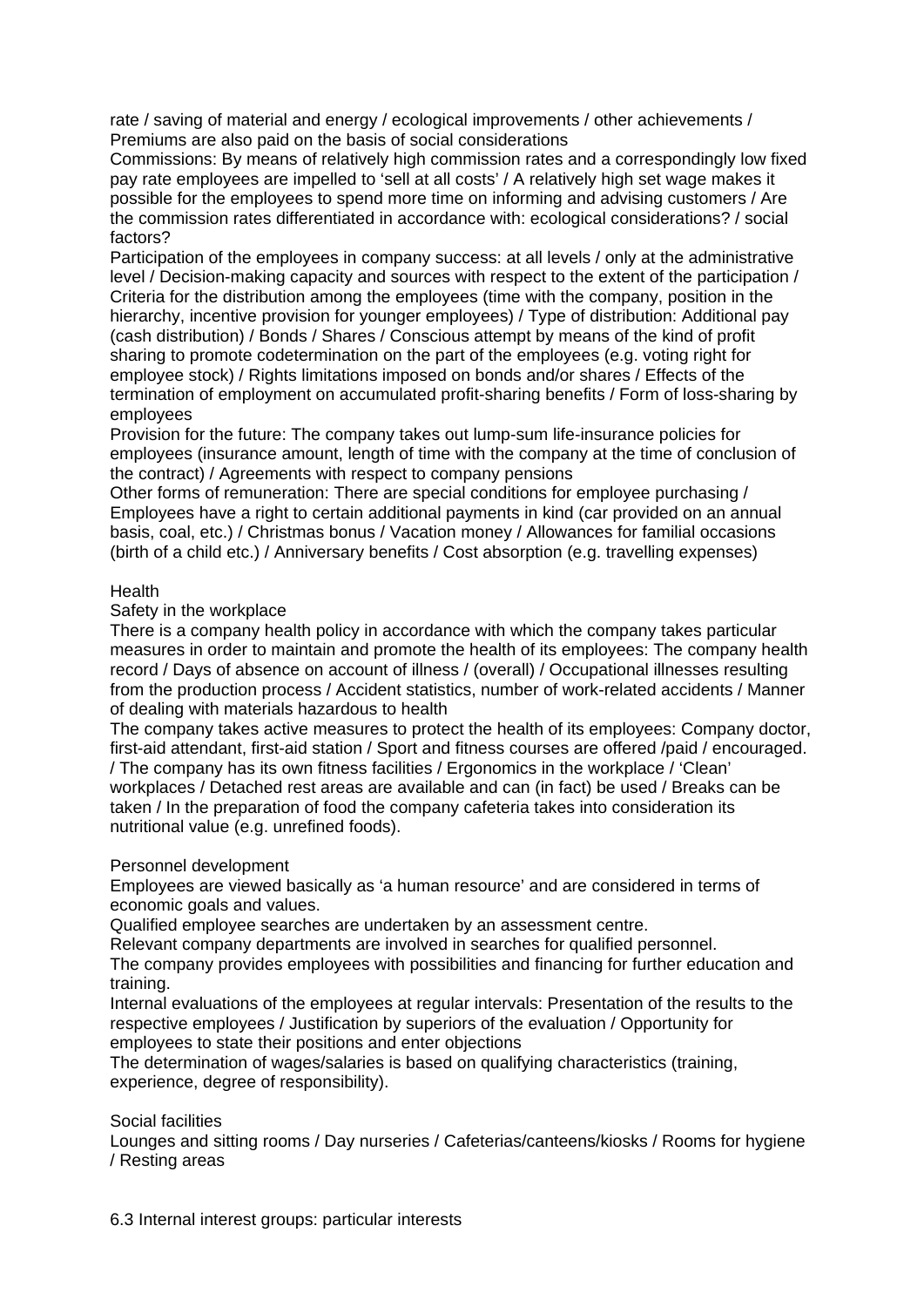rate / saving of material and energy / ecological improvements / other achievements / Premiums are also paid on the basis of social considerations

Commissions: By means of relatively high commission rates and a correspondingly low fixed pay rate employees are impelled to 'sell at all costs' / A relatively high set wage makes it possible for the employees to spend more time on informing and advising customers / Are the commission rates differentiated in accordance with: ecological considerations? / social factors?

Participation of the employees in company success: at all levels / only at the administrative level / Decision-making capacity and sources with respect to the extent of the participation / Criteria for the distribution among the employees (time with the company, position in the hierarchy, incentive provision for younger employees) / Type of distribution: Additional pay (cash distribution) / Bonds / Shares / Conscious attempt by means of the kind of profit sharing to promote codetermination on the part of the employees (e.g. voting right for employee stock) / Rights limitations imposed on bonds and/or shares / Effects of the termination of employment on accumulated profit-sharing benefits / Form of loss-sharing by employees

Provision for the future: The company takes out lump-sum life-insurance policies for employees (insurance amount, length of time with the company at the time of conclusion of the contract) / Agreements with respect to company pensions

Other forms of remuneration: There are special conditions for employee purchasing / Employees have a right to certain additional payments in kind (car provided on an annual basis, coal, etc.) / Christmas bonus / Vacation money / Allowances for familial occasions (birth of a child etc.) / Anniversary benefits / Cost absorption (e.g. travelling expenses)

Health

Safety in the workplace

There is a company health policy in accordance with which the company takes particular measures in order to maintain and promote the health of its employees: The company health record / Days of absence on account of illness / (overall) / Occupational illnesses resulting from the production process / Accident statistics, number of work-related accidents / Manner of dealing with materials hazardous to health

The company takes active measures to protect the health of its employees: Company doctor, first-aid attendant, first-aid station / Sport and fitness courses are offered /paid / encouraged. / The company has its own fitness facilities / Ergonomics in the workplace / 'Clean' workplaces / Detached rest areas are available and can (in fact) be used / Breaks can be taken / In the preparation of food the company cafeteria takes into consideration its nutritional value (e.g. unrefined foods).

Personnel development

Employees are viewed basically as 'a human resource' and are considered in terms of economic goals and values.

Qualified employee searches are undertaken by an assessment centre.

Relevant company departments are involved in searches for qualified personnel.

The company provides employees with possibilities and financing for further education and training.

Internal evaluations of the employees at regular intervals: Presentation of the results to the respective employees / Justification by superiors of the evaluation / Opportunity for employees to state their positions and enter objections

The determination of wages/salaries is based on qualifying characteristics (training, experience, degree of responsibility).

Social facilities

Lounges and sitting rooms / Day nurseries / Cafeterias/canteens/kiosks / Rooms for hygiene / Resting areas

6.3 Internal interest groups: particular interests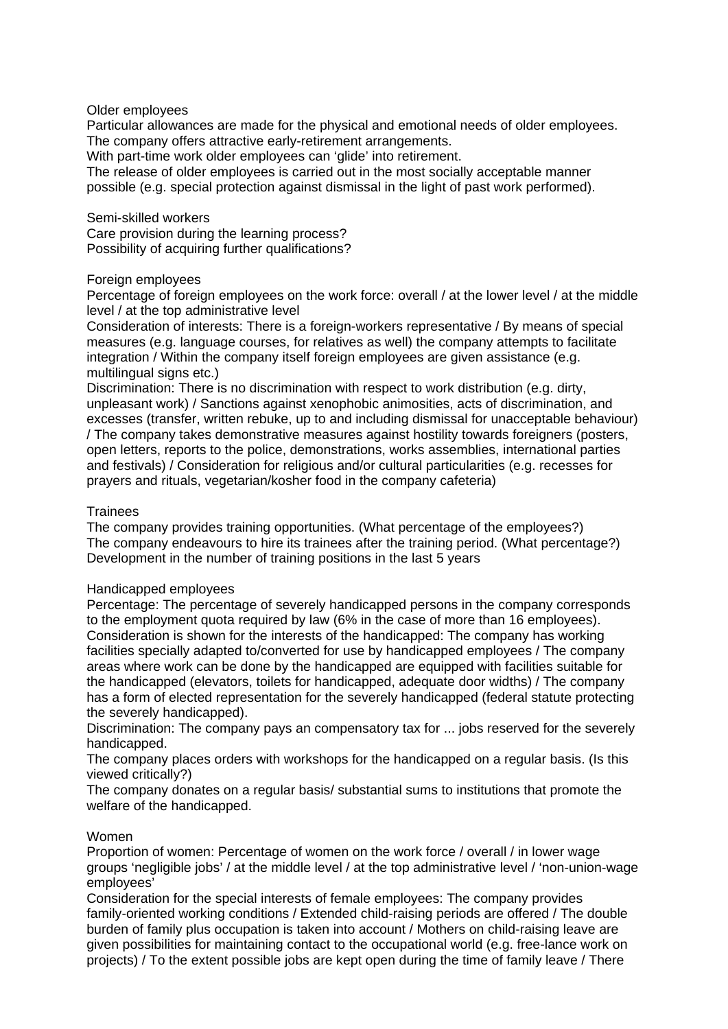Older employees

Particular allowances are made for the physical and emotional needs of older employees.
The company offers attractive early-retirement arrangements.
With part-time work older employees can 'glide' into retirement.
The release of older employees is carried out in the most socially acceptable manner possible (e.g. special protection against dismissal in the light of past work performed).

Semi-skilled workers

Care provision during the learning process?
Possibility of acquiring further qualifications?

Foreign employees

Percentage of foreign employees on the work force: overall / at the lower level / at the middle level / at the top administrative level
Consideration of interests: There is a foreign-workers representative / By means of special measures (e.g. language courses, for relatives as well) the company attempts to facilitate integration / Within the company itself foreign employees are given assistance (e.g. multilingual signs etc.)
Discrimination: There is no discrimination with respect to work distribution (e.g. dirty, unpleasant work) / Sanctions against xenophobic animosities, acts of discrimination, and excesses (transfer, written rebuke, up to and including dismissal for unacceptable behaviour) / The company takes demonstrative measures against hostility towards foreigners (posters, open letters, reports to the police, demonstrations, works assemblies, international parties and festivals) / Consideration for religious and/or cultural particularities (e.g. recesses for prayers and rituals, vegetarian/kosher food in the company cafeteria)

Trainees

The company provides training opportunities. (What percentage of the employees?)
The company endeavours to hire its trainees after the training period. (What percentage?)
Development in the number of training positions in the last 5 years

Handicapped employees

Percentage: The percentage of severely handicapped persons in the company corresponds to the employment quota required by law (6% in the case of more than 16 employees).
Consideration is shown for the interests of the handicapped: The company has working facilities specially adapted to/converted for use by handicapped employees / The company areas where work can be done by the handicapped are equipped with facilities suitable for the handicapped (elevators, toilets for handicapped, adequate door widths) / The company has a form of elected representation for the severely handicapped (federal statute protecting the severely handicapped).
Discrimination: The company pays an compensatory tax for ... jobs reserved for the severely handicapped.
The company places orders with workshops for the handicapped on a regular basis. (Is this viewed critically?)
The company donates on a regular basis/ substantial sums to institutions that promote the welfare of the handicapped.

Women

Proportion of women: Percentage of women on the work force / overall / in lower wage groups 'negligible jobs' / at the middle level / at the top administrative level / 'non-union-wage employees'
Consideration for the special interests of female employees: The company provides family-oriented working conditions / Extended child-raising periods are offered / The double burden of family plus occupation is taken into account / Mothers on child-raising leave are given possibilities for maintaining contact to the occupational world (e.g. free-lance work on projects) / To the extent possible jobs are kept open during the time of family leave / There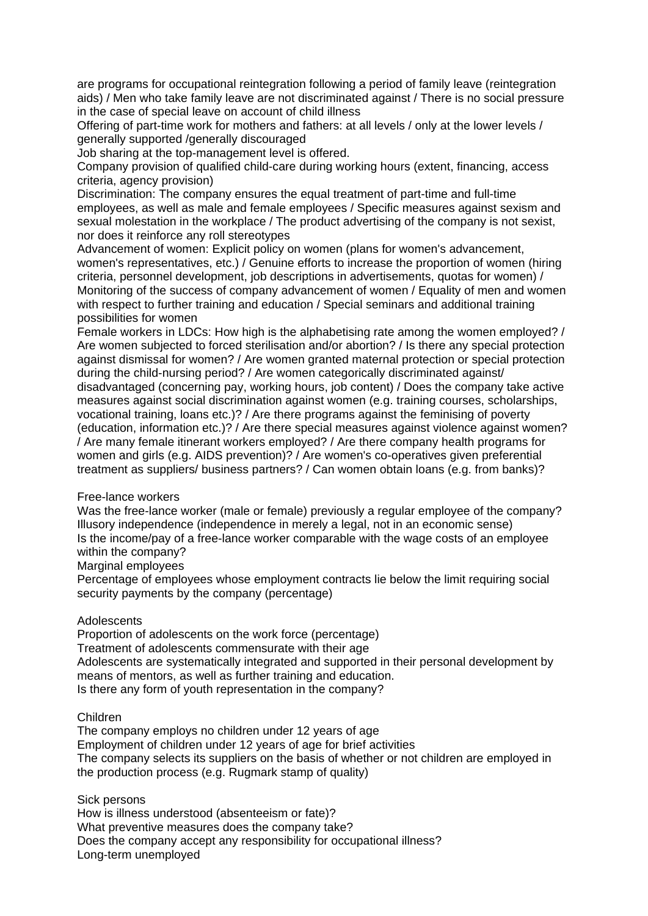are programs for occupational reintegration following a period of family leave (reintegration aids) / Men who take family leave are not discriminated against / There is no social pressure in the case of special leave on account of child illness

Offering of part-time work for mothers and fathers: at all levels / only at the lower levels / generally supported /generally discouraged

Job sharing at the top-management level is offered.

Company provision of qualified child-care during working hours (extent, financing, access criteria, agency provision)

Discrimination: The company ensures the equal treatment of part-time and full-time employees, as well as male and female employees / Specific measures against sexism and sexual molestation in the workplace / The product advertising of the company is not sexist, nor does it reinforce any roll stereotypes

Advancement of women: Explicit policy on women (plans for women's advancement, women's representatives, etc.) / Genuine efforts to increase the proportion of women (hiring criteria, personnel development, job descriptions in advertisements, quotas for women) / Monitoring of the success of company advancement of women / Equality of men and women with respect to further training and education / Special seminars and additional training possibilities for women

Female workers in LDCs: How high is the alphabetising rate among the women employed? / Are women subjected to forced sterilisation and/or abortion? / Is there any special protection against dismissal for women? / Are women granted maternal protection or special protection during the child-nursing period? / Are women categorically discriminated against/ disadvantaged (concerning pay, working hours, job content) / Does the company take active measures against social discrimination against women (e.g. training courses, scholarships, vocational training, loans etc.)? / Are there programs against the feminising of poverty (education, information etc.)? / Are there special measures against violence against women? / Are many female itinerant workers employed? / Are there company health programs for women and girls (e.g. AIDS prevention)? / Are women's co-operatives given preferential treatment as suppliers/ business partners? / Can women obtain loans (e.g. from banks)?

Free-lance workers

Was the free-lance worker (male or female) previously a regular employee of the company?

Illusory independence (independence in merely a legal, not in an economic sense)

Is the income/pay of a free-lance worker comparable with the wage costs of an employee within the company?

Marginal employees

Percentage of employees whose employment contracts lie below the limit requiring social security payments by the company (percentage)

Adolescents

Proportion of adolescents on the work force (percentage)

Treatment of adolescents commensurate with their age

Adolescents are systematically integrated and supported in their personal development by means of mentors, as well as further training and education.

Is there any form of youth representation in the company?

Children

The company employs no children under 12 years of age

Employment of children under 12 years of age for brief activities

The company selects its suppliers on the basis of whether or not children are employed in the production process (e.g. Rugmark stamp of quality)

Sick persons

How is illness understood (absenteeism or fate)?

What preventive measures does the company take?

Does the company accept any responsibility for occupational illness?

Long-term unemployed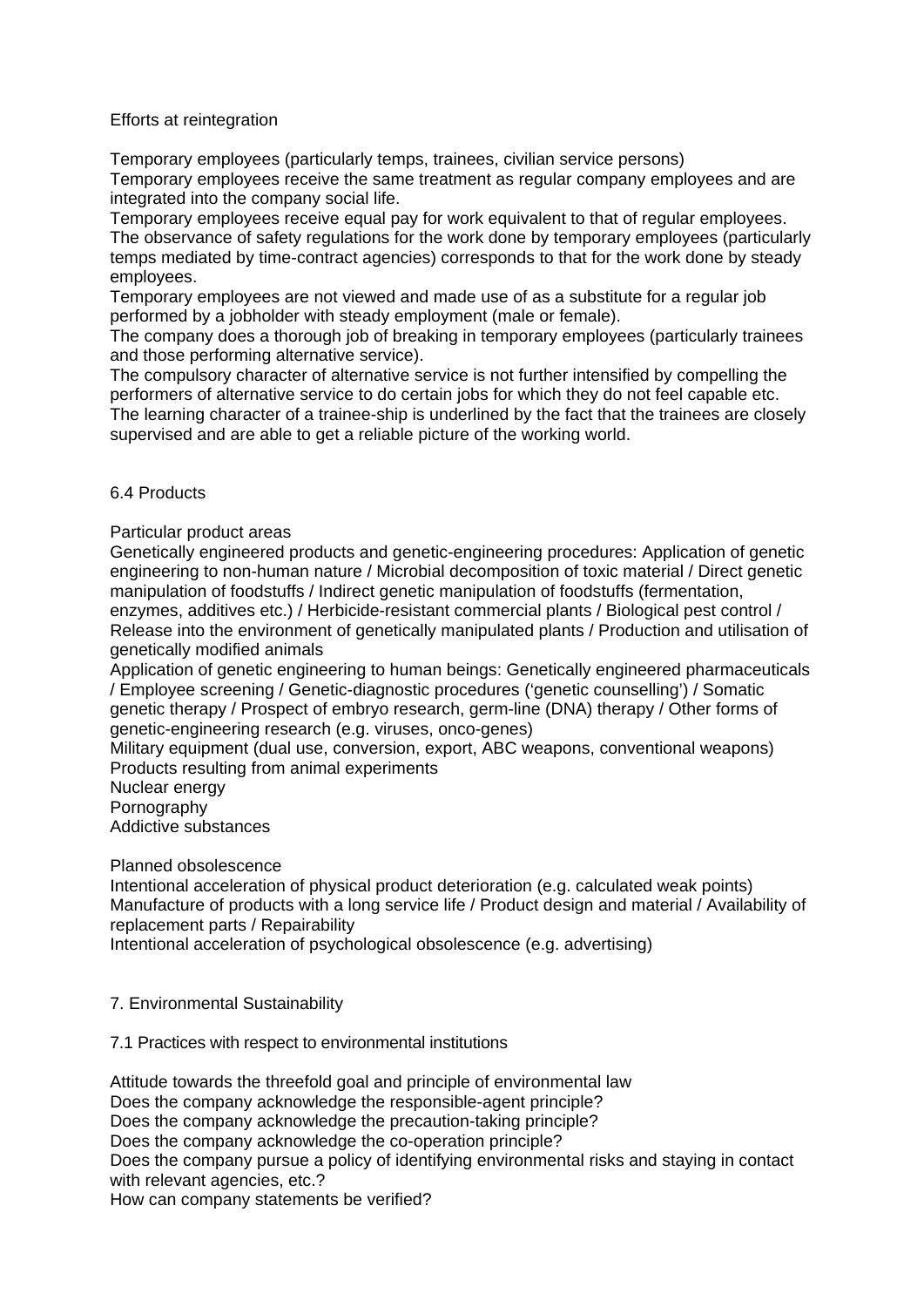Efforts at reintegration

Temporary employees (particularly temps, trainees, civilian service persons)

Temporary employees receive the same treatment as regular company employees and are integrated into the company social life.

Temporary employees receive equal pay for work equivalent to that of regular employees.

The observance of safety regulations for the work done by temporary employees (particularly temps mediated by time-contract agencies) corresponds to that for the work done by steady employees.

Temporary employees are not viewed and made use of as a substitute for a regular job performed by a jobholder with steady employment (male or female).

The company does a thorough job of breaking in temporary employees (particularly trainees and those performing alternative service).

The compulsory character of alternative service is not further intensified by compelling the performers of alternative service to do certain jobs for which they do not feel capable etc.

The learning character of a trainee-ship is underlined by the fact that the trainees are closely supervised and are able to get a reliable picture of the working world.

## 6.4 Products

Particular product areas

Genetically engineered products and genetic-engineering procedures: Application of genetic engineering to non-human nature / Microbial decomposition of toxic material / Direct genetic manipulation of foodstuffs / Indirect genetic manipulation of foodstuffs (fermentation, enzymes, additives etc.) / Herbicide-resistant commercial plants / Biological pest control / Release into the environment of genetically manipulated plants / Production and utilisation of genetically modified animals

Application of genetic engineering to human beings: Genetically engineered pharmaceuticals / Employee screening / Genetic-diagnostic procedures ('genetic counselling') / Somatic genetic therapy / Prospect of embryo research, germ-line (DNA) therapy / Other forms of genetic-engineering research (e.g. viruses, onco-genes)

Military equipment (dual use, conversion, export, ABC weapons, conventional weapons)

Products resulting from animal experiments

Nuclear energy

Pornography

Addictive substances

Planned obsolescence

Intentional acceleration of physical product deterioration (e.g. calculated weak points)

Manufacture of products with a long service life / Product design and material / Availability of replacement parts / Repairability

Intentional acceleration of psychological obsolescence (e.g. advertising)

# 7. Environmental Sustainability

## 7.1 Practices with respect to environmental institutions

Attitude towards the threefold goal and principle of environmental law

Does the company acknowledge the responsible-agent principle?

Does the company acknowledge the precaution-taking principle?

Does the company acknowledge the co-operation principle?

Does the company pursue a policy of identifying environmental risks and staying in contact with relevant agencies, etc.?

How can company statements be verified?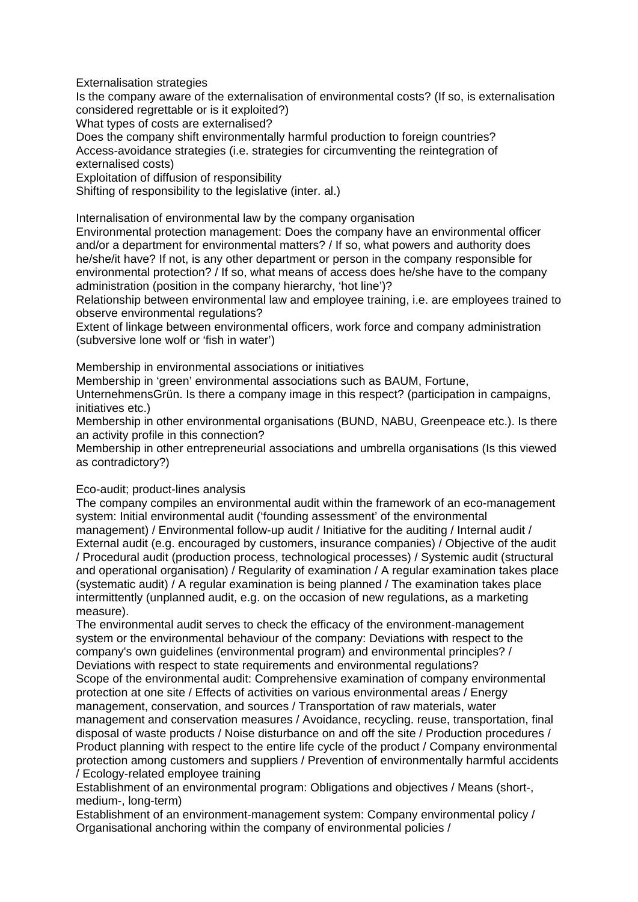Externalisation strategies

Is the company aware of the externalisation of environmental costs? (If so, is externalisation considered regrettable or is it exploited?)

What types of costs are externalised?

Does the company shift environmentally harmful production to foreign countries?

Access-avoidance strategies (i.e. strategies for circumventing the reintegration of externalised costs)

Exploitation of diffusion of responsibility

Shifting of responsibility to the legislative (inter. al.)

Internalisation of environmental law by the company organisation

Environmental protection management: Does the company have an environmental officer and/or a department for environmental matters? / If so, what powers and authority does he/she/it have? If not, is any other department or person in the company responsible for environmental protection? / If so, what means of access does he/she have to the company administration (position in the company hierarchy, 'hot line')?

Relationship between environmental law and employee training, i.e. are employees trained to observe environmental regulations?

Extent of linkage between environmental officers, work force and company administration (subversive lone wolf or 'fish in water')

Membership in environmental associations or initiatives

Membership in 'green' environmental associations such as BAUM, Fortune, UnternehmensGrün. Is there a company image in this respect? (participation in campaigns, initiatives etc.)

Membership in other environmental organisations (BUND, NABU, Greenpeace etc.). Is there an activity profile in this connection?

Membership in other entrepreneurial associations and umbrella organisations (Is this viewed as contradictory?)

Eco-audit; product-lines analysis

The company compiles an environmental audit within the framework of an eco-management system: Initial environmental audit ('founding assessment' of the environmental management) / Environmental follow-up audit / Initiative for the auditing / Internal audit / External audit (e.g. encouraged by customers, insurance companies) / Objective of the audit / Procedural audit (production process, technological processes) / Systemic audit (structural and operational organisation) / Regularity of examination / A regular examination takes place (systematic audit) / A regular examination is being planned / The examination takes place intermittently (unplanned audit, e.g. on the occasion of new regulations, as a marketing measure).

The environmental audit serves to check the efficacy of the environment-management system or the environmental behaviour of the company: Deviations with respect to the company's own guidelines (environmental program) and environmental principles? / Deviations with respect to state requirements and environmental regulations?

Scope of the environmental audit: Comprehensive examination of company environmental protection at one site / Effects of activities on various environmental areas / Energy management, conservation, and sources / Transportation of raw materials, water management and conservation measures / Avoidance, recycling. reuse, transportation, final disposal of waste products / Noise disturbance on and off the site / Production procedures / Product planning with respect to the entire life cycle of the product / Company environmental protection among customers and suppliers / Prevention of environmentally harmful accidents / Ecology-related employee training

Establishment of an environmental program: Obligations and objectives / Means (short-, medium-, long-term)

Establishment of an environment-management system: Company environmental policy / Organisational anchoring within the company of environmental policies /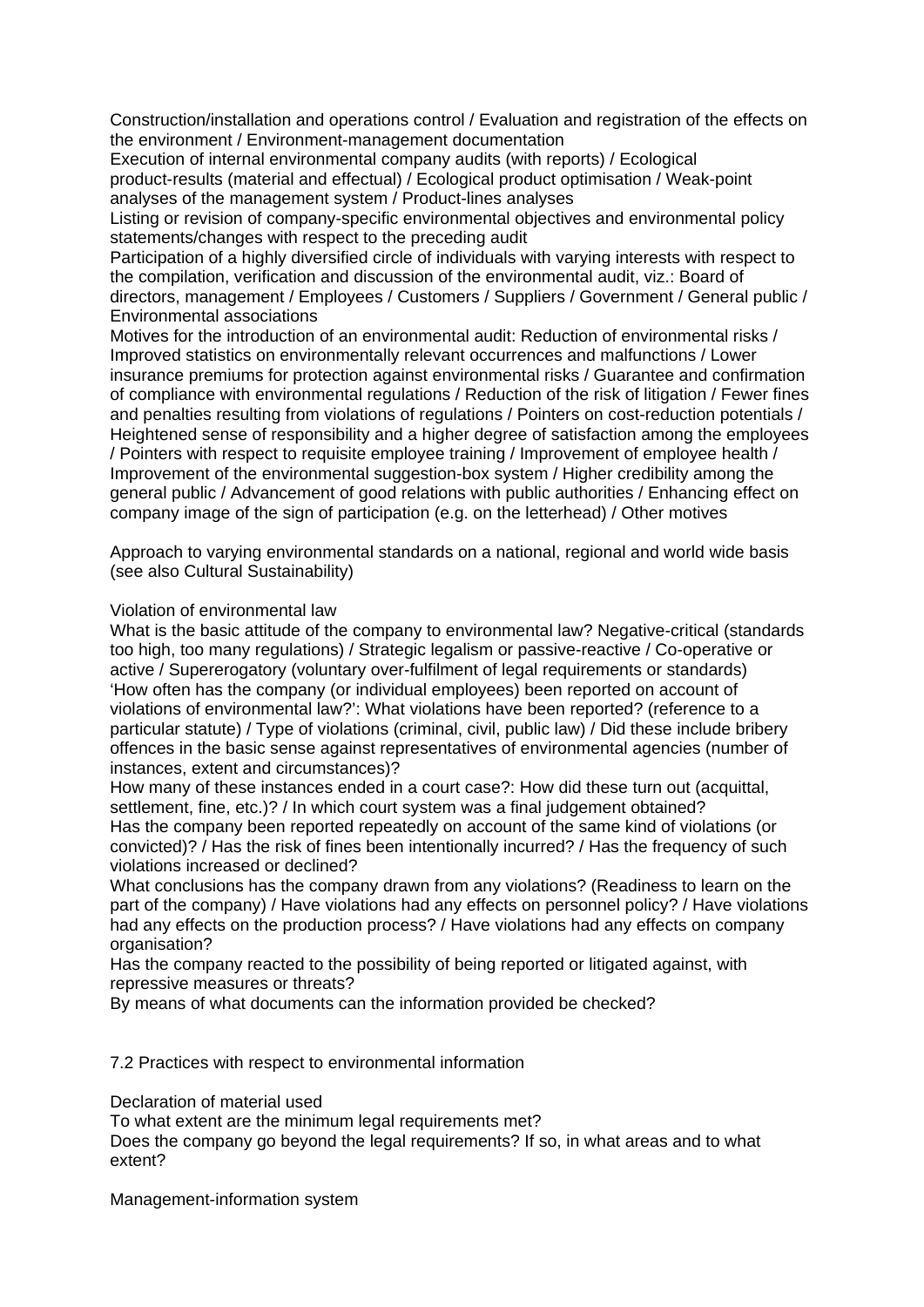Construction/installation and operations control / Evaluation and registration of the effects on the environment / Environment-management documentation

Execution of internal environmental company audits (with reports) / Ecological product-results (material and effectual) / Ecological product optimisation / Weak-point analyses of the management system / Product-lines analyses

Listing or revision of company-specific environmental objectives and environmental policy statements/changes with respect to the preceding audit

Participation of a highly diversified circle of individuals with varying interests with respect to the compilation, verification and discussion of the environmental audit, viz.: Board of directors, management / Employees / Customers / Suppliers / Government / General public / Environmental associations

Motives for the introduction of an environmental audit: Reduction of environmental risks / Improved statistics on environmentally relevant occurrences and malfunctions / Lower insurance premiums for protection against environmental risks / Guarantee and confirmation of compliance with environmental regulations / Reduction of the risk of litigation / Fewer fines and penalties resulting from violations of regulations / Pointers on cost-reduction potentials / Heightened sense of responsibility and a higher degree of satisfaction among the employees / Pointers with respect to requisite employee training / Improvement of employee health / Improvement of the environmental suggestion-box system / Higher credibility among the general public / Advancement of good relations with public authorities / Enhancing effect on company image of the sign of participation (e.g. on the letterhead) / Other motives

Approach to varying environmental standards on a national, regional and world wide basis (see also Cultural Sustainability)

Violation of environmental law

What is the basic attitude of the company to environmental law? Negative-critical (standards too high, too many regulations) / Strategic legalism or passive-reactive / Co-operative or active / Supererogatory (voluntary over-fulfilment of legal requirements or standards)

'How often has the company (or individual employees) been reported on account of violations of environmental law?': What violations have been reported? (reference to a particular statute) / Type of violations (criminal, civil, public law) / Did these include bribery offences in the basic sense against representatives of environmental agencies (number of instances, extent and circumstances)?

How many of these instances ended in a court case?: How did these turn out (acquittal, settlement, fine, etc.)? / In which court system was a final judgement obtained?

Has the company been reported repeatedly on account of the same kind of violations (or convicted)? / Has the risk of fines been intentionally incurred? / Has the frequency of such violations increased or declined?

What conclusions has the company drawn from any violations? (Readiness to learn on the part of the company) / Have violations had any effects on personnel policy? / Have violations had any effects on the production process? / Have violations had any effects on company organisation?

Has the company reacted to the possibility of being reported or litigated against, with repressive measures or threats?

By means of what documents can the information provided be checked?

## 7.2 Practices with respect to environmental information

Declaration of material used

To what extent are the minimum legal requirements met?

Does the company go beyond the legal requirements? If so, in what areas and to what extent?

Management-information system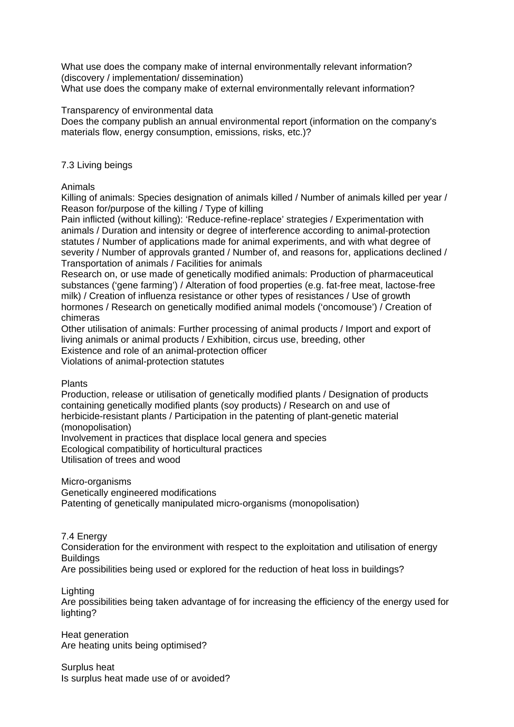What use does the company make of internal environmentally relevant information? (discovery / implementation/ dissemination)
What use does the company make of external environmentally relevant information?

Transparency of environmental data
Does the company publish an annual environmental report (information on the company's materials flow, energy consumption, emissions, risks, etc.)?

### 7.3 Living beings

Animals
Killing of animals: Species designation of animals killed / Number of animals killed per year / Reason for/purpose of the killing / Type of killing
Pain inflicted (without killing): 'Reduce-refine-replace' strategies / Experimentation with animals / Duration and intensity or degree of interference according to animal-protection statutes / Number of applications made for animal experiments, and with what degree of severity / Number of approvals granted / Number of, and reasons for, applications declined / Transportation of animals / Facilities for animals
Research on, or use made of genetically modified animals: Production of pharmaceutical substances ('gene farming') / Alteration of food properties (e.g. fat-free meat, lactose-free milk) / Creation of influenza resistance or other types of resistances / Use of growth hormones / Research on genetically modified animal models ('oncomouse') / Creation of chimeras
Other utilisation of animals: Further processing of animal products / Import and export of living animals or animal products / Exhibition, circus use, breeding, other
Existence and role of an animal-protection officer
Violations of animal-protection statutes

Plants
Production, release or utilisation of genetically modified plants / Designation of products containing genetically modified plants (soy products) / Research on and use of herbicide-resistant plants / Participation in the patenting of plant-genetic material (monopolisation)
Involvement in practices that displace local genera and species
Ecological compatibility of horticultural practices
Utilisation of trees and wood

Micro-organisms
Genetically engineered modifications
Patenting of genetically manipulated micro-organisms (monopolisation)

### 7.4 Energy

Consideration for the environment with respect to the exploitation and utilisation of energy
Buildings
Are possibilities being used or explored for the reduction of heat loss in buildings?

Lighting
Are possibilities being taken advantage of for increasing the efficiency of the energy used for lighting?

Heat generation
Are heating units being optimised?

Surplus heat
Is surplus heat made use of or avoided?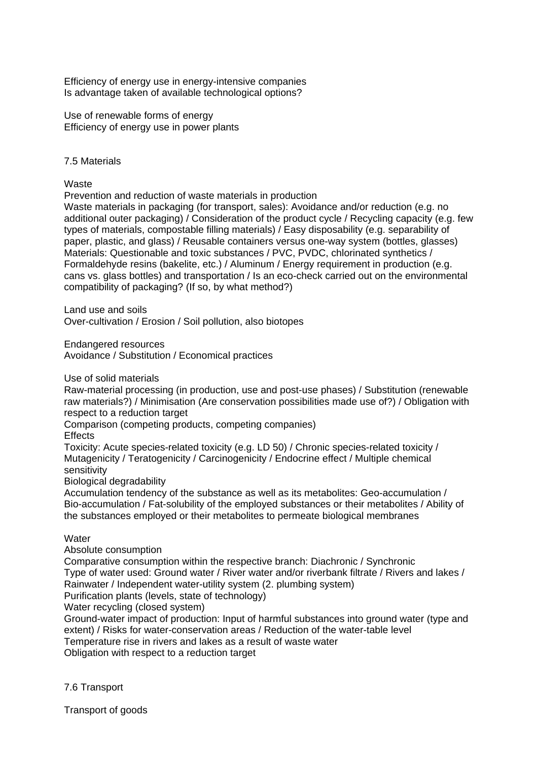Efficiency of energy use in energy-intensive companies
Is advantage taken of available technological options?

Use of renewable forms of energy
Efficiency of energy use in power plants

## 7.5 Materials

### Waste

Prevention and reduction of waste materials in production
Waste materials in packaging (for transport, sales): Avoidance and/or reduction (e.g. no additional outer packaging) / Consideration of the product cycle / Recycling capacity (e.g. few types of materials, compostable filling materials) / Easy disposability (e.g. separability of paper, plastic, and glass) / Reusable containers versus one-way system (bottles, glasses)
Materials: Questionable and toxic substances / PVC, PVDC, chlorinated synthetics / Formaldehyde resins (bakelite, etc.) / Aluminum / Energy requirement in production (e.g. cans vs. glass bottles) and transportation / Is an eco-check carried out on the environmental compatibility of packaging? (If so, by what method?)

### Land use and soils

Over-cultivation / Erosion / Soil pollution, also biotopes

### Endangered resources

Avoidance / Substitution / Economical practices

### Use of solid materials

Raw-material processing (in production, use and post-use phases) / Substitution (renewable raw materials?) / Minimisation (Are conservation possibilities made use of?) / Obligation with respect to a reduction target
Comparison (competing products, competing companies)
Effects
Toxicity: Acute species-related toxicity (e.g. LD 50) / Chronic species-related toxicity / Mutagenicity / Teratogenicity / Carcinogenicity / Endocrine effect / Multiple chemical sensitivity
Biological degradability
Accumulation tendency of the substance as well as its metabolites: Geo-accumulation / Bio-accumulation / Fat-solubility of the employed substances or their metabolites / Ability of the substances employed or their metabolites to permeate biological membranes

### Water

Absolute consumption
Comparative consumption within the respective branch: Diachronic / Synchronic
Type of water used: Ground water / River water and/or riverbank filtrate / Rivers and lakes / Rainwater / Independent water-utility system (2. plumbing system)
Purification plants (levels, state of technology)
Water recycling (closed system)
Ground-water impact of production: Input of harmful substances into ground water (type and extent) / Risks for water-conservation areas / Reduction of the water-table level
Temperature rise in rivers and lakes as a result of waste water
Obligation with respect to a reduction target

## 7.6 Transport

### Transport of goods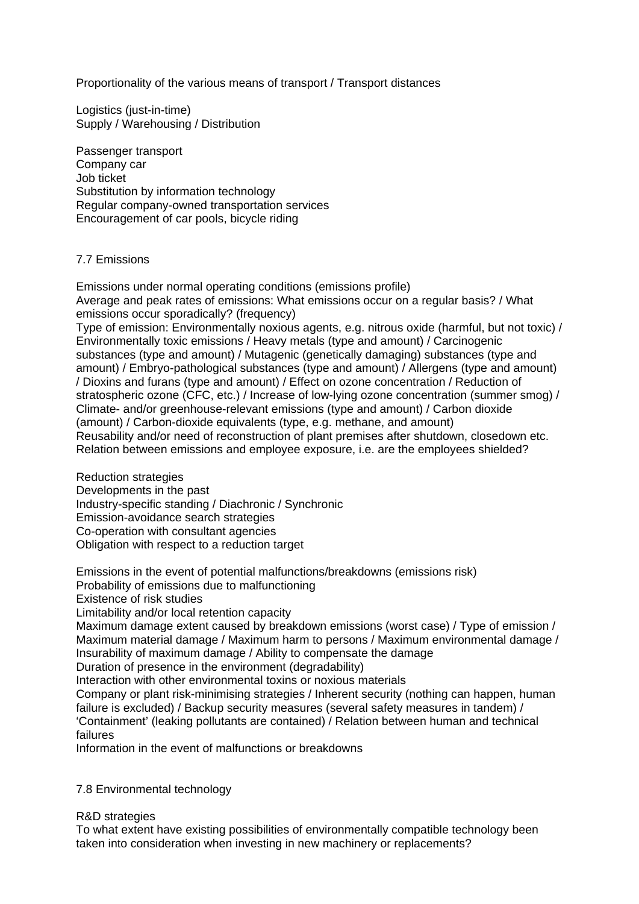Proportionality of the various means of transport / Transport distances

Logistics (just-in-time)
Supply / Warehousing / Distribution

Passenger transport
Company car
Job ticket
Substitution by information technology
Regular company-owned transportation services
Encouragement of car pools, bicycle riding

## 7.7 Emissions

Emissions under normal operating conditions (emissions profile)
Average and peak rates of emissions: What emissions occur on a regular basis? / What emissions occur sporadically? (frequency)
Type of emission: Environmentally noxious agents, e.g. nitrous oxide (harmful, but not toxic) / Environmentally toxic emissions / Heavy metals (type and amount) / Carcinogenic substances (type and amount) / Mutagenic (genetically damaging) substances (type and amount) / Embryo-pathological substances (type and amount) / Allergens (type and amount) / Dioxins and furans (type and amount) / Effect on ozone concentration / Reduction of stratospheric ozone (CFC, etc.) / Increase of low-lying ozone concentration (summer smog) / Climate- and/or greenhouse-relevant emissions (type and amount) / Carbon dioxide (amount) / Carbon-dioxide equivalents (type, e.g. methane, and amount)
Reusability and/or need of reconstruction of plant premises after shutdown, closedown etc.
Relation between emissions and employee exposure, i.e. are the employees shielded?

Reduction strategies
Developments in the past
Industry-specific standing / Diachronic / Synchronic
Emission-avoidance search strategies
Co-operation with consultant agencies
Obligation with respect to a reduction target

Emissions in the event of potential malfunctions/breakdowns (emissions risk)
Probability of emissions due to malfunctioning
Existence of risk studies
Limitability and/or local retention capacity
Maximum damage extent caused by breakdown emissions (worst case) / Type of emission / Maximum material damage / Maximum harm to persons / Maximum environmental damage / Insurability of maximum damage / Ability to compensate the damage
Duration of presence in the environment (degradability)
Interaction with other environmental toxins or noxious materials
Company or plant risk-minimising strategies / Inherent security (nothing can happen, human failure is excluded) / Backup security measures (several safety measures in tandem) / 'Containment' (leaking pollutants are contained) / Relation between human and technical failures
Information in the event of malfunctions or breakdowns

## 7.8 Environmental technology

R&D strategies
To what extent have existing possibilities of environmentally compatible technology been taken into consideration when investing in new machinery or replacements?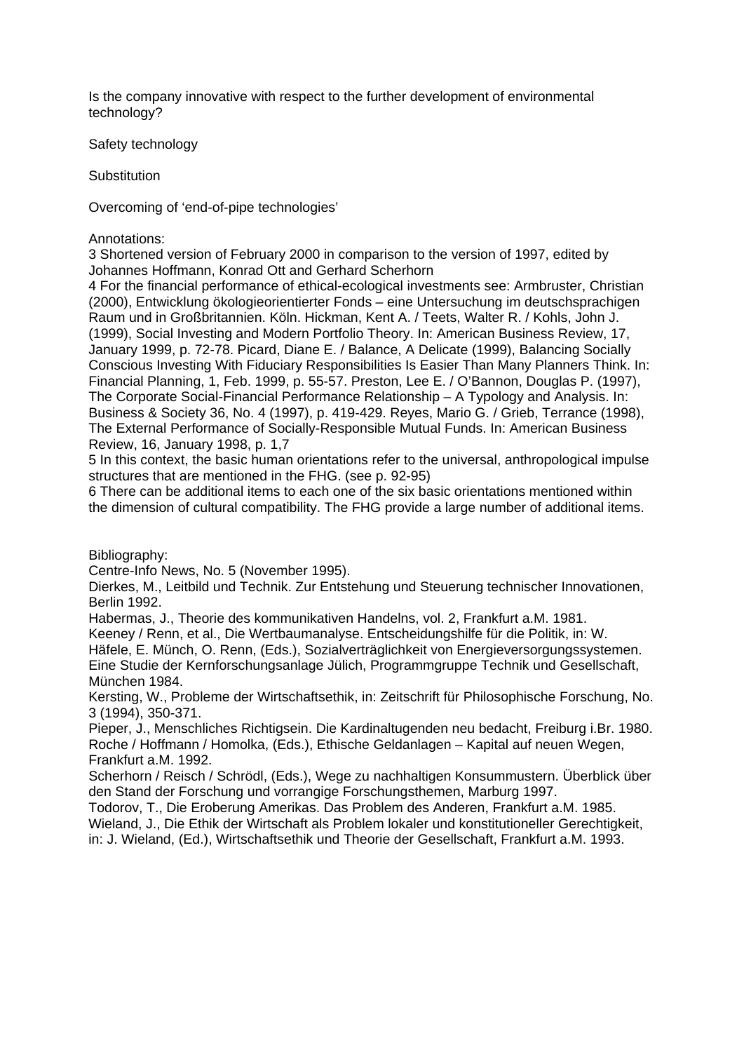Is the company innovative with respect to the further development of environmental technology?

Safety technology

Substitution

Overcoming of ‘end-of-pipe technologies’

Annotations:
3 Shortened version of February 2000 in comparison to the version of 1997, edited by Johannes Hoffmann, Konrad Ott and Gerhard Scherhorn
4 For the financial performance of ethical-ecological investments see: Armbruster, Christian (2000), Entwicklung ökologieorientierter Fonds – eine Untersuchung im deutschsprachigen Raum und in Großbritannien. Köln. Hickman, Kent A. / Teets, Walter R. / Kohls, John J. (1999), Social Investing and Modern Portfolio Theory. In: American Business Review, 17, January 1999, p. 72-78. Picard, Diane E. / Balance, A Delicate (1999), Balancing Socially Conscious Investing With Fiduciary Responsibilities Is Easier Than Many Planners Think. In: Financial Planning, 1, Feb. 1999, p. 55-57. Preston, Lee E. / O’Bannon, Douglas P. (1997), The Corporate Social-Financial Performance Relationship – A Typology and Analysis. In: Business & Society 36, No. 4 (1997), p. 419-429. Reyes, Mario G. / Grieb, Terrance (1998), The External Performance of Socially-Responsible Mutual Funds. In: American Business Review, 16, January 1998, p. 1,7
5 In this context, the basic human orientations refer to the universal, anthropological impulse structures that are mentioned in the FHG. (see p. 92-95)
6 There can be additional items to each one of the six basic orientations mentioned within the dimension of cultural compatibility. The FHG provide a large number of additional items.

Bibliography:
Centre-Info News, No. 5 (November 1995).
Dierkes, M., Leitbild und Technik. Zur Entstehung und Steuerung technischer Innovationen, Berlin 1992.
Habermas, J., Theorie des kommunikativen Handelns, vol. 2, Frankfurt a.M. 1981.
Keeney / Renn, et al., Die Wertbaumanalyse. Entscheidungshilfe für die Politik, in: W. Häfele, E. Münch, O. Renn, (Eds.), Sozialverträglichkeit von Energieversorgungssystemen. Eine Studie der Kernforschungsanlage Jülich, Programmgruppe Technik und Gesellschaft, München 1984.
Kersting, W., Probleme der Wirtschaftsethik, in: Zeitschrift für Philosophische Forschung, No. 3 (1994), 350-371.
Pieper, J., Menschliches Richtigsein. Die Kardinaltugenden neu bedacht, Freiburg i.Br. 1980.
Roche / Hoffmann / Homolka, (Eds.), Ethische Geldanlagen – Kapital auf neuen Wegen, Frankfurt a.M. 1992.
Scherhorn / Reisch / Schrödl, (Eds.), Wege zu nachhaltigen Konsummustern. Überblick über den Stand der Forschung und vorrangige Forschungsthemen, Marburg 1997.
Todorov, T., Die Eroberung Amerikas. Das Problem des Anderen, Frankfurt a.M. 1985.
Wieland, J., Die Ethik der Wirtschaft als Problem lokaler und konstitutioneller Gerechtigkeit, in: J. Wieland, (Ed.), Wirtschaftsethik und Theorie der Gesellschaft, Frankfurt a.M. 1993.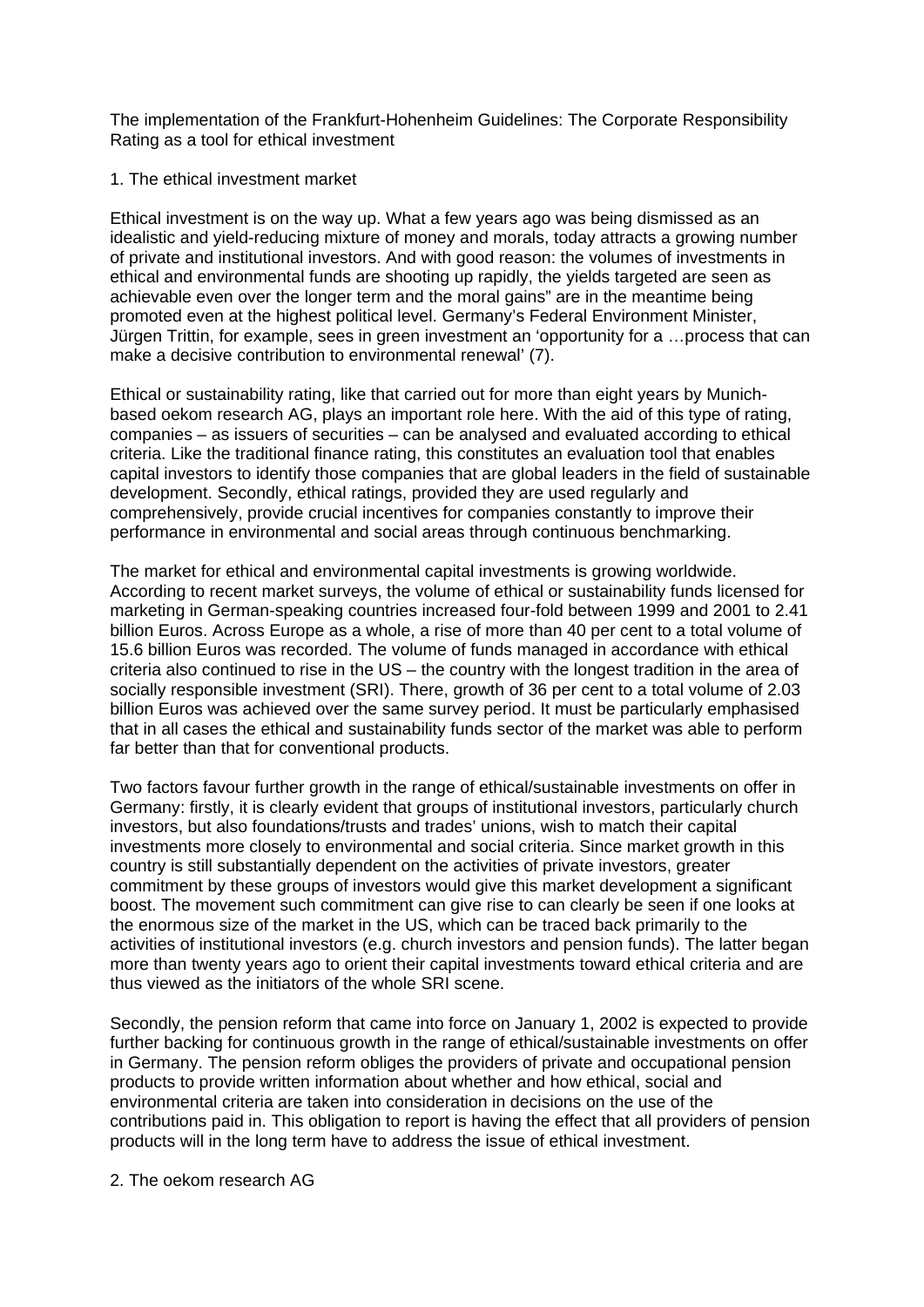The implementation of the Frankfurt-Hohenheim Guidelines: The Corporate Responsibility Rating as a tool for ethical investment

## 1. The ethical investment market

Ethical investment is on the way up. What a few years ago was being dismissed as an idealistic and yield-reducing mixture of money and morals, today attracts a growing number of private and institutional investors. And with good reason: the volumes of investments in ethical and environmental funds are shooting up rapidly, the yields targeted are seen as achievable even over the longer term and the moral gains" are in the meantime being promoted even at the highest political level. Germany's Federal Environment Minister, Jürgen Trittin, for example, sees in green investment an 'opportunity for a …process that can make a decisive contribution to environmental renewal' (7).

Ethical or sustainability rating, like that carried out for more than eight years by Munich-based oekom research AG, plays an important role here. With the aid of this type of rating, companies – as issuers of securities – can be analysed and evaluated according to ethical criteria. Like the traditional finance rating, this constitutes an evaluation tool that enables capital investors to identify those companies that are global leaders in the field of sustainable development. Secondly, ethical ratings, provided they are used regularly and comprehensively, provide crucial incentives for companies constantly to improve their performance in environmental and social areas through continuous benchmarking.

The market for ethical and environmental capital investments is growing worldwide. According to recent market surveys, the volume of ethical or sustainability funds licensed for marketing in German-speaking countries increased four-fold between 1999 and 2001 to 2.41 billion Euros. Across Europe as a whole, a rise of more than 40 per cent to a total volume of 15.6 billion Euros was recorded. The volume of funds managed in accordance with ethical criteria also continued to rise in the US – the country with the longest tradition in the area of socially responsible investment (SRI). There, growth of 36 per cent to a total volume of 2.03 billion Euros was achieved over the same survey period. It must be particularly emphasised that in all cases the ethical and sustainability funds sector of the market was able to perform far better than that for conventional products.

Two factors favour further growth in the range of ethical/sustainable investments on offer in Germany: firstly, it is clearly evident that groups of institutional investors, particularly church investors, but also foundations/trusts and trades' unions, wish to match their capital investments more closely to environmental and social criteria. Since market growth in this country is still substantially dependent on the activities of private investors, greater commitment by these groups of investors would give this market development a significant boost. The movement such commitment can give rise to can clearly be seen if one looks at the enormous size of the market in the US, which can be traced back primarily to the activities of institutional investors (e.g. church investors and pension funds). The latter began more than twenty years ago to orient their capital investments toward ethical criteria and are thus viewed as the initiators of the whole SRI scene.

Secondly, the pension reform that came into force on January 1, 2002 is expected to provide further backing for continuous growth in the range of ethical/sustainable investments on offer in Germany. The pension reform obliges the providers of private and occupational pension products to provide written information about whether and how ethical, social and environmental criteria are taken into consideration in decisions on the use of the contributions paid in. This obligation to report is having the effect that all providers of pension products will in the long term have to address the issue of ethical investment.

## 2. The oekom research AG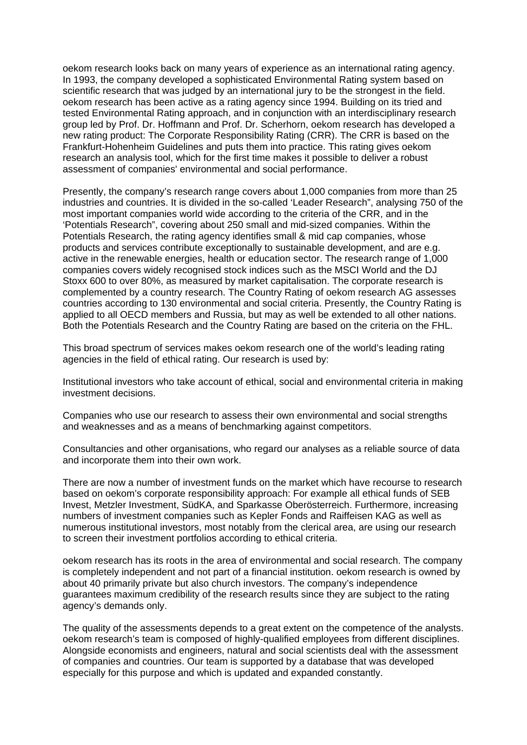oekom research looks back on many years of experience as an international rating agency. In 1993, the company developed a sophisticated Environmental Rating system based on scientific research that was judged by an international jury to be the strongest in the field. oekom research has been active as a rating agency since 1994. Building on its tried and tested Environmental Rating approach, and in conjunction with an interdisciplinary research group led by Prof. Dr. Hoffmann and Prof. Dr. Scherhorn, oekom research has developed a new rating product: The Corporate Responsibility Rating (CRR). The CRR is based on the Frankfurt-Hohenheim Guidelines and puts them into practice. This rating gives oekom research an analysis tool, which for the first time makes it possible to deliver a robust assessment of companies' environmental and social performance.

Presently, the company's research range covers about 1,000 companies from more than 25 industries and countries. It is divided in the so-called 'Leader Research", analysing 750 of the most important companies world wide according to the criteria of the CRR, and in the 'Potentials Research", covering about 250 small and mid-sized companies. Within the Potentials Research, the rating agency identifies small & mid cap companies, whose products and services contribute exceptionally to sustainable development, and are e.g. active in the renewable energies, health or education sector. The research range of 1,000 companies covers widely recognised stock indices such as the MSCI World and the DJ Stoxx 600 to over 80%, as measured by market capitalisation. The corporate research is complemented by a country research. The Country Rating of oekom research AG assesses countries according to 130 environmental and social criteria. Presently, the Country Rating is applied to all OECD members and Russia, but may as well be extended to all other nations. Both the Potentials Research and the Country Rating are based on the criteria on the FHL.

This broad spectrum of services makes oekom research one of the world's leading rating agencies in the field of ethical rating. Our research is used by:

Institutional investors who take account of ethical, social and environmental criteria in making investment decisions.

Companies who use our research to assess their own environmental and social strengths and weaknesses and as a means of benchmarking against competitors.

Consultancies and other organisations, who regard our analyses as a reliable source of data and incorporate them into their own work.

There are now a number of investment funds on the market which have recourse to research based on oekom's corporate responsibility approach: For example all ethical funds of SEB Invest, Metzler Investment, SüdKA, and Sparkasse Oberösterreich. Furthermore, increasing numbers of investment companies such as Kepler Fonds and Raiffeisen KAG as well as numerous institutional investors, most notably from the clerical area, are using our research to screen their investment portfolios according to ethical criteria.

oekom research has its roots in the area of environmental and social research. The company is completely independent and not part of a financial institution. oekom research is owned by about 40 primarily private but also church investors. The company's independence guarantees maximum credibility of the research results since they are subject to the rating agency's demands only.

The quality of the assessments depends to a great extent on the competence of the analysts. oekom research's team is composed of highly-qualified employees from different disciplines. Alongside economists and engineers, natural and social scientists deal with the assessment of companies and countries. Our team is supported by a database that was developed especially for this purpose and which is updated and expanded constantly.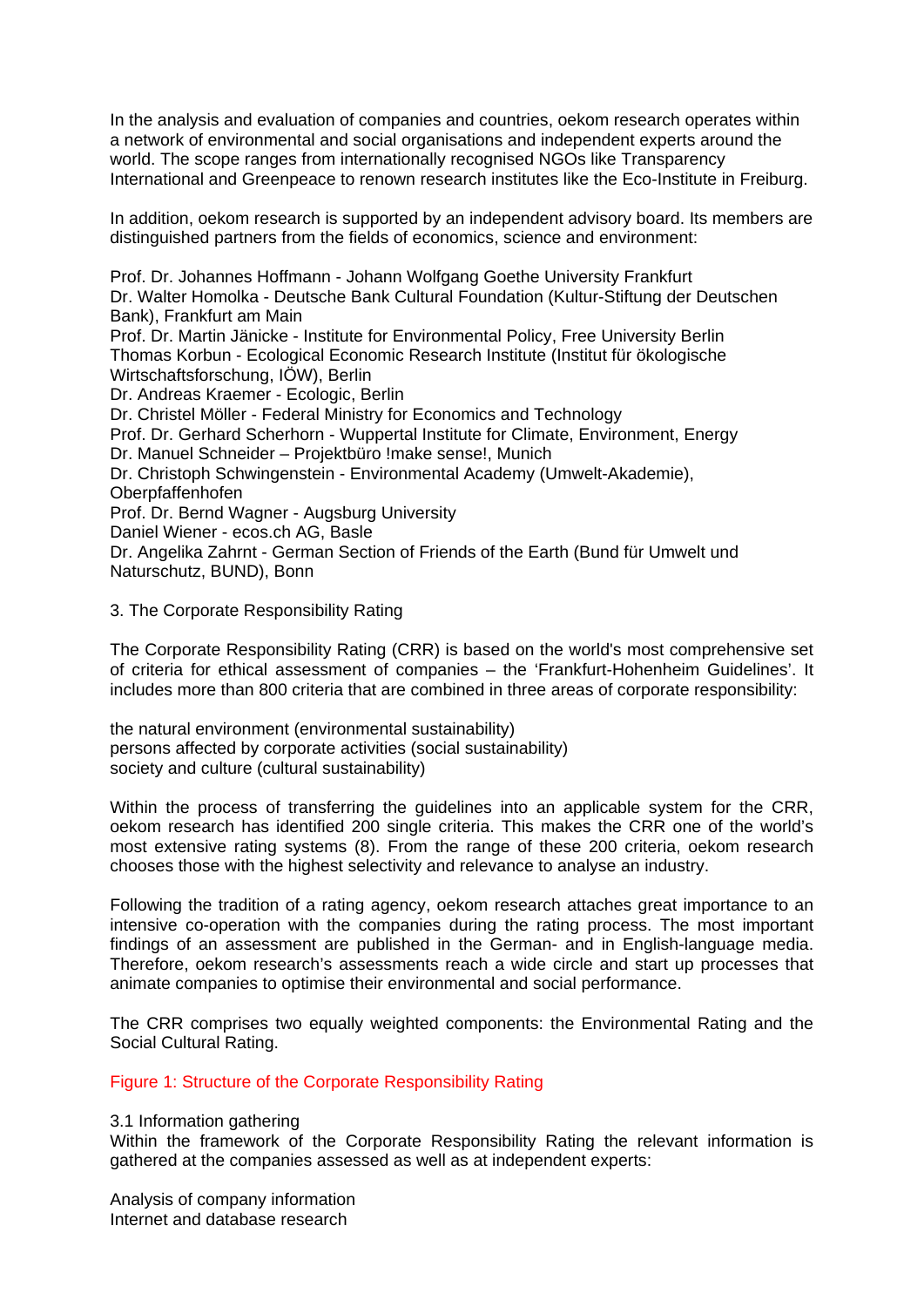In the analysis and evaluation of companies and countries, oekom research operates within a network of environmental and social organisations and independent experts around the world. The scope ranges from internationally recognised NGOs like Transparency International and Greenpeace to renown research institutes like the Eco-Institute in Freiburg.

In addition, oekom research is supported by an independent advisory board. Its members are distinguished partners from the fields of economics, science and environment:

Prof. Dr. Johannes Hoffmann - Johann Wolfgang Goethe University Frankfurt
Dr. Walter Homolka - Deutsche Bank Cultural Foundation (Kultur-Stiftung der Deutschen Bank), Frankfurt am Main
Prof. Dr. Martin Jänicke - Institute for Environmental Policy, Free University Berlin
Thomas Korbun - Ecological Economic Research Institute (Institut für ökologische Wirtschaftsforschung, IÖW), Berlin
Dr. Andreas Kraemer - Ecologic, Berlin
Dr. Christel Möller - Federal Ministry for Economics and Technology
Prof. Dr. Gerhard Scherhorn - Wuppertal Institute for Climate, Environment, Energy
Dr. Manuel Schneider – Projektbüro !make sense!, Munich
Dr. Christoph Schwingenstein - Environmental Academy (Umwelt-Akademie), Oberpfaffenhofen
Prof. Dr. Bernd Wagner - Augsburg University
Daniel Wiener - ecos.ch AG, Basle
Dr. Angelika Zahrnt - German Section of Friends of the Earth (Bund für Umwelt und Naturschutz, BUND), Bonn

## 3. The Corporate Responsibility Rating

The Corporate Responsibility Rating (CRR) is based on the world's most comprehensive set of criteria for ethical assessment of companies – the 'Frankfurt-Hohenheim Guidelines'. It includes more than 800 criteria that are combined in three areas of corporate responsibility:

- the natural environment (environmental sustainability)
- persons affected by corporate activities (social sustainability)
- society and culture (cultural sustainability)

Within the process of transferring the guidelines into an applicable system for the CRR, oekom research has identified 200 single criteria. This makes the CRR one of the world's most extensive rating systems (8). From the range of these 200 criteria, oekom research chooses those with the highest selectivity and relevance to analyse an industry.

Following the tradition of a rating agency, oekom research attaches great importance to an intensive co-operation with the companies during the rating process. The most important findings of an assessment are published in the German- and in English-language media. Therefore, oekom research's assessments reach a wide circle and start up processes that animate companies to optimise their environmental and social performance.

The CRR comprises two equally weighted components: the Environmental Rating and the Social Cultural Rating.

Figure 1: Structure of the Corporate Responsibility Rating

### 3.1 Information gathering

Within the framework of the Corporate Responsibility Rating the relevant information is gathered at the companies assessed as well as at independent experts:

- Analysis of company information
- Internet and database research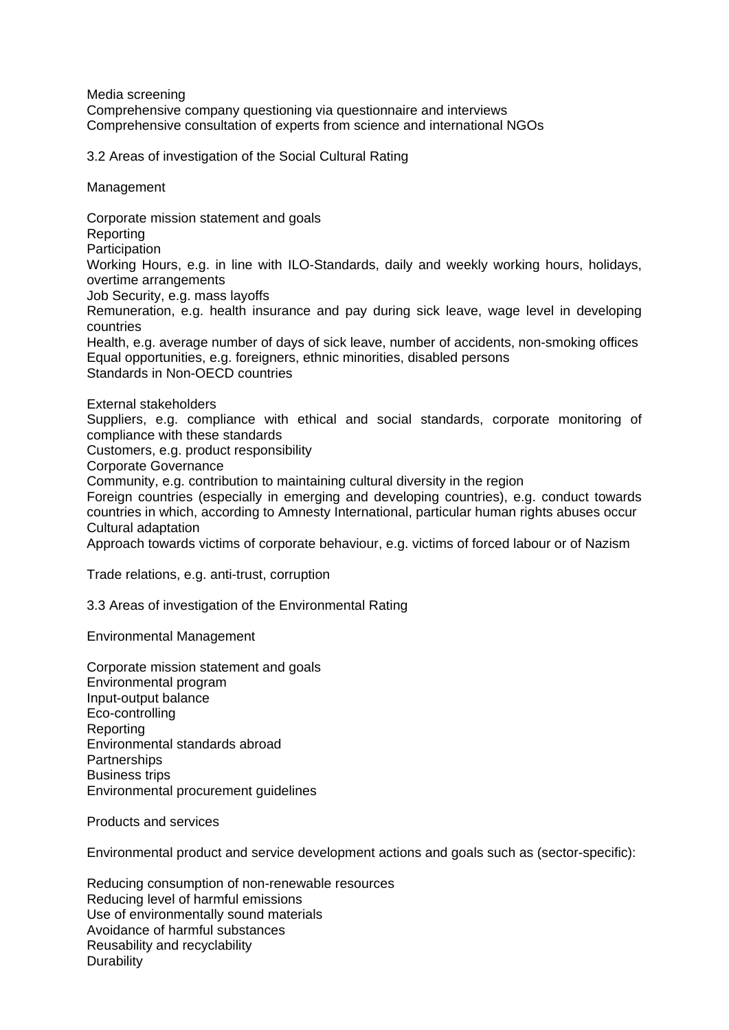Media screening
Comprehensive company questioning via questionnaire and interviews
Comprehensive consultation of experts from science and international NGOs

### 3.2 Areas of investigation of the Social Cultural Rating

Management

Corporate mission statement and goals
Reporting
Participation
Working Hours, e.g. in line with ILO-Standards, daily and weekly working hours, holidays, overtime arrangements
Job Security, e.g. mass layoffs
Remuneration, e.g. health insurance and pay during sick leave, wage level in developing countries
Health, e.g. average number of days of sick leave, number of accidents, non-smoking offices
Equal opportunities, e.g. foreigners, ethnic minorities, disabled persons
Standards in Non-OECD countries

External stakeholders
Suppliers, e.g. compliance with ethical and social standards, corporate monitoring of compliance with these standards
Customers, e.g. product responsibility
Corporate Governance
Community, e.g. contribution to maintaining cultural diversity in the region
Foreign countries (especially in emerging and developing countries), e.g. conduct towards countries in which, according to Amnesty International, particular human rights abuses occur
Cultural adaptation
Approach towards victims of corporate behaviour, e.g. victims of forced labour or of Nazism

Trade relations, e.g. anti-trust, corruption

### 3.3 Areas of investigation of the Environmental Rating

Environmental Management

Corporate mission statement and goals
Environmental program
Input-output balance
Eco-controlling
Reporting
Environmental standards abroad
Partnerships
Business trips
Environmental procurement guidelines

Products and services

Environmental product and service development actions and goals such as (sector-specific):

Reducing consumption of non-renewable resources
Reducing level of harmful emissions
Use of environmentally sound materials
Avoidance of harmful substances
Reusability and recyclability
Durability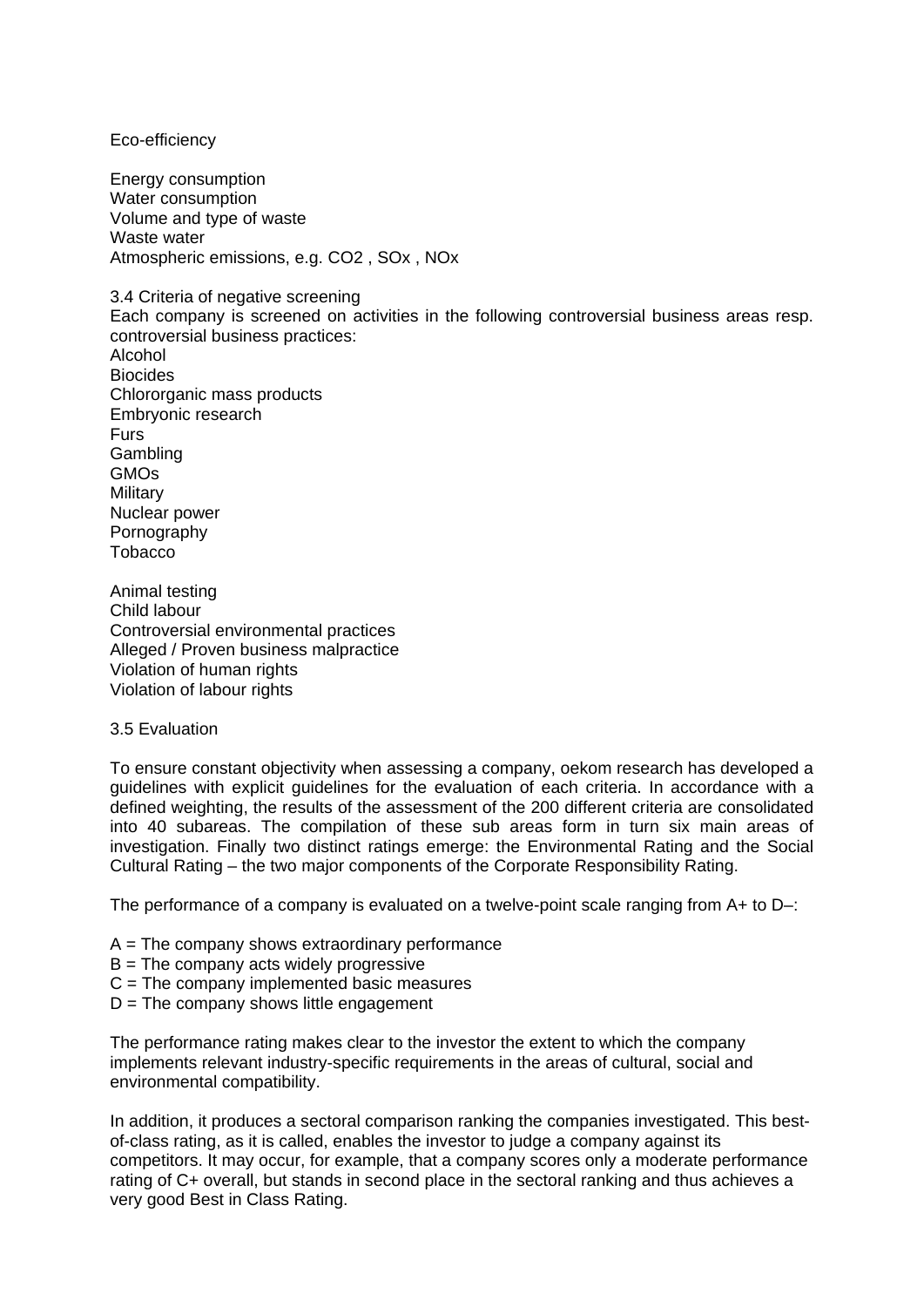Eco-efficiency

Energy consumption
Water consumption
Volume and type of waste
Waste water
Atmospheric emissions, e.g. $CO_2$ , $SO_x$ , $NO_x$

### 3.4 Criteria of negative screening

Each company is screened on activities in the following controversial business areas resp. controversial business practices:

Alcohol
Biocides
Chlororganic mass products
Embryonic research
Furs
Gambling
GMOs
Military
Nuclear power
Pornography
Tobacco

Animal testing
Child labour
Controversial environmental practices
Alleged / Proven business malpractice
Violation of human rights
Violation of labour rights

### 3.5 Evaluation

To ensure constant objectivity when assessing a company, oekom research has developed a guidelines with explicit guidelines for the evaluation of each criteria. In accordance with a defined weighting, the results of the assessment of the 200 different criteria are consolidated into 40 subareas. The compilation of these sub areas form in turn six main areas of investigation. Finally two distinct ratings emerge: the Environmental Rating and the Social Cultural Rating – the two major components of the Corporate Responsibility Rating.

The performance of a company is evaluated on a twelve-point scale ranging from A+ to D–:

A = The company shows extraordinary performance
B = The company acts widely progressive
C = The company implemented basic measures
D = The company shows little engagement

The performance rating makes clear to the investor the extent to which the company implements relevant industry-specific requirements in the areas of cultural, social and environmental compatibility.

In addition, it produces a sectoral comparison ranking the companies investigated. This best-of-class rating, as it is called, enables the investor to judge a company against its competitors. It may occur, for example, that a company scores only a moderate performance rating of C+ overall, but stands in second place in the sectoral ranking and thus achieves a very good Best in Class Rating.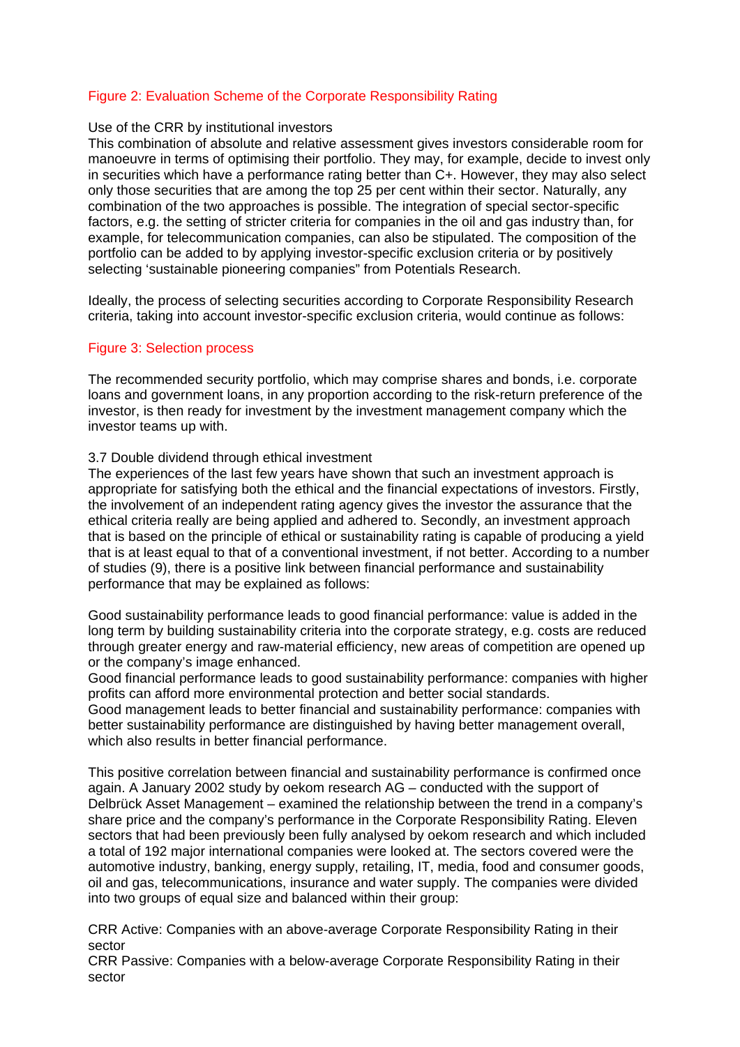Figure 2: Evaluation Scheme of the Corporate Responsibility Rating

Use of the CRR by institutional investors

This combination of absolute and relative assessment gives investors considerable room for manoeuvre in terms of optimising their portfolio. They may, for example, decide to invest only in securities which have a performance rating better than C+. However, they may also select only those securities that are among the top 25 per cent within their sector. Naturally, any combination of the two approaches is possible. The integration of special sector-specific factors, e.g. the setting of stricter criteria for companies in the oil and gas industry than, for example, for telecommunication companies, can also be stipulated. The composition of the portfolio can be added to by applying investor-specific exclusion criteria or by positively selecting 'sustainable pioneering companies" from Potentials Research.

Ideally, the process of selecting securities according to Corporate Responsibility Research criteria, taking into account investor-specific exclusion criteria, would continue as follows:

Figure 3: Selection process

The recommended security portfolio, which may comprise shares and bonds, i.e. corporate loans and government loans, in any proportion according to the risk-return preference of the investor, is then ready for investment by the investment management company which the investor teams up with.

3.7 Double dividend through ethical investment

The experiences of the last few years have shown that such an investment approach is appropriate for satisfying both the ethical and the financial expectations of investors. Firstly, the involvement of an independent rating agency gives the investor the assurance that the ethical criteria really are being applied and adhered to. Secondly, an investment approach that is based on the principle of ethical or sustainability rating is capable of producing a yield that is at least equal to that of a conventional investment, if not better. According to a number of studies (9), there is a positive link between financial performance and sustainability performance that may be explained as follows:

Good sustainability performance leads to good financial performance: value is added in the long term by building sustainability criteria into the corporate strategy, e.g. costs are reduced through greater energy and raw-material efficiency, new areas of competition are opened up or the company's image enhanced.
Good financial performance leads to good sustainability performance: companies with higher profits can afford more environmental protection and better social standards.
Good management leads to better financial and sustainability performance: companies with better sustainability performance are distinguished by having better management overall, which also results in better financial performance.

This positive correlation between financial and sustainability performance is confirmed once again. A January 2002 study by oekom research AG – conducted with the support of Delbrück Asset Management – examined the relationship between the trend in a company's share price and the company's performance in the Corporate Responsibility Rating. Eleven sectors that had been previously been fully analysed by oekom research and which included a total of 192 major international companies were looked at. The sectors covered were the automotive industry, banking, energy supply, retailing, IT, media, food and consumer goods, oil and gas, telecommunications, insurance and water supply. The companies were divided into two groups of equal size and balanced within their group:

CRR Active: Companies with an above-average Corporate Responsibility Rating in their sector
CRR Passive: Companies with a below-average Corporate Responsibility Rating in their sector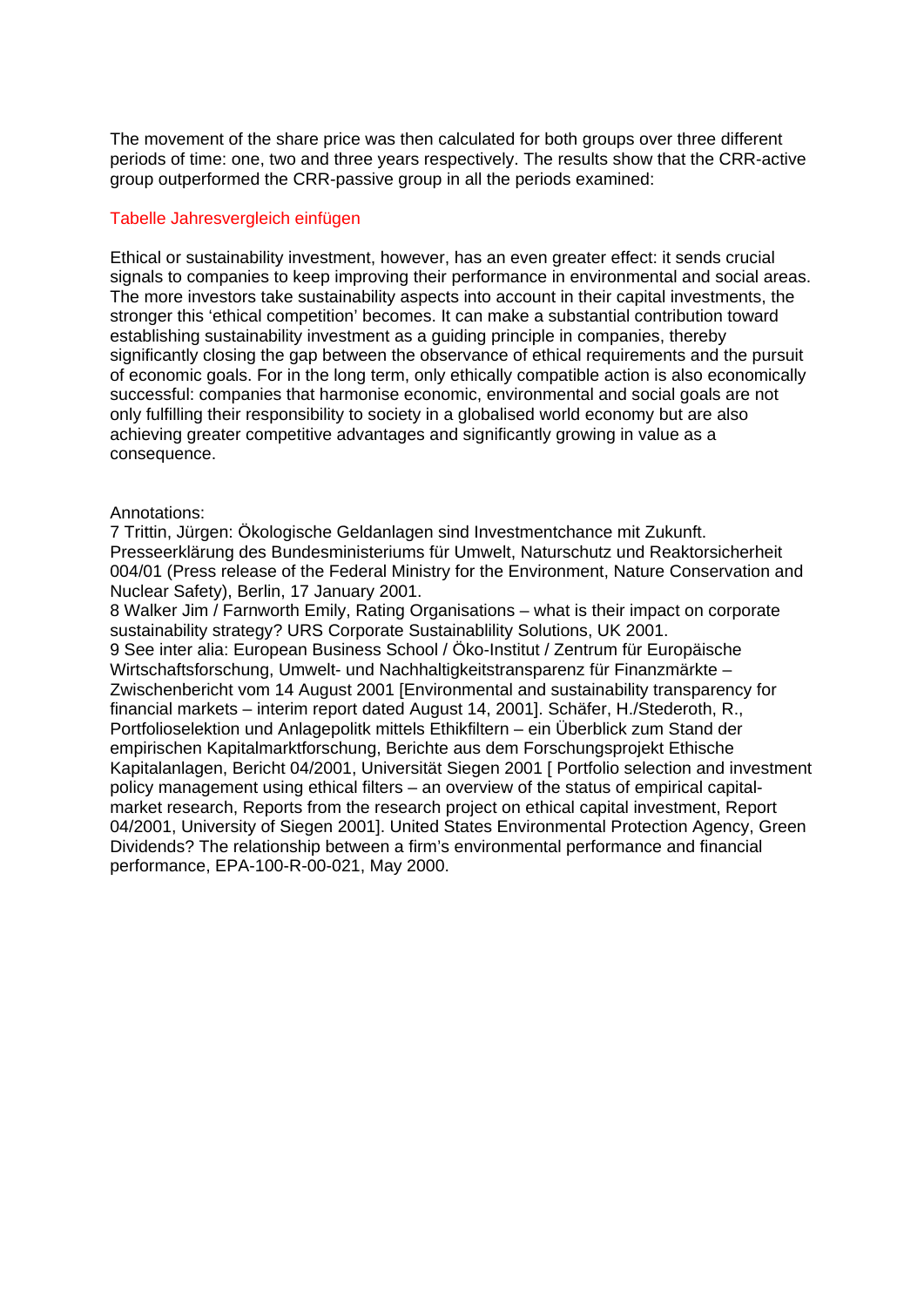The movement of the share price was then calculated for both groups over three different periods of time: one, two and three years respectively. The results show that the CRR-active group outperformed the CRR-passive group in all the periods examined:

Tabelle Jahresvergleich einfügen

Ethical or sustainability investment, however, has an even greater effect: it sends crucial signals to companies to keep improving their performance in environmental and social areas. The more investors take sustainability aspects into account in their capital investments, the stronger this 'ethical competition' becomes. It can make a substantial contribution toward establishing sustainability investment as a guiding principle in companies, thereby significantly closing the gap between the observance of ethical requirements and the pursuit of economic goals. For in the long term, only ethically compatible action is also economically successful: companies that harmonise economic, environmental and social goals are not only fulfilling their responsibility to society in a globalised world economy but are also achieving greater competitive advantages and significantly growing in value as a consequence.

Annotations:

7 Trittin, Jürgen: Ökologische Geldanlagen sind Investmentchance mit Zukunft. Presseerklärung des Bundesministeriums für Umwelt, Naturschutz und Reaktorsicherheit 004/01 (Press release of the Federal Ministry for the Environment, Nature Conservation and Nuclear Safety), Berlin, 17 January 2001.

8 Walker Jim / Farnworth Emily, Rating Organisations – what is their impact on corporate sustainability strategy? URS Corporate Sustainablility Solutions, UK 2001.

9 See inter alia: European Business School / Öko-Institut / Zentrum für Europäische Wirtschaftsforschung, Umwelt- und Nachhaltigkeitstransparenz für Finanzmärkte – Zwischenbericht vom 14 August 2001 [Environmental and sustainability transparency for financial markets – interim report dated August 14, 2001]. Schäfer, H./Stederoth, R., Portfolioselektion und Anlagepolitk mittels Ethikfiltern – ein Überblick zum Stand der empirischen Kapitalmarktforschung, Berichte aus dem Forschungsprojekt Ethische Kapitalanlagen, Bericht 04/2001, Universität Siegen 2001 [ Portfolio selection and investment policy management using ethical filters – an overview of the status of empirical capital-market research, Reports from the research project on ethical capital investment, Report 04/2001, University of Siegen 2001]. United States Environmental Protection Agency, Green Dividends? The relationship between a firm's environmental performance and financial performance, EPA-100-R-00-021, May 2000.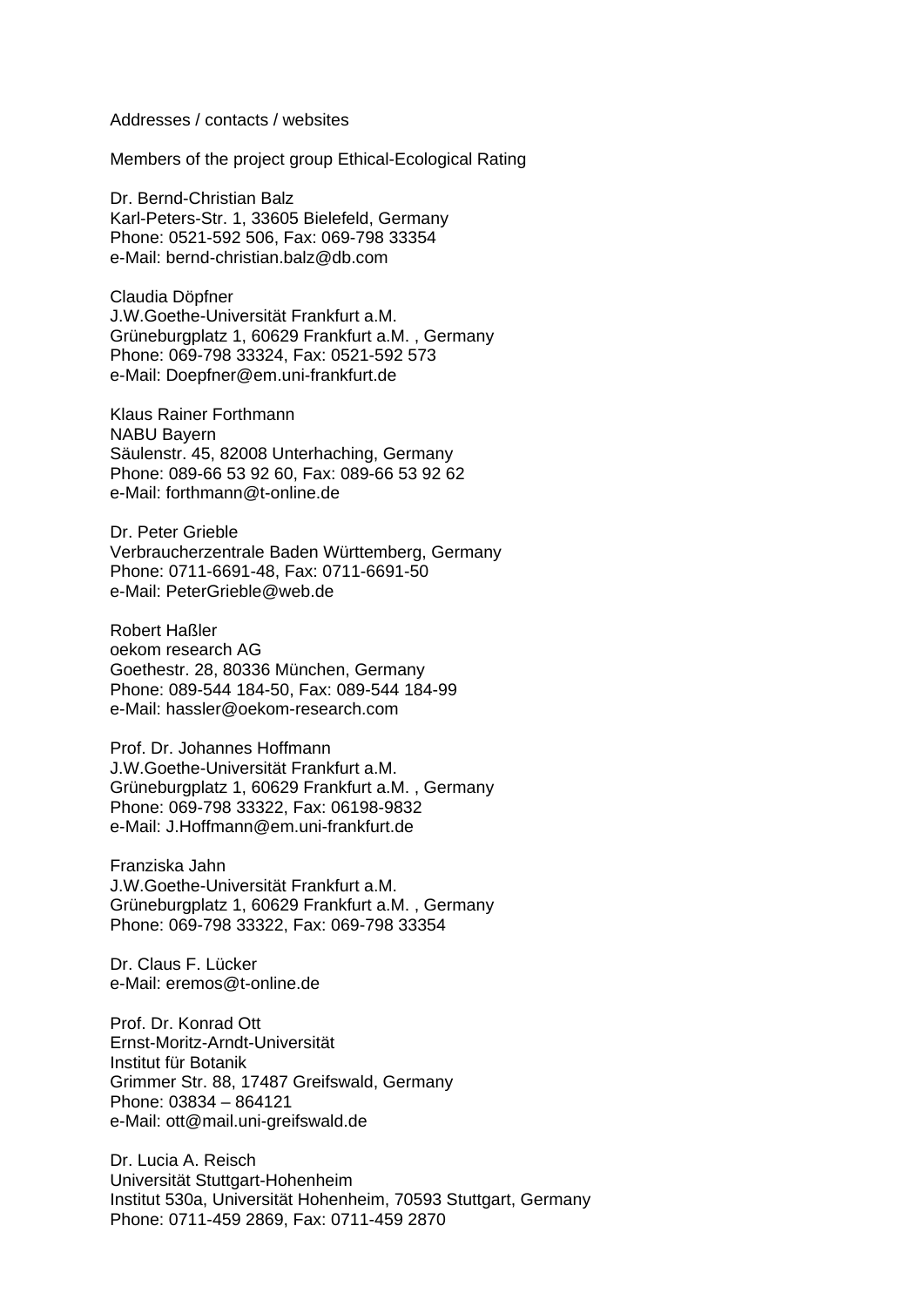Addresses / contacts / websites

Members of the project group Ethical-Ecological Rating

Dr. Bernd-Christian Balz
Karl-Peters-Str. 1, 33605 Bielefeld, Germany
Phone: 0521-592 506, Fax: 069-798 33354
e-Mail: bernd-christian.balz@db.com

Claudia Döpfner
J.W.Goethe-Universität Frankfurt a.M.
Grüneburgplatz 1, 60629 Frankfurt a.M. , Germany
Phone: 069-798 33324, Fax: 0521-592 573
e-Mail: Doepfner@em.uni-frankfurt.de

Klaus Rainer Forthmann
NABU Bayern
Säulenstr. 45, 82008 Unterhaching, Germany
Phone: 089-66 53 92 60, Fax: 089-66 53 92 62
e-Mail: forthmann@t-online.de

Dr. Peter Grieble
Verbraucherzentrale Baden Württemberg, Germany
Phone: 0711-6691-48, Fax: 0711-6691-50
e-Mail: PeterGrieble@web.de

Robert Haßler
oekom research AG
Goethestr. 28, 80336 München, Germany
Phone: 089-544 184-50, Fax: 089-544 184-99
e-Mail: hassler@oekom-research.com

Prof. Dr. Johannes Hoffmann
J.W.Goethe-Universität Frankfurt a.M.
Grüneburgplatz 1, 60629 Frankfurt a.M. , Germany
Phone: 069-798 33322, Fax: 06198-9832
e-Mail: J.Hoffmann@em.uni-frankfurt.de

Franziska Jahn
J.W.Goethe-Universität Frankfurt a.M.
Grüneburgplatz 1, 60629 Frankfurt a.M. , Germany
Phone: 069-798 33322, Fax: 069-798 33354

Dr. Claus F. Lücker
e-Mail: eremos@t-online.de

Prof. Dr. Konrad Ott
Ernst-Moritz-Arndt-Universität
Institut für Botanik
Grimmer Str. 88, 17487 Greifswald, Germany
Phone: 03834 – 864121
e-Mail: ott@mail.uni-greifswald.de

Dr. Lucia A. Reisch
Universität Stuttgart-Hohenheim
Institut 530a, Universität Hohenheim, 70593 Stuttgart, Germany
Phone: 0711-459 2869, Fax: 0711-459 2870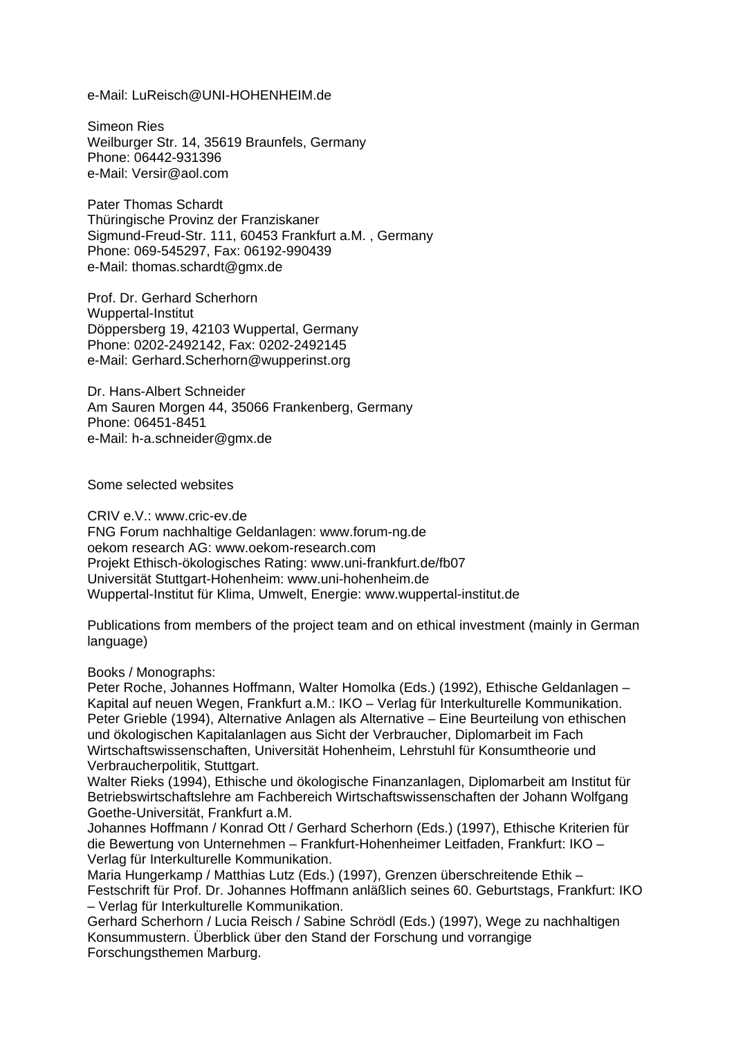e-Mail: LuReisch@UNI-HOHENHEIM.de

Simeon Ries
Weilburger Str. 14, 35619 Braunfels, Germany
Phone: 06442-931396
e-Mail: Versir@aol.com

Pater Thomas Schardt
Thüringische Provinz der Franziskaner
Sigmund-Freud-Str. 111, 60453 Frankfurt a.M. , Germany
Phone: 069-545297, Fax: 06192-990439
e-Mail: thomas.schardt@gmx.de

Prof. Dr. Gerhard Scherhorn
Wuppertal-Institut
Döppersberg 19, 42103 Wuppertal, Germany
Phone: 0202-2492142, Fax: 0202-2492145
e-Mail: Gerhard.Scherhorn@wupperinst.org

Dr. Hans-Albert Schneider
Am Sauren Morgen 44, 35066 Frankenberg, Germany
Phone: 06451-8451
e-Mail: h-a.schneider@gmx.de

Some selected websites

CRIV e.V.: www.cric-ev.de
FNG Forum nachhaltige Geldanlagen: www.forum-ng.de
oekom research AG: www.oekom-research.com
Projekt Ethisch-ökologisches Rating: www.uni-frankfurt.de/fb07
Universität Stuttgart-Hohenheim: www.uni-hohenheim.de
Wuppertal-Institut für Klima, Umwelt, Energie: www.wuppertal-institut.de

Publications from members of the project team and on ethical investment (mainly in German language)

Books / Monographs:
Peter Roche, Johannes Hoffmann, Walter Homolka (Eds.) (1992), Ethische Geldanlagen – Kapital auf neuen Wegen, Frankfurt a.M.: IKO – Verlag für Interkulturelle Kommunikation.
Peter Grieble (1994), Alternative Anlagen als Alternative – Eine Beurteilung von ethischen und ökologischen Kapitalanlagen aus Sicht der Verbraucher, Diplomarbeit im Fach Wirtschaftswissenschaften, Universität Hohenheim, Lehrstuhl für Konsumtheorie und Verbraucherpolitik, Stuttgart.
Walter Rieks (1994), Ethische und ökologische Finanzanlagen, Diplomarbeit am Institut für Betriebswirtschaftslehre am Fachbereich Wirtschaftswissenschaften der Johann Wolfgang Goethe-Universität, Frankfurt a.M.
Johannes Hoffmann / Konrad Ott / Gerhard Scherhorn (Eds.) (1997), Ethische Kriterien für die Bewertung von Unternehmen – Frankfurt-Hohenheimer Leitfaden, Frankfurt: IKO – Verlag für Interkulturelle Kommunikation.
Maria Hungerkamp / Matthias Lutz (Eds.) (1997), Grenzen überschreitende Ethik – Festschrift für Prof. Dr. Johannes Hoffmann anläßlich seines 60. Geburtstags, Frankfurt: IKO – Verlag für Interkulturelle Kommunikation.
Gerhard Scherhorn / Lucia Reisch / Sabine Schrödl (Eds.) (1997), Wege zu nachhaltigen Konsummustern. Überblick über den Stand der Forschung und vorrangige Forschungsthemen Marburg.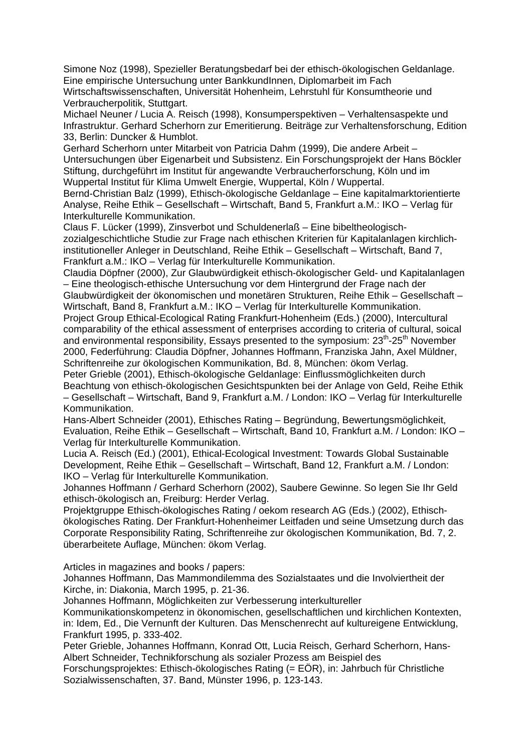Simone Noz (1998), Spezieller Beratungsbedarf bei der ethisch-ökologischen Geldanlage. Eine empirische Untersuchung unter BankkundInnen, Diplomarbeit im Fach Wirtschaftswissenschaften, Universität Hohenheim, Lehrstuhl für Konsumtheorie und Verbraucherpolitik, Stuttgart.

Michael Neuner / Lucia A. Reisch (1998), Konsumperspektiven – Verhaltensaspekte und Infrastruktur. Gerhard Scherhorn zur Emeritierung. Beiträge zur Verhaltensforschung, Edition 33, Berlin: Duncker & Humblot.

Gerhard Scherhorn unter Mitarbeit von Patricia Dahm (1999), Die andere Arbeit – Untersuchungen über Eigenarbeit und Subsistenz. Ein Forschungsprojekt der Hans Böckler Stiftung, durchgeführt im Institut für angewandte Verbraucherforschung, Köln und im Wuppertal Institut für Klima Umwelt Energie, Wuppertal, Köln / Wuppertal.

Bernd-Christian Balz (1999), Ethisch-ökologische Geldanlage – Eine kapitalmarktorientierte Analyse, Reihe Ethik – Gesellschaft – Wirtschaft, Band 5, Frankfurt a.M.: IKO – Verlag für Interkulturelle Kommunikation.

Claus F. Lücker (1999), Zinsverbot und Schuldenerlaß – Eine bibeltheologisch-zozialgeschichtliche Studie zur Frage nach ethischen Kriterien für Kapitalanlagen kirchlich-institutioneller Anleger in Deutschland, Reihe Ethik – Gesellschaft – Wirtschaft, Band 7, Frankfurt a.M.: IKO – Verlag für Interkulturelle Kommunikation.

Claudia Döpfner (2000), Zur Glaubwürdigkeit ethisch-ökologischer Geld- und Kapitalanlagen – Eine theologisch-ethische Untersuchung vor dem Hintergrund der Frage nach der Glaubwürdigkeit der ökonomischen und monetären Strukturen, Reihe Ethik – Gesellschaft – Wirtschaft, Band 8, Frankfurt a.M.: IKO – Verlag für Interkulturelle Kommunikation.

Project Group Ethical-Ecological Rating Frankfurt-Hohenheim (Eds.) (2000), Intercultural comparability of the ethical assessment of enterprises according to criteria of cultural, soical and environmental responsibility, Essays presented to the symposium: 23th-25th November 2000, Federführung: Claudia Döpfner, Johannes Hoffmann, Franziska Jahn, Axel Müldner, Schriftenreihe zur ökologischen Kommunikation, Bd. 8, München: ökom Verlag.

Peter Grieble (2001), Ethisch-ökologische Geldanlage: Einflussmöglichkeiten durch Beachtung von ethisch-ökologischen Gesichtspunkten bei der Anlage von Geld, Reihe Ethik – Gesellschaft – Wirtschaft, Band 9, Frankfurt a.M. / London: IKO – Verlag für Interkulturelle Kommunikation.

Hans-Albert Schneider (2001), Ethisches Rating – Begründung, Bewertungsmöglichkeit, Evaluation, Reihe Ethik – Gesellschaft – Wirtschaft, Band 10, Frankfurt a.M. / London: IKO – Verlag für Interkulturelle Kommunikation.

Lucia A. Reisch (Ed.) (2001), Ethical-Ecological Investment: Towards Global Sustainable Development, Reihe Ethik – Gesellschaft – Wirtschaft, Band 12, Frankfurt a.M. / London: IKO – Verlag für Interkulturelle Kommunikation.

Johannes Hoffmann / Gerhard Scherhorn (2002), Saubere Gewinne. So legen Sie Ihr Geld ethisch-ökologisch an, Freiburg: Herder Verlag.

Projektgruppe Ethisch-ökologisches Rating / oekom research AG (Eds.) (2002), Ethisch-ökologisches Rating. Der Frankfurt-Hohenheimer Leitfaden und seine Umsetzung durch das Corporate Responsibility Rating, Schriftenreihe zur ökologischen Kommunikation, Bd. 7, 2. überarbeitete Auflage, München: ökom Verlag.

Articles in magazines and books / papers:

Johannes Hoffmann, Das Mammondilemma des Sozialstaates und die Involviertheit der Kirche, in: Diakonia, March 1995, p. 21-36.

Johannes Hoffmann, Möglichkeiten zur Verbesserung interkultureller Kommunikationskompetenz in ökonomischen, gesellschaftlichen und kirchlichen Kontexten, in: Idem, Ed., Die Vernunft der Kulturen. Das Menschenrecht auf kultureigene Entwicklung, Frankfurt 1995, p. 333-402.

Peter Grieble, Johannes Hoffmann, Konrad Ott, Lucia Reisch, Gerhard Scherhorn, Hans-Albert Schneider, Technikforschung als sozialer Prozess am Beispiel des Forschungsprojektes: Ethisch-ökologisches Rating (= EÖR), in: Jahrbuch für Christliche Sozialwissenschaften, 37. Band, Münster 1996, p. 123-143.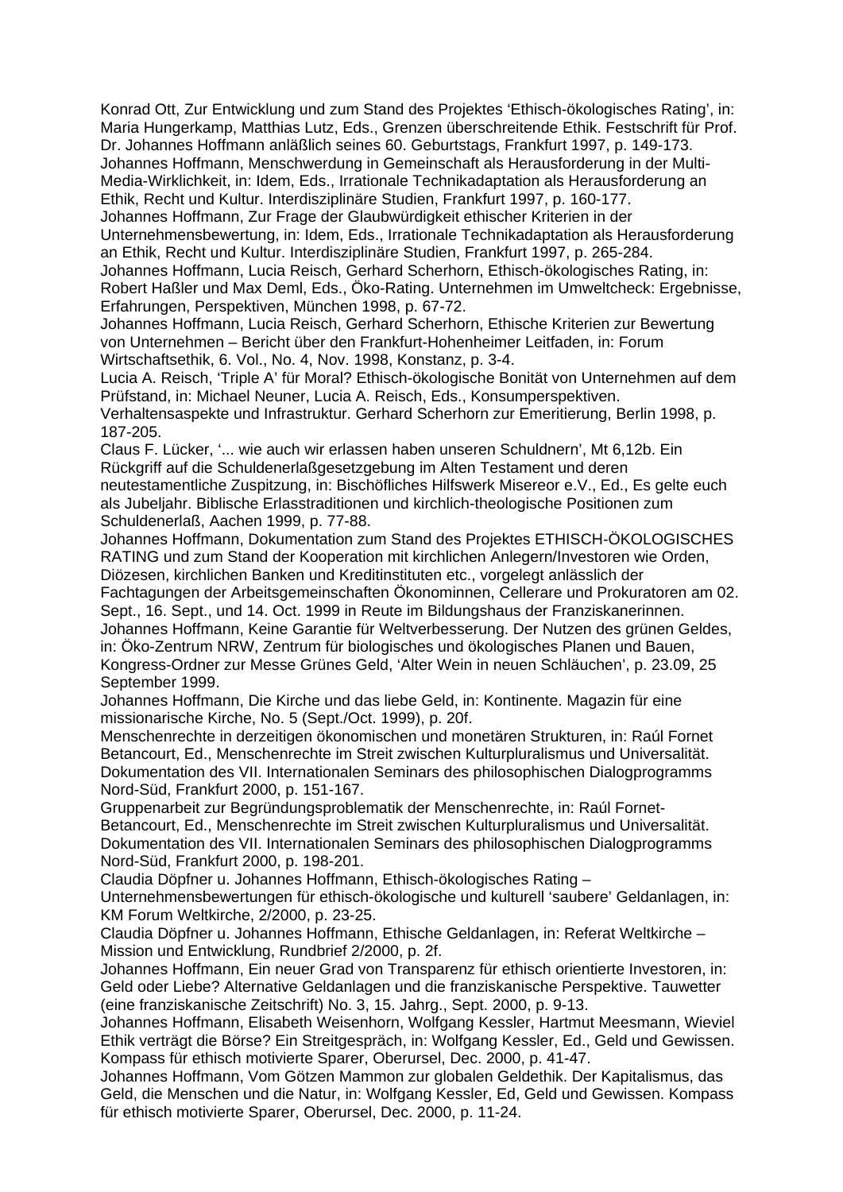Konrad Ott, Zur Entwicklung und zum Stand des Projektes 'Ethisch-ökologisches Rating', in: Maria Hungerkamp, Matthias Lutz, Eds., Grenzen überschreitende Ethik. Festschrift für Prof. Dr. Johannes Hoffmann anläßlich seines 60. Geburtstags, Frankfurt 1997, p. 149-173.

Johannes Hoffmann, Menschwerdung in Gemeinschaft als Herausforderung in der Multi-Media-Wirklichkeit, in: Idem, Eds., Irrationale Technikadaptation als Herausforderung an Ethik, Recht und Kultur. Interdisziplinäre Studien, Frankfurt 1997, p. 160-177.

Johannes Hoffmann, Zur Frage der Glaubwürdigkeit ethischer Kriterien in der Unternehmensbewertung, in: Idem, Eds., Irrationale Technikadaptation als Herausforderung an Ethik, Recht und Kultur. Interdisziplinäre Studien, Frankfurt 1997, p. 265-284.

Johannes Hoffmann, Lucia Reisch, Gerhard Scherhorn, Ethisch-ökologisches Rating, in: Robert Haßler und Max Deml, Eds., Öko-Rating. Unternehmen im Umweltcheck: Ergebnisse, Erfahrungen, Perspektiven, München 1998, p. 67-72.

Johannes Hoffmann, Lucia Reisch, Gerhard Scherhorn, Ethische Kriterien zur Bewertung von Unternehmen – Bericht über den Frankfurt-Hohenheimer Leitfaden, in: Forum Wirtschaftsethik, 6. Vol., No. 4, Nov. 1998, Konstanz, p. 3-4.

Lucia A. Reisch, 'Triple A' für Moral? Ethisch-ökologische Bonität von Unternehmen auf dem Prüfstand, in: Michael Neuner, Lucia A. Reisch, Eds., Konsumperspektiven. Verhaltensaspekte und Infrastruktur. Gerhard Scherhorn zur Emeritierung, Berlin 1998, p. 187-205.

Claus F. Lücker, '... wie auch wir erlassen haben unseren Schuldnern', Mt 6,12b. Ein Rückgriff auf die Schuldenerlaßgesetzgebung im Alten Testament und deren neutestamentliche Zuspitzung, in: Bischöfliches Hilfswerk Misereor e.V., Ed., Es gelte euch als Jubeljahr. Biblische Erlasstraditionen und kirchlich-theologische Positionen zum Schuldenerlaß, Aachen 1999, p. 77-88.

Johannes Hoffmann, Dokumentation zum Stand des Projektes ETHISCH-ÖKOLOGISCHES RATING und zum Stand der Kooperation mit kirchlichen Anlegern/Investoren wie Orden, Diözesen, kirchlichen Banken und Kreditinstituten etc., vorgelegt anlässlich der Fachtagungen der Arbeitsgemeinschaften Ökonominnen, Cellerare und Prokuratoren am 02. Sept., 16. Sept., und 14. Oct. 1999 in Reute im Bildungshaus der Franziskanerinnen.

Johannes Hoffmann, Keine Garantie für Weltverbesserung. Der Nutzen des grünen Geldes, in: Öko-Zentrum NRW, Zentrum für biologisches und ökologisches Planen und Bauen, Kongress-Ordner zur Messe Grünes Geld, 'Alter Wein in neuen Schläuchen', p. 23.09, 25 September 1999.

Johannes Hoffmann, Die Kirche und das liebe Geld, in: Kontinente. Magazin für eine missionarische Kirche, No. 5 (Sept./Oct. 1999), p. 20f.

Menschenrechte in derzeitigen ökonomischen und monetären Strukturen, in: Raúl Fornet Betancourt, Ed., Menschenrechte im Streit zwischen Kulturpluralismus und Universalität. Dokumentation des VII. Internationalen Seminars des philosophischen Dialogprogramms Nord-Süd, Frankfurt 2000, p. 151-167.

Gruppenarbeit zur Begründungsproblematik der Menschenrechte, in: Raúl Fornet-Betancourt, Ed., Menschenrechte im Streit zwischen Kulturpluralismus und Universalität. Dokumentation des VII. Internationalen Seminars des philosophischen Dialogprogramms Nord-Süd, Frankfurt 2000, p. 198-201.

Claudia Döpfner u. Johannes Hoffmann, Ethisch-ökologisches Rating – Unternehmensbewertungen für ethisch-ökologische und kulturell 'saubere' Geldanlagen, in: KM Forum Weltkirche, 2/2000, p. 23-25.

Claudia Döpfner u. Johannes Hoffmann, Ethische Geldanlagen, in: Referat Weltkirche – Mission und Entwicklung, Rundbrief 2/2000, p. 2f.

Johannes Hoffmann, Ein neuer Grad von Transparenz für ethisch orientierte Investoren, in: Geld oder Liebe? Alternative Geldanlagen und die franziskanische Perspektive. Tauwetter (eine franziskanische Zeitschrift) No. 3, 15. Jahrg., Sept. 2000, p. 9-13.

Johannes Hoffmann, Elisabeth Weisenhorn, Wolfgang Kessler, Hartmut Meesmann, Wieviel Ethik verträgt die Börse? Ein Streitgespräch, in: Wolfgang Kessler, Ed., Geld und Gewissen. Kompass für ethisch motivierte Sparer, Oberursel, Dec. 2000, p. 41-47.

Johannes Hoffmann, Vom Götzen Mammon zur globalen Geldethik. Der Kapitalismus, das Geld, die Menschen und die Natur, in: Wolfgang Kessler, Ed, Geld und Gewissen. Kompass für ethisch motivierte Sparer, Oberursel, Dec. 2000, p. 11-24.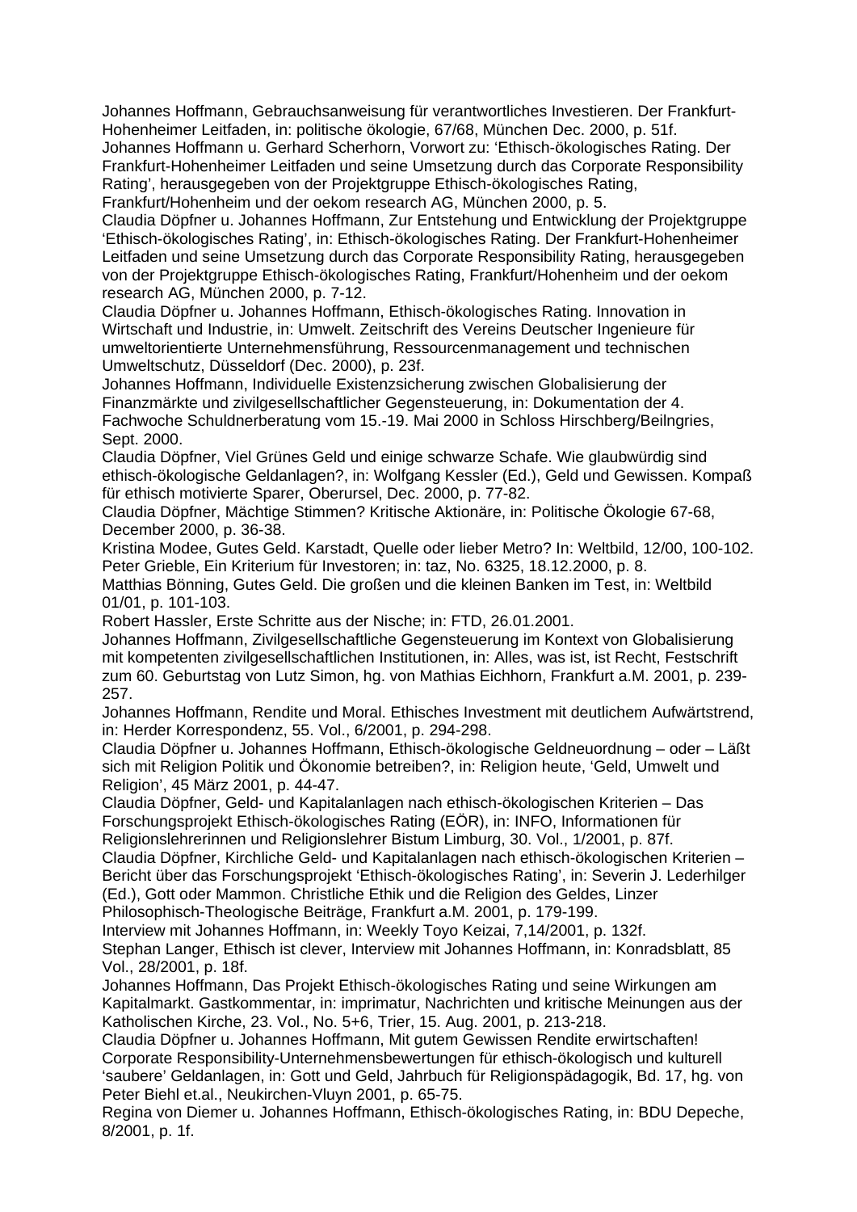Johannes Hoffmann, Gebrauchsanweisung für verantwortliches Investieren. Der Frankfurt-Hohenheimer Leitfaden, in: politische ökologie, 67/68, München Dec. 2000, p. 51f.

Johannes Hoffmann u. Gerhard Scherhorn, Vorwort zu: 'Ethisch-ökologisches Rating. Der Frankfurt-Hohenheimer Leitfaden und seine Umsetzung durch das Corporate Responsibility Rating', herausgegeben von der Projektgruppe Ethisch-ökologisches Rating, Frankfurt/Hohenheim und der oekom research AG, München 2000, p. 5.

Claudia Döpfner u. Johannes Hoffmann, Zur Entstehung und Entwicklung der Projektgruppe 'Ethisch-ökologisches Rating', in: Ethisch-ökologisches Rating. Der Frankfurt-Hohenheimer Leitfaden und seine Umsetzung durch das Corporate Responsibility Rating, herausgegeben von der Projektgruppe Ethisch-ökologisches Rating, Frankfurt/Hohenheim und der oekom research AG, München 2000, p. 7-12.

Claudia Döpfner u. Johannes Hoffmann, Ethisch-ökologisches Rating. Innovation in Wirtschaft und Industrie, in: Umwelt. Zeitschrift des Vereins Deutscher Ingenieure für umweltorientierte Unternehmensführung, Ressourcenmanagement und technischen Umweltschutz, Düsseldorf (Dec. 2000), p. 23f.

Johannes Hoffmann, Individuelle Existenzsicherung zwischen Globalisierung der Finanzmärkte und zivilgesellschaftlicher Gegensteuerung, in: Dokumentation der 4. Fachwoche Schuldnerberatung vom 15.-19. Mai 2000 in Schloss Hirschberg/Beilngries, Sept. 2000.

Claudia Döpfner, Viel Grünes Geld und einige schwarze Schafe. Wie glaubwürdig sind ethisch-ökologische Geldanlagen?, in: Wolfgang Kessler (Ed.), Geld und Gewissen. Kompaß für ethisch motivierte Sparer, Oberursel, Dec. 2000, p. 77-82.

Claudia Döpfner, Mächtige Stimmen? Kritische Aktionäre, in: Politische Ökologie 67-68, December 2000, p. 36-38.

Kristina Modee, Gutes Geld. Karstadt, Quelle oder lieber Metro? In: Weltbild, 12/00, 100-102.

Peter Grieble, Ein Kriterium für Investoren; in: taz, No. 6325, 18.12.2000, p. 8.

Matthias Bönning, Gutes Geld. Die großen und die kleinen Banken im Test, in: Weltbild 01/01, p. 101-103.

Robert Hassler, Erste Schritte aus der Nische; in: FTD, 26.01.2001.

Johannes Hoffmann, Zivilgesellschaftliche Gegensteuerung im Kontext von Globalisierung mit kompetenten zivilgesellschaftlichen Institutionen, in: Alles, was ist, ist Recht, Festschrift zum 60. Geburtstag von Lutz Simon, hg. von Mathias Eichhorn, Frankfurt a.M. 2001, p. 239-257.

Johannes Hoffmann, Rendite und Moral. Ethisches Investment mit deutlichem Aufwärtstrend, in: Herder Korrespondenz, 55. Vol., 6/2001, p. 294-298.

Claudia Döpfner u. Johannes Hoffmann, Ethisch-ökologische Geldneuordnung – oder – Läßt sich mit Religion Politik und Ökonomie betreiben?, in: Religion heute, 'Geld, Umwelt und Religion', 45 März 2001, p. 44-47.

Claudia Döpfner, Geld- und Kapitalanlagen nach ethisch-ökologischen Kriterien – Das Forschungsprojekt Ethisch-ökologisches Rating (EÖR), in: INFO, Informationen für Religionslehrerinnen und Religionslehrer Bistum Limburg, 30. Vol., 1/2001, p. 87f.

Claudia Döpfner, Kirchliche Geld- und Kapitalanlagen nach ethisch-ökologischen Kriterien – Bericht über das Forschungsprojekt 'Ethisch-ökologisches Rating', in: Severin J. Lederhilger (Ed.), Gott oder Mammon. Christliche Ethik und die Religion des Geldes, Linzer Philosophisch-Theologische Beiträge, Frankfurt a.M. 2001, p. 179-199.

Interview mit Johannes Hoffmann, in: Weekly Toyo Keizai, 7,14/2001, p. 132f.

Stephan Langer, Ethisch ist clever, Interview mit Johannes Hoffmann, in: Konradsblatt, 85 Vol., 28/2001, p. 18f.

Johannes Hoffmann, Das Projekt Ethisch-ökologisches Rating und seine Wirkungen am Kapitalmarkt. Gastkommentar, in: imprimatur, Nachrichten und kritische Meinungen aus der Katholischen Kirche, 23. Vol., No. 5+6, Trier, 15. Aug. 2001, p. 213-218.

Claudia Döpfner u. Johannes Hoffmann, Mit gutem Gewissen Rendite erwirtschaften! Corporate Responsibility-Unternehmensbewertungen für ethisch-ökologisch und kulturell 'saubere' Geldanlagen, in: Gott und Geld, Jahrbuch für Religionspädagogik, Bd. 17, hg. von Peter Biehl et.al., Neukirchen-Vluyn 2001, p. 65-75.

Regina von Diemer u. Johannes Hoffmann, Ethisch-ökologisches Rating, in: BDU Depeche, 8/2001, p. 1f.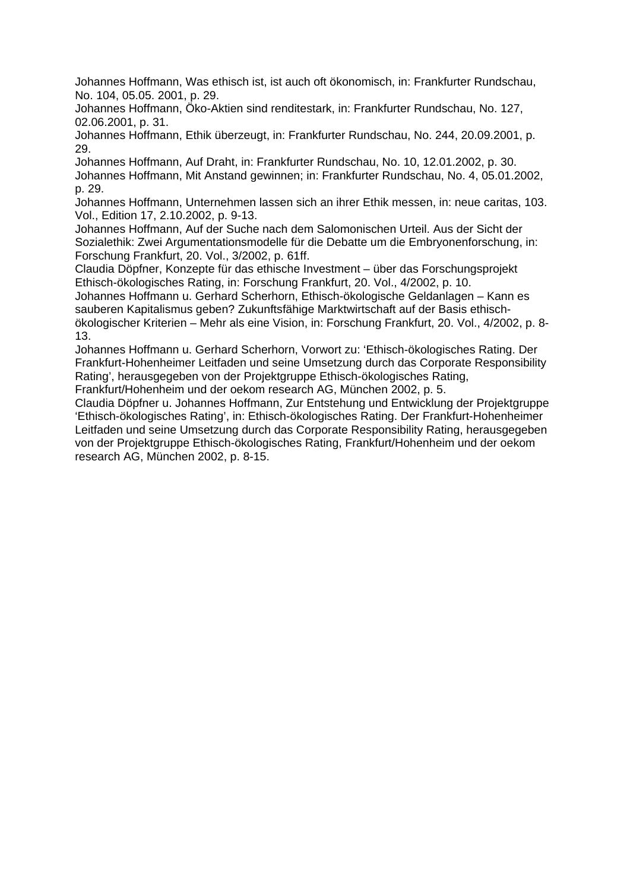Johannes Hoffmann, Was ethisch ist, ist auch oft ökonomisch, in: Frankfurter Rundschau, No. 104, 05.05. 2001, p. 29.

Johannes Hoffmann, Öko-Aktien sind renditestark, in: Frankfurter Rundschau, No. 127, 02.06.2001, p. 31.

Johannes Hoffmann, Ethik überzeugt, in: Frankfurter Rundschau, No. 244, 20.09.2001, p. 29.

Johannes Hoffmann, Auf Draht, in: Frankfurter Rundschau, No. 10, 12.01.2002, p. 30.

Johannes Hoffmann, Mit Anstand gewinnen; in: Frankfurter Rundschau, No. 4, 05.01.2002, p. 29.

Johannes Hoffmann, Unternehmen lassen sich an ihrer Ethik messen, in: neue caritas, 103. Vol., Edition 17, 2.10.2002, p. 9-13.

Johannes Hoffmann, Auf der Suche nach dem Salomonischen Urteil. Aus der Sicht der Sozialethik: Zwei Argumentationsmodelle für die Debatte um die Embryonenforschung, in: Forschung Frankfurt, 20. Vol., 3/2002, p. 61ff.

Claudia Döpfner, Konzepte für das ethische Investment – über das Forschungsprojekt Ethisch-ökologisches Rating, in: Forschung Frankfurt, 20. Vol., 4/2002, p. 10.

Johannes Hoffmann u. Gerhard Scherhorn, Ethisch-ökologische Geldanlagen – Kann es sauberen Kapitalismus geben? Zukunftsfähige Marktwirtschaft auf der Basis ethisch-ökologischer Kriterien – Mehr als eine Vision, in: Forschung Frankfurt, 20. Vol., 4/2002, p. 8-13.

Johannes Hoffmann u. Gerhard Scherhorn, Vorwort zu: 'Ethisch-ökologisches Rating. Der Frankfurt-Hohenheimer Leitfaden und seine Umsetzung durch das Corporate Responsibility Rating', herausgegeben von der Projektgruppe Ethisch-ökologisches Rating, Frankfurt/Hohenheim und der oekom research AG, München 2002, p. 5.

Claudia Döpfner u. Johannes Hoffmann, Zur Entstehung und Entwicklung der Projektgruppe 'Ethisch-ökologisches Rating', in: Ethisch-ökologisches Rating. Der Frankfurt-Hohenheimer Leitfaden und seine Umsetzung durch das Corporate Responsibility Rating, herausgegeben von der Projektgruppe Ethisch-ökologisches Rating, Frankfurt/Hohenheim und der oekom research AG, München 2002, p. 8-15.